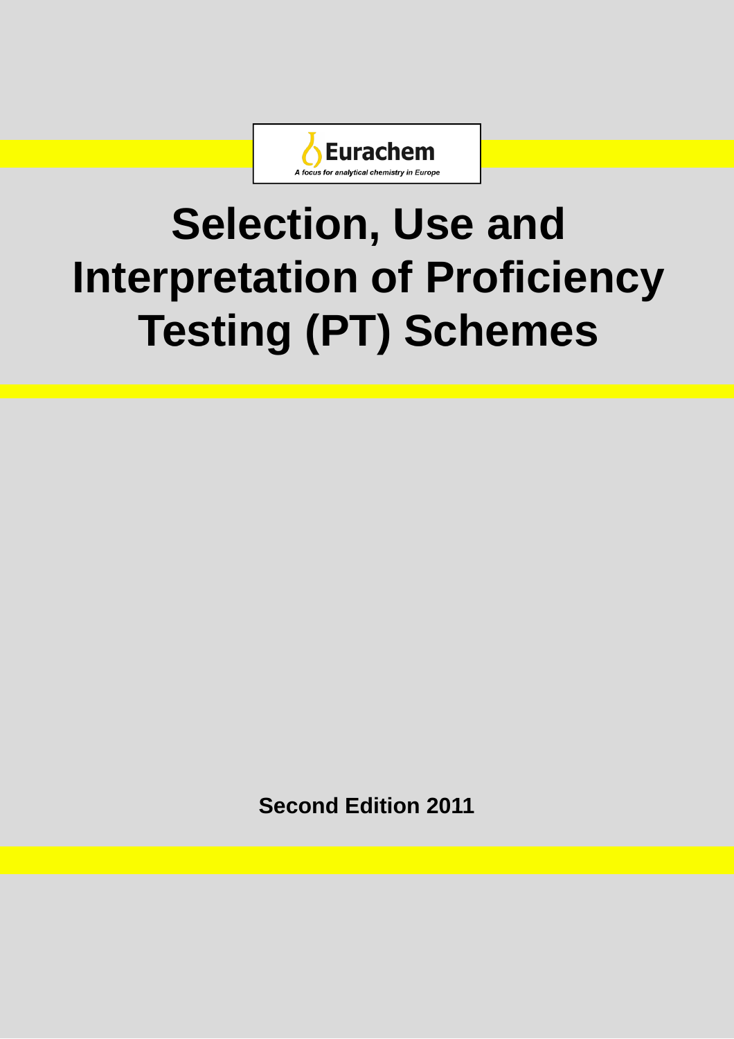Eurachem

*A focus for analytical chemistry in Europe*

# Selection, Use and Interpretation of Proficiency Testing (PT) Schemes

**Second Edition 2011**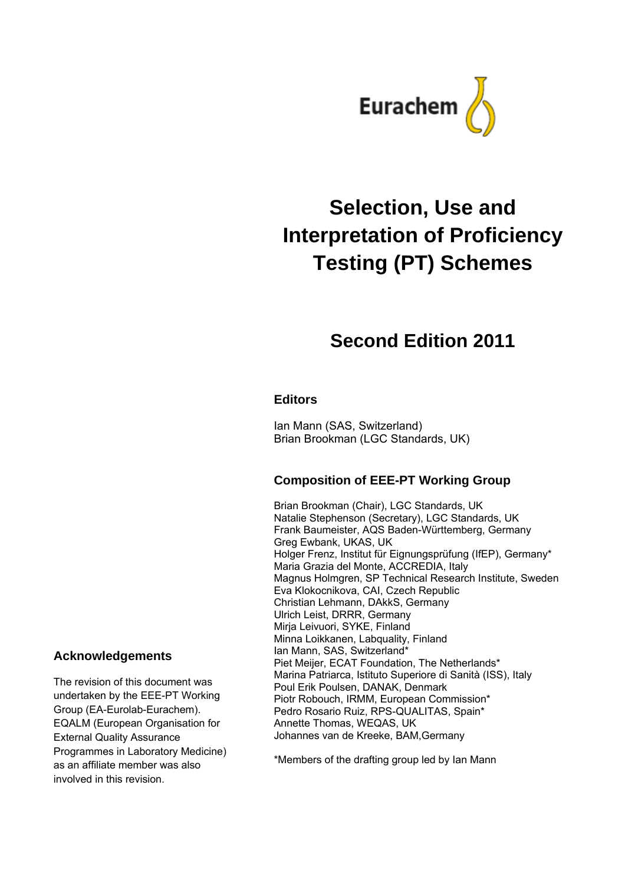Eurachem

# Selection, Use and Interpretation of Proficiency Testing (PT) Schemes

## Second Edition 2011

### Editors

Ian Mann (SAS, Switzerland)
Brian Brookman (LGC Standards, UK)

### Composition of EEE-PT Working Group

Brian Brookman (Chair), LGC Standards, UK
Natalie Stephenson (Secretary), LGC Standards, UK
Frank Baumeister, AQS Baden-Württemberg, Germany
Greg Ewbank, UKAS, UK
Holger Frenz, Institut für Eignungsprüfung (IfEP), Germany*
Maria Grazia del Monte, ACCREDIA, Italy
Magnus Holmgren, SP Technical Research Institute, Sweden
Eva Klokocnikova, CAI, Czech Republic
Christian Lehmann, DAkkS, Germany
Ulrich Leist, DRRR, Germany
Mirja Leivuori, SYKE, Finland
Minna Loikkanen, Labquality, Finland
Ian Mann, SAS, Switzerland*
Piet Meijer, ECAT Foundation, The Netherlands*
Marina Patriarca, Istituto Superiore di Sanità (ISS), Italy
Poul Erik Poulsen, DANAK, Denmark
Piotr Robouch, IRMM, European Commission*
Pedro Rosario Ruiz, RPS-QUALITAS, Spain*
Annette Thomas, WEQAS, UK
Johannes van de Kreeke, BAM,Germany

*Members of the drafting group led by Ian Mann

### Acknowledgements

The revision of this document was undertaken by the EEE-PT Working Group (EA-Eurolab-Eurachem). EQALM (European Organisation for External Quality Assurance Programmes in Laboratory Medicine) as an affiliate member was also involved in this revision.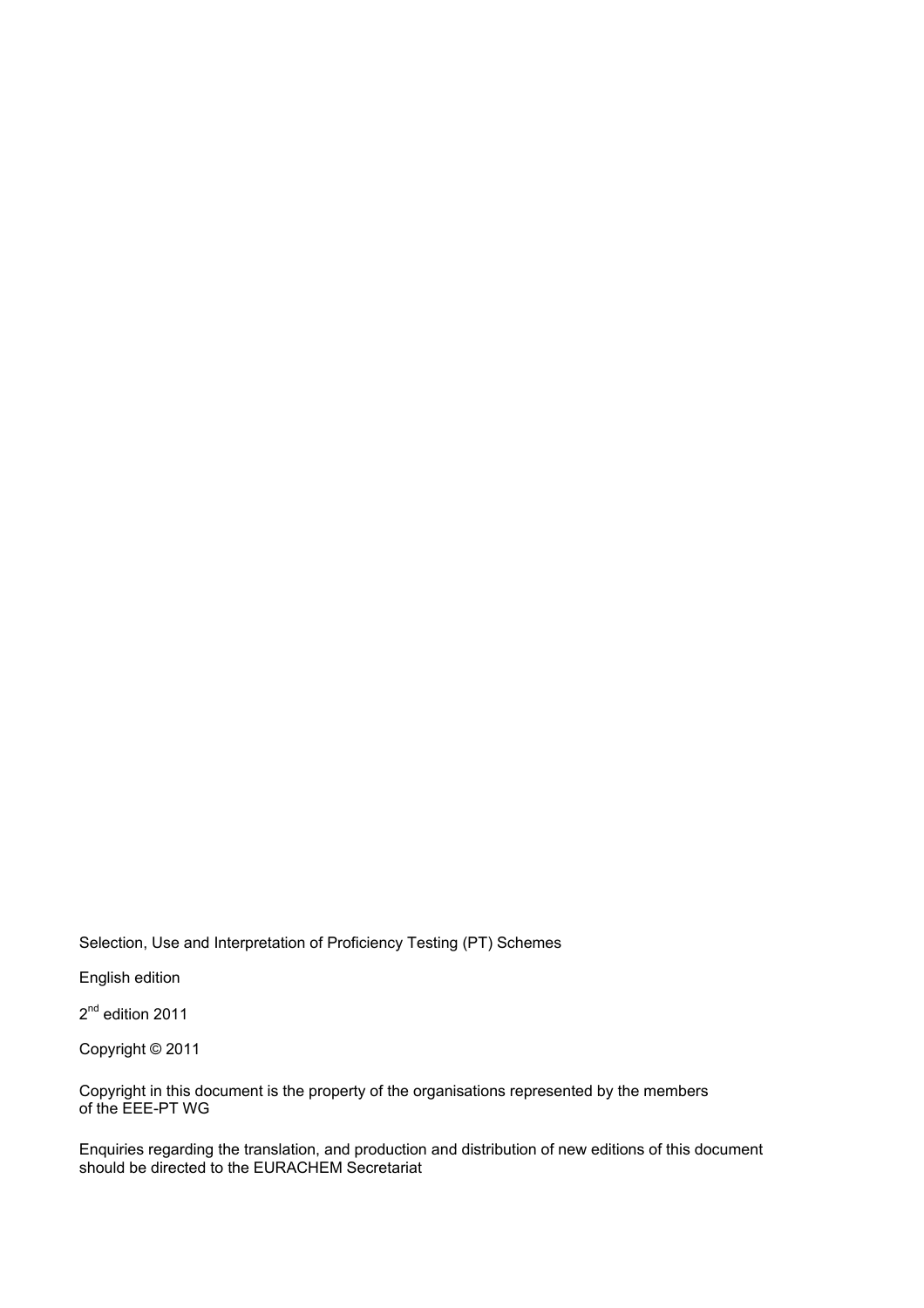Selection, Use and Interpretation of Proficiency Testing (PT) Schemes

English edition

2nd edition 2011

Copyright © 2011

Copyright in this document is the property of the organisations represented by the members of the EEE-PT WG

Enquiries regarding the translation, and production and distribution of new editions of this document should be directed to the EURACHEM Secretariat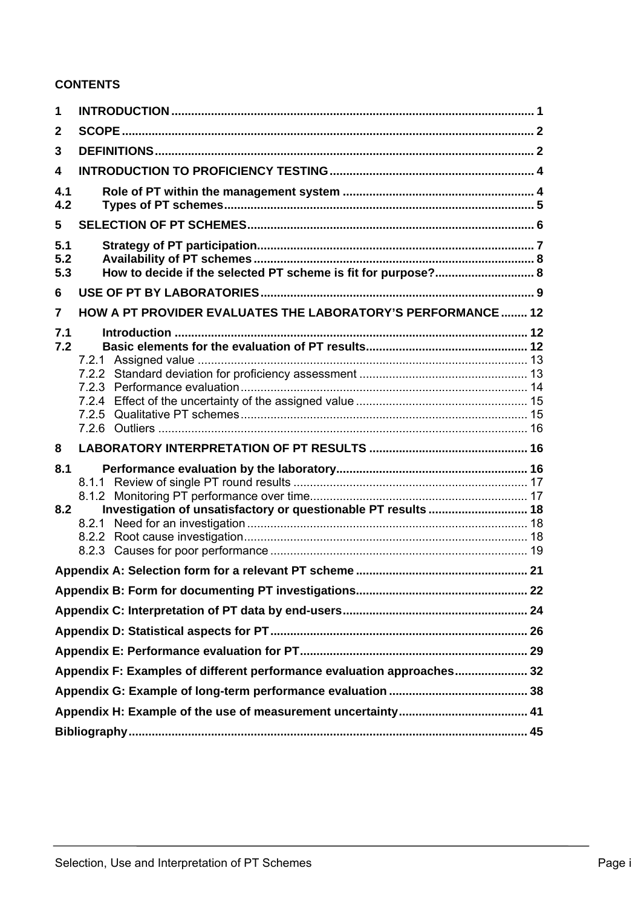**CONTENTS**

1 INTRODUCTION ........................................................................................................ 1

2 SCOPE ........................................................................................................ 2

3 DEFINITIONS ........................................................................................................ 2

4 INTRODUCTION TO PROFICIENCY TESTING ........................................................................................................ 4

4.1 Role of PT within the management system ........................................................................................................ 4

4.2 Types of PT schemes ........................................................................................................ 5

5 SELECTION OF PT SCHEMES ........................................................................................................ 6

5.1 Strategy of PT participation ........................................................................................................ 7

5.2 Availability of PT schemes ........................................................................................................ 8

5.3 How to decide if the selected PT scheme is fit for purpose? ........................................................................................................ 8

6 USE OF PT BY LABORATORIES ........................................................................................................ 9

7 HOW A PT PROVIDER EVALUATES THE LABORATORY'S PERFORMANCE ........................................................................................................ 12

7.1 Introduction ........................................................................................................ 12

7.2 Basic elements for the evaluation of PT results ........................................................................................................ 12

7.2.1 Assigned value ........................................................................................................ 13

7.2.2 Standard deviation for proficiency assessment ........................................................................................................ 13

7.2.3 Performance evaluation ........................................................................................................ 14

7.2.4 Effect of the uncertainty of the assigned value ........................................................................................................ 15

7.2.5 Qualitative PT schemes ........................................................................................................ 15

7.2.6 Outliers ........................................................................................................ 16

8 LABORATORY INTERPRETATION OF PT RESULTS ........................................................................................................ 16

8.1 Performance evaluation by the laboratory ........................................................................................................ 16

8.1.1 Review of single PT round results ........................................................................................................ 17

8.1.2 Monitoring PT performance over time ........................................................................................................ 17

8.2 Investigation of unsatisfactory or questionable PT results ........................................................................................................ 18

8.2.1 Need for an investigation ........................................................................................................ 18

8.2.2 Root cause investigation ........................................................................................................ 18

8.2.3 Causes for poor performance ........................................................................................................ 19

Appendix A: Selection form for a relevant PT scheme ........................................................................................................ 21

Appendix B: Form for documenting PT investigations ........................................................................................................ 22

Appendix C: Interpretation of PT data by end-users ........................................................................................................ 24

Appendix D: Statistical aspects for PT ........................................................................................................ 26

Appendix E: Performance evaluation for PT ........................................................................................................ 29

Appendix F: Examples of different performance evaluation approaches ........................................................................................................ 32

Appendix G: Example of long-term performance evaluation ........................................................................................................ 38

Appendix H: Example of the use of measurement uncertainty ........................................................................................................ 41

Bibliography ........................................................................................................ 45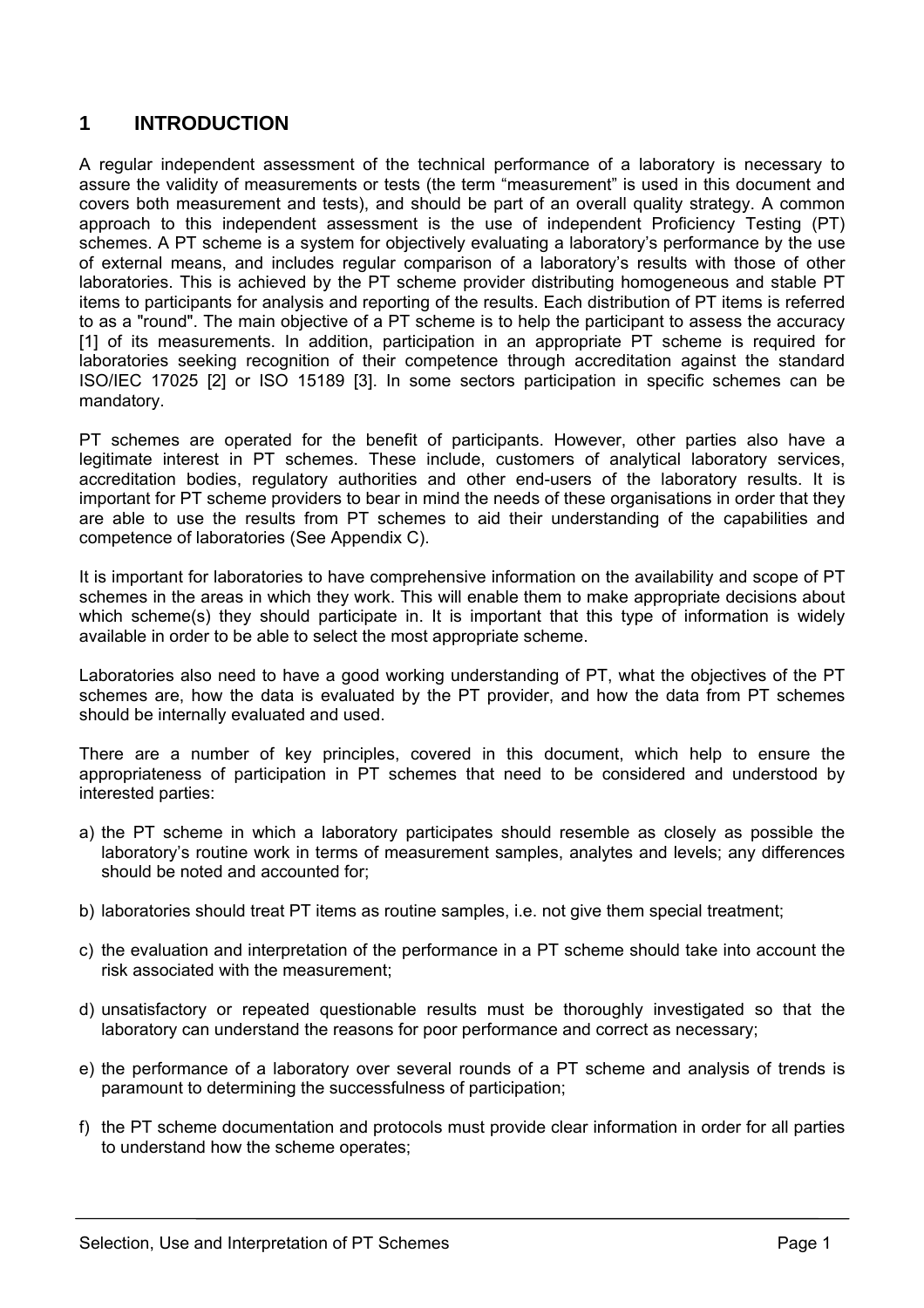# 1 INTRODUCTION

A regular independent assessment of the technical performance of a laboratory is necessary to assure the validity of measurements or tests (the term "measurement" is used in this document and covers both measurement and tests), and should be part of an overall quality strategy. A common approach to this independent assessment is the use of independent Proficiency Testing (PT) schemes. A PT scheme is a system for objectively evaluating a laboratory's performance by the use of external means, and includes regular comparison of a laboratory's results with those of other laboratories. This is achieved by the PT scheme provider distributing homogeneous and stable PT items to participants for analysis and reporting of the results. Each distribution of PT items is referred to as a "round". The main objective of a PT scheme is to help the participant to assess the accuracy [1] of its measurements. In addition, participation in an appropriate PT scheme is required for laboratories seeking recognition of their competence through accreditation against the standard ISO/IEC 17025 [2] or ISO 15189 [3]. In some sectors participation in specific schemes can be mandatory.

PT schemes are operated for the benefit of participants. However, other parties also have a legitimate interest in PT schemes. These include, customers of analytical laboratory services, accreditation bodies, regulatory authorities and other end-users of the laboratory results. It is important for PT scheme providers to bear in mind the needs of these organisations in order that they are able to use the results from PT schemes to aid their understanding of the capabilities and competence of laboratories (See Appendix C).

It is important for laboratories to have comprehensive information on the availability and scope of PT schemes in the areas in which they work. This will enable them to make appropriate decisions about which scheme(s) they should participate in. It is important that this type of information is widely available in order to be able to select the most appropriate scheme.

Laboratories also need to have a good working understanding of PT, what the objectives of the PT schemes are, how the data is evaluated by the PT provider, and how the data from PT schemes should be internally evaluated and used.

There are a number of key principles, covered in this document, which help to ensure the appropriateness of participation in PT schemes that need to be considered and understood by interested parties:

a) the PT scheme in which a laboratory participates should resemble as closely as possible the laboratory's routine work in terms of measurement samples, analytes and levels; any differences should be noted and accounted for;

b) laboratories should treat PT items as routine samples, i.e. not give them special treatment;

c) the evaluation and interpretation of the performance in a PT scheme should take into account the risk associated with the measurement;

d) unsatisfactory or repeated questionable results must be thoroughly investigated so that the laboratory can understand the reasons for poor performance and correct as necessary;

e) the performance of a laboratory over several rounds of a PT scheme and analysis of trends is paramount to determining the successfulness of participation;

f) the PT scheme documentation and protocols must provide clear information in order for all parties to understand how the scheme operates;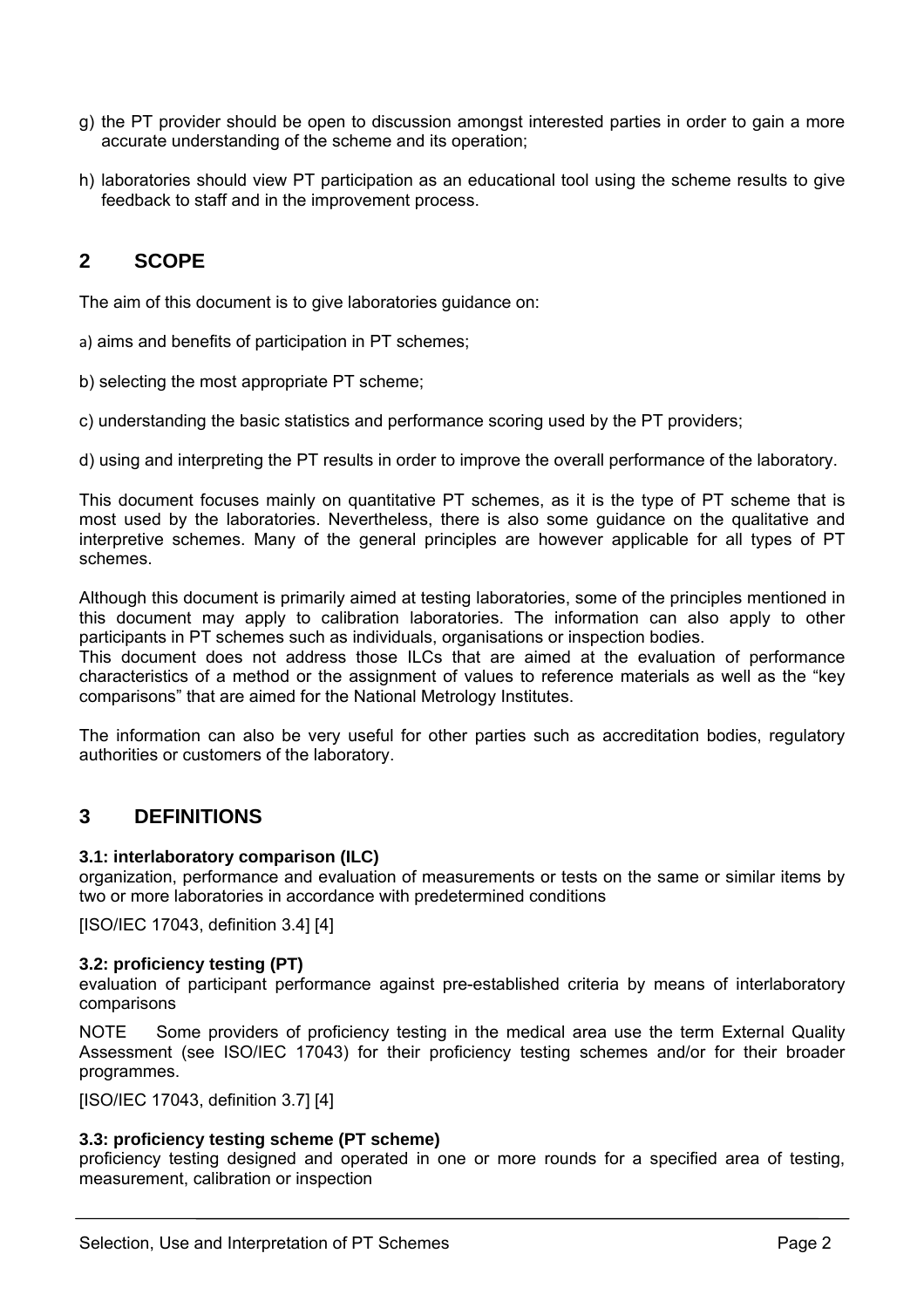g) the PT provider should be open to discussion amongst interested parties in order to gain a more accurate understanding of the scheme and its operation;

h) laboratories should view PT participation as an educational tool using the scheme results to give feedback to staff and in the improvement process.

## 2 SCOPE

The aim of this document is to give laboratories guidance on:

a) aims and benefits of participation in PT schemes;

b) selecting the most appropriate PT scheme;

c) understanding the basic statistics and performance scoring used by the PT providers;

d) using and interpreting the PT results in order to improve the overall performance of the laboratory.

This document focuses mainly on quantitative PT schemes, as it is the type of PT scheme that is most used by the laboratories. Nevertheless, there is also some guidance on the qualitative and interpretive schemes. Many of the general principles are however applicable for all types of PT schemes.

Although this document is primarily aimed at testing laboratories, some of the principles mentioned in this document may apply to calibration laboratories. The information can also apply to other participants in PT schemes such as individuals, organisations or inspection bodies.
This document does not address those ILCs that are aimed at the evaluation of performance characteristics of a method or the assignment of values to reference materials as well as the "key comparisons" that are aimed for the National Metrology Institutes.

The information can also be very useful for other parties such as accreditation bodies, regulatory authorities or customers of the laboratory.

## 3 DEFINITIONS

**3.1: interlaboratory comparison (ILC)**
organization, performance and evaluation of measurements or tests on the same or similar items by two or more laboratories in accordance with predetermined conditions

[ISO/IEC 17043, definition 3.4] [4]

**3.2: proficiency testing (PT)**
evaluation of participant performance against pre-established criteria by means of interlaboratory comparisons

NOTE Some providers of proficiency testing in the medical area use the term External Quality Assessment (see ISO/IEC 17043) for their proficiency testing schemes and/or for their broader programmes.

[ISO/IEC 17043, definition 3.7] [4]

**3.3: proficiency testing scheme (PT scheme)**
proficiency testing designed and operated in one or more rounds for a specified area of testing, measurement, calibration or inspection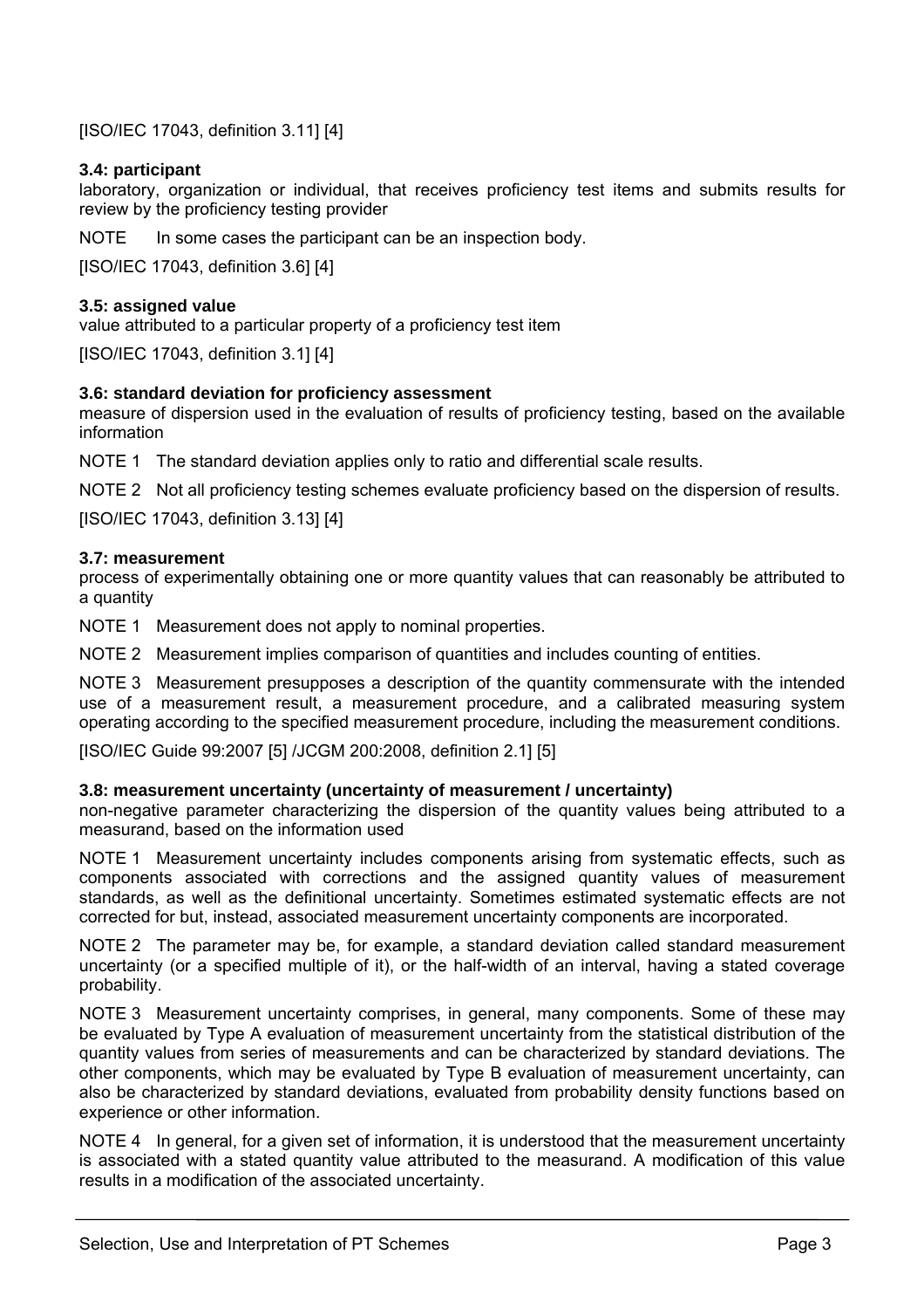[ISO/IEC 17043, definition 3.11] [4]

**3.4: participant**

laboratory, organization or individual, that receives proficiency test items and submits results for review by the proficiency testing provider

NOTE In some cases the participant can be an inspection body.

[ISO/IEC 17043, definition 3.6] [4]

**3.5: assigned value**

value attributed to a particular property of a proficiency test item

[ISO/IEC 17043, definition 3.1] [4]

**3.6: standard deviation for proficiency assessment**

measure of dispersion used in the evaluation of results of proficiency testing, based on the available information

NOTE 1 The standard deviation applies only to ratio and differential scale results.

NOTE 2 Not all proficiency testing schemes evaluate proficiency based on the dispersion of results.

[ISO/IEC 17043, definition 3.13] [4]

**3.7: measurement**

process of experimentally obtaining one or more quantity values that can reasonably be attributed to a quantity

NOTE 1 Measurement does not apply to nominal properties.

NOTE 2 Measurement implies comparison of quantities and includes counting of entities.

NOTE 3 Measurement presupposes a description of the quantity commensurate with the intended use of a measurement result, a measurement procedure, and a calibrated measuring system operating according to the specified measurement procedure, including the measurement conditions.

[ISO/IEC Guide 99:2007 [5] /JCGM 200:2008, definition 2.1] [5]

**3.8: measurement uncertainty (uncertainty of measurement / uncertainty)**

non-negative parameter characterizing the dispersion of the quantity values being attributed to a measurand, based on the information used

NOTE 1 Measurement uncertainty includes components arising from systematic effects, such as components associated with corrections and the assigned quantity values of measurement standards, as well as the definitional uncertainty. Sometimes estimated systematic effects are not corrected for but, instead, associated measurement uncertainty components are incorporated.

NOTE 2 The parameter may be, for example, a standard deviation called standard measurement uncertainty (or a specified multiple of it), or the half-width of an interval, having a stated coverage probability.

NOTE 3 Measurement uncertainty comprises, in general, many components. Some of these may be evaluated by Type A evaluation of measurement uncertainty from the statistical distribution of the quantity values from series of measurements and can be characterized by standard deviations. The other components, which may be evaluated by Type B evaluation of measurement uncertainty, can also be characterized by standard deviations, evaluated from probability density functions based on experience or other information.

NOTE 4 In general, for a given set of information, it is understood that the measurement uncertainty is associated with a stated quantity value attributed to the measurand. A modification of this value results in a modification of the associated uncertainty.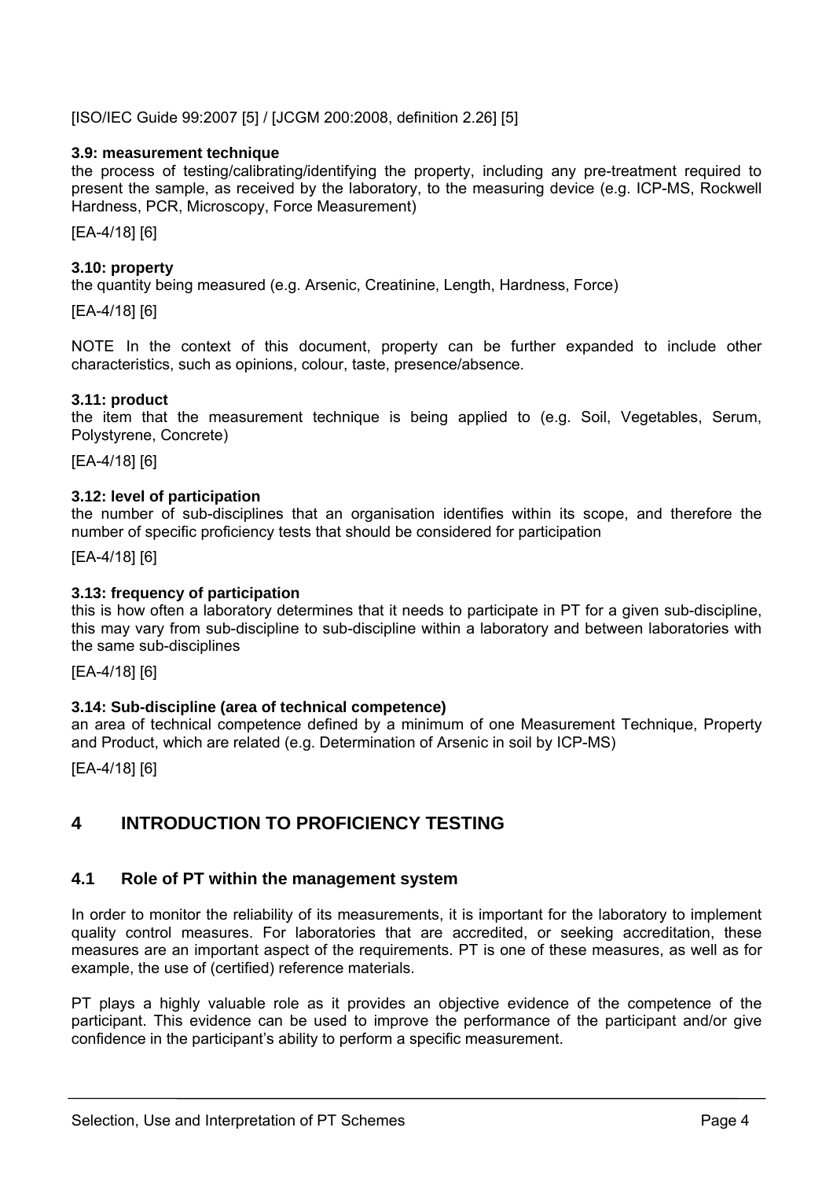[ISO/IEC Guide 99:2007 [5] / [JCGM 200:2008, definition 2.26] [5]

**3.9: measurement technique**
the process of testing/calibrating/identifying the property, including any pre-treatment required to present the sample, as received by the laboratory, to the measuring device (e.g. ICP-MS, Rockwell Hardness, PCR, Microscopy, Force Measurement)

[EA-4/18] [6]

**3.10: property**
the quantity being measured (e.g. Arsenic, Creatinine, Length, Hardness, Force)

[EA-4/18] [6]

NOTE In the context of this document, property can be further expanded to include other characteristics, such as opinions, colour, taste, presence/absence.

**3.11: product**
the item that the measurement technique is being applied to (e.g. Soil, Vegetables, Serum, Polystyrene, Concrete)

[EA-4/18] [6]

**3.12: level of participation**
the number of sub-disciplines that an organisation identifies within its scope, and therefore the number of specific proficiency tests that should be considered for participation

[EA-4/18] [6]

**3.13: frequency of participation**
this is how often a laboratory determines that it needs to participate in PT for a given sub-discipline, this may vary from sub-discipline to sub-discipline within a laboratory and between laboratories with the same sub-disciplines

[EA-4/18] [6]

**3.14: Sub-discipline (area of technical competence)**
an area of technical competence defined by a minimum of one Measurement Technique, Property and Product, which are related (e.g. Determination of Arsenic in soil by ICP-MS)

[EA-4/18] [6]

# 4 INTRODUCTION TO PROFICIENCY TESTING

## 4.1 Role of PT within the management system

In order to monitor the reliability of its measurements, it is important for the laboratory to implement quality control measures. For laboratories that are accredited, or seeking accreditation, these measures are an important aspect of the requirements. PT is one of these measures, as well as for example, the use of (certified) reference materials.

PT plays a highly valuable role as it provides an objective evidence of the competence of the participant. This evidence can be used to improve the performance of the participant and/or give confidence in the participant's ability to perform a specific measurement.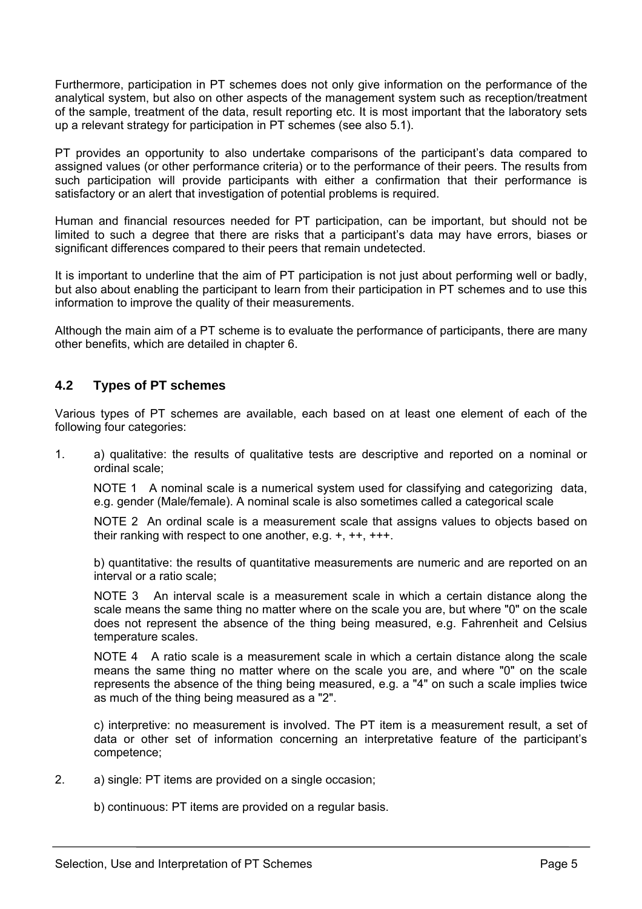Furthermore, participation in PT schemes does not only give information on the performance of the analytical system, but also on other aspects of the management system such as reception/treatment of the sample, treatment of the data, result reporting etc. It is most important that the laboratory sets up a relevant strategy for participation in PT schemes (see also 5.1).

PT provides an opportunity to also undertake comparisons of the participant's data compared to assigned values (or other performance criteria) or to the performance of their peers. The results from such participation will provide participants with either a confirmation that their performance is satisfactory or an alert that investigation of potential problems is required.

Human and financial resources needed for PT participation, can be important, but should not be limited to such a degree that there are risks that a participant's data may have errors, biases or significant differences compared to their peers that remain undetected.

It is important to underline that the aim of PT participation is not just about performing well or badly, but also about enabling the participant to learn from their participation in PT schemes and to use this information to improve the quality of their measurements.

Although the main aim of a PT scheme is to evaluate the performance of participants, there are many other benefits, which are detailed in chapter 6.

## 4.2 Types of PT schemes

Various types of PT schemes are available, each based on at least one element of each of the following four categories:

1. a) qualitative: the results of qualitative tests are descriptive and reported on a nominal or ordinal scale;

   NOTE 1 A nominal scale is a numerical system used for classifying and categorizing data, e.g. gender (Male/female). A nominal scale is also sometimes called a categorical scale

   NOTE 2 An ordinal scale is a measurement scale that assigns values to objects based on their ranking with respect to one another, e.g. +, ++, +++.

   b) quantitative: the results of quantitative measurements are numeric and are reported on an interval or a ratio scale;

   NOTE 3 An interval scale is a measurement scale in which a certain distance along the scale means the same thing no matter where on the scale you are, but where "0" on the scale does not represent the absence of the thing being measured, e.g. Fahrenheit and Celsius temperature scales.

   NOTE 4 A ratio scale is a measurement scale in which a certain distance along the scale means the same thing no matter where on the scale you are, and where "0" on the scale represents the absence of the thing being measured, e.g. a "4" on such a scale implies twice as much of the thing being measured as a "2".

   c) interpretive: no measurement is involved. The PT item is a measurement result, a set of data or other set of information concerning an interpretative feature of the participant's competence;

2. a) single: PT items are provided on a single occasion;

   b) continuous: PT items are provided on a regular basis.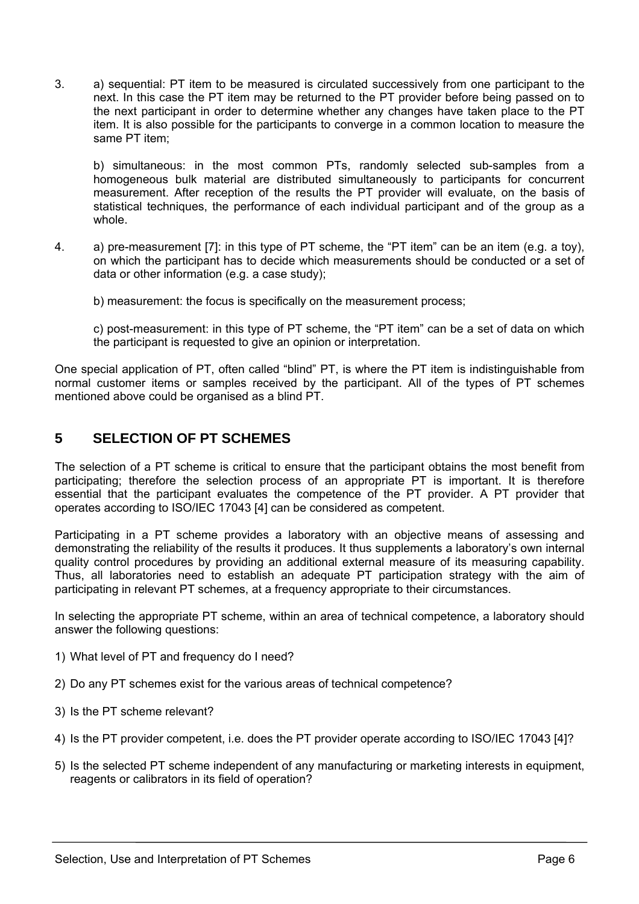3. a) sequential: PT item to be measured is circulated successively from one participant to the next. In this case the PT item may be returned to the PT provider before being passed on to the next participant in order to determine whether any changes have taken place to the PT item. It is also possible for the participants to converge in a common location to measure the same PT item;

   b) simultaneous: in the most common PTs, randomly selected sub-samples from a homogeneous bulk material are distributed simultaneously to participants for concurrent measurement. After reception of the results the PT provider will evaluate, on the basis of statistical techniques, the performance of each individual participant and of the group as a whole.

4. a) pre-measurement [7]: in this type of PT scheme, the "PT item" can be an item (e.g. a toy), on which the participant has to decide which measurements should be conducted or a set of data or other information (e.g. a case study);

   b) measurement: the focus is specifically on the measurement process;

   c) post-measurement: in this type of PT scheme, the "PT item" can be a set of data on which the participant is requested to give an opinion or interpretation.

One special application of PT, often called "blind" PT, is where the PT item is indistinguishable from normal customer items or samples received by the participant. All of the types of PT schemes mentioned above could be organised as a blind PT.

## 5 SELECTION OF PT SCHEMES

The selection of a PT scheme is critical to ensure that the participant obtains the most benefit from participating; therefore the selection process of an appropriate PT is important. It is therefore essential that the participant evaluates the competence of the PT provider. A PT provider that operates according to ISO/IEC 17043 [4] can be considered as competent.

Participating in a PT scheme provides a laboratory with an objective means of assessing and demonstrating the reliability of the results it produces. It thus supplements a laboratory's own internal quality control procedures by providing an additional external measure of its measuring capability. Thus, all laboratories need to establish an adequate PT participation strategy with the aim of participating in relevant PT schemes, at a frequency appropriate to their circumstances.

In selecting the appropriate PT scheme, within an area of technical competence, a laboratory should answer the following questions:

1) What level of PT and frequency do I need?

2) Do any PT schemes exist for the various areas of technical competence?

3) Is the PT scheme relevant?

4) Is the PT provider competent, i.e. does the PT provider operate according to ISO/IEC 17043 [4]?

5) Is the selected PT scheme independent of any manufacturing or marketing interests in equipment, reagents or calibrators in its field of operation?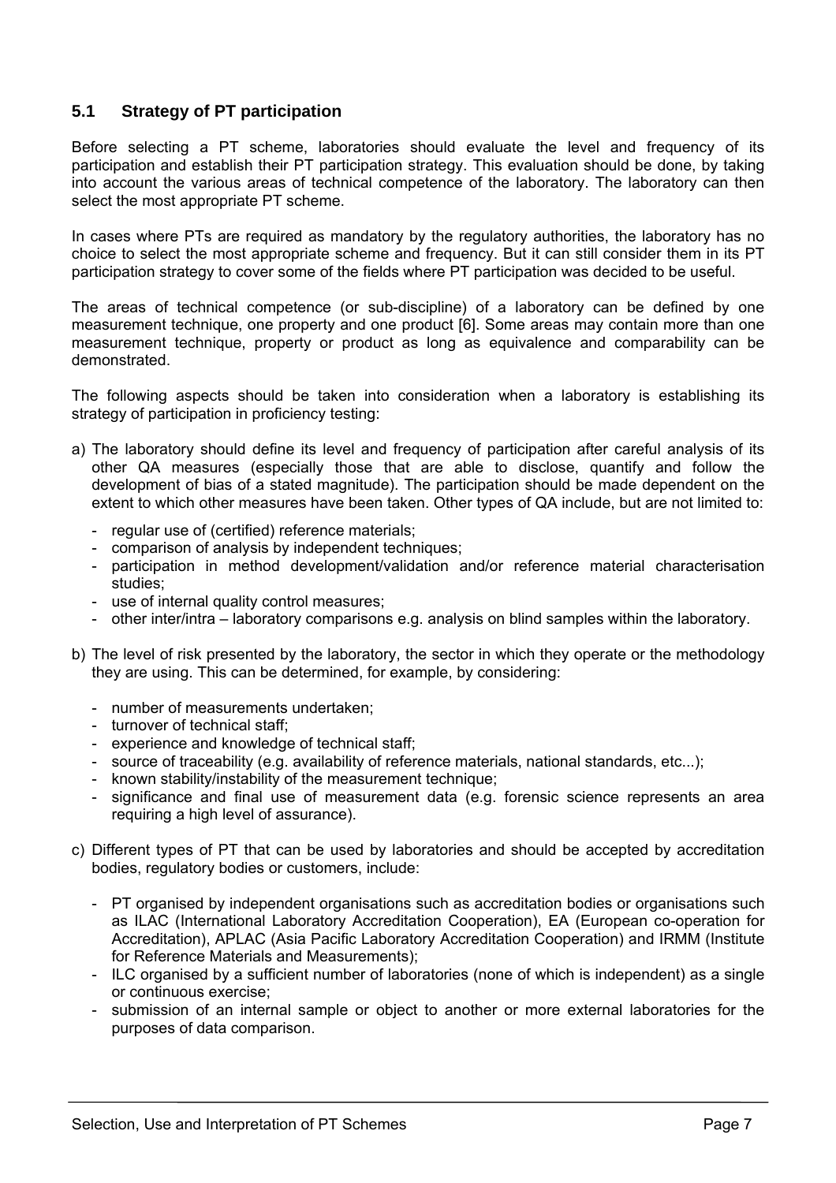### 5.1 Strategy of PT participation

Before selecting a PT scheme, laboratories should evaluate the level and frequency of its participation and establish their PT participation strategy. This evaluation should be done, by taking into account the various areas of technical competence of the laboratory. The laboratory can then select the most appropriate PT scheme.

In cases where PTs are required as mandatory by the regulatory authorities, the laboratory has no choice to select the most appropriate scheme and frequency. But it can still consider them in its PT participation strategy to cover some of the fields where PT participation was decided to be useful.

The areas of technical competence (or sub-discipline) of a laboratory can be defined by one measurement technique, one property and one product [6]. Some areas may contain more than one measurement technique, property or product as long as equivalence and comparability can be demonstrated.

The following aspects should be taken into consideration when a laboratory is establishing its strategy of participation in proficiency testing:

a) The laboratory should define its level and frequency of participation after careful analysis of its other QA measures (especially those that are able to disclose, quantify and follow the development of bias of a stated magnitude). The participation should be made dependent on the extent to which other measures have been taken. Other types of QA include, but are not limited to:

   - regular use of (certified) reference materials;
   - comparison of analysis by independent techniques;
   - participation in method development/validation and/or reference material characterisation studies;
   - use of internal quality control measures;
   - other inter/intra – laboratory comparisons e.g. analysis on blind samples within the laboratory.

b) The level of risk presented by the laboratory, the sector in which they operate or the methodology they are using. This can be determined, for example, by considering:

   - number of measurements undertaken;
   - turnover of technical staff;
   - experience and knowledge of technical staff;
   - source of traceability (e.g. availability of reference materials, national standards, etc...);
   - known stability/instability of the measurement technique;
   - significance and final use of measurement data (e.g. forensic science represents an area requiring a high level of assurance).

c) Different types of PT that can be used by laboratories and should be accepted by accreditation bodies, regulatory bodies or customers, include:

   - PT organised by independent organisations such as accreditation bodies or organisations such as ILAC (International Laboratory Accreditation Cooperation), EA (European co-operation for Accreditation), APLAC (Asia Pacific Laboratory Accreditation Cooperation) and IRMM (Institute for Reference Materials and Measurements);
   - ILC organised by a sufficient number of laboratories (none of which is independent) as a single or continuous exercise;
   - submission of an internal sample or object to another or more external laboratories for the purposes of data comparison.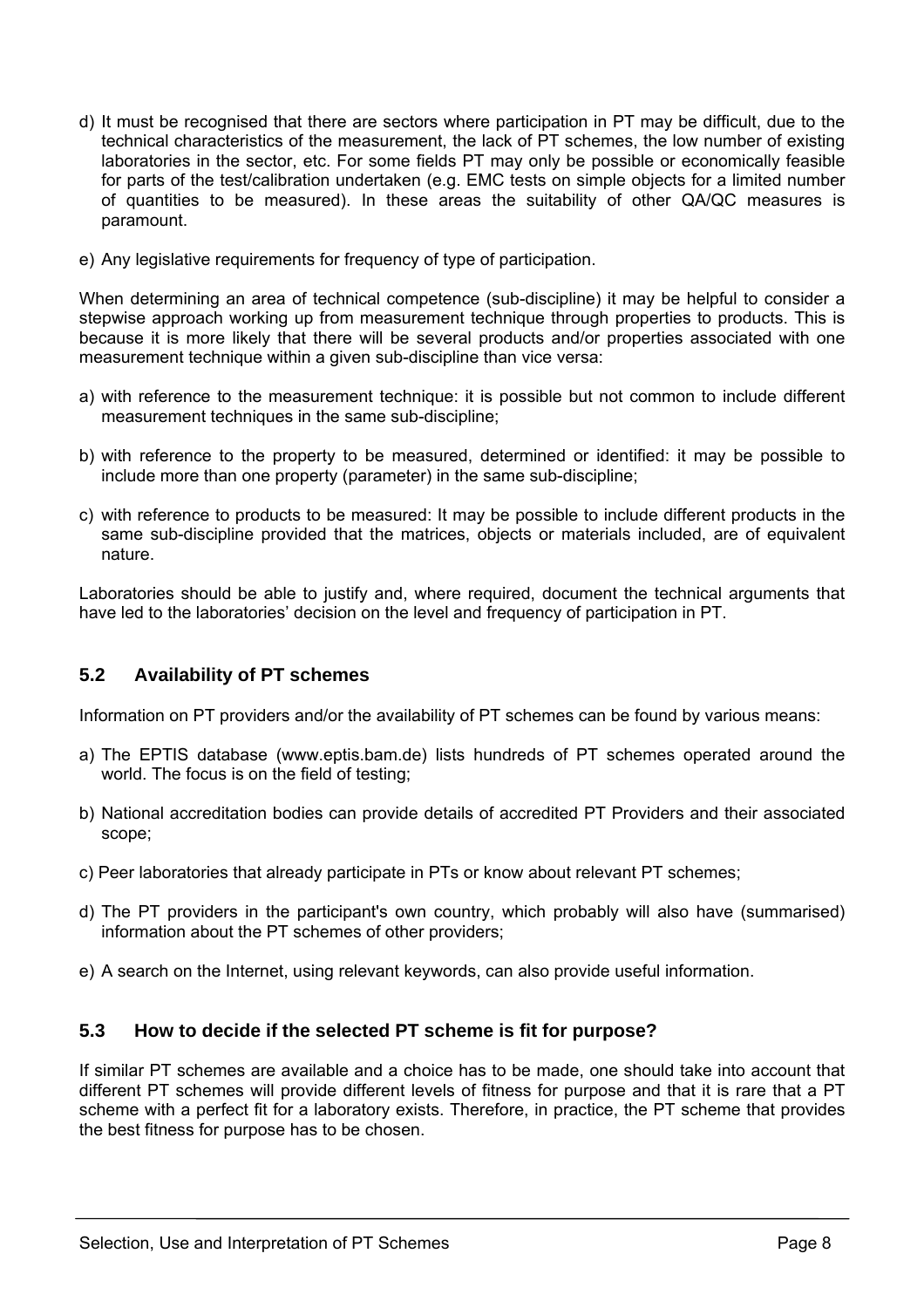d) It must be recognised that there are sectors where participation in PT may be difficult, due to the technical characteristics of the measurement, the lack of PT schemes, the low number of existing laboratories in the sector, etc. For some fields PT may only be possible or economically feasible for parts of the test/calibration undertaken (e.g. EMC tests on simple objects for a limited number of quantities to be measured). In these areas the suitability of other QA/QC measures is paramount.

e) Any legislative requirements for frequency of type of participation.

When determining an area of technical competence (sub-discipline) it may be helpful to consider a stepwise approach working up from measurement technique through properties to products. This is because it is more likely that there will be several products and/or properties associated with one measurement technique within a given sub-discipline than vice versa:

a) with reference to the measurement technique: it is possible but not common to include different measurement techniques in the same sub-discipline;

b) with reference to the property to be measured, determined or identified: it may be possible to include more than one property (parameter) in the same sub-discipline;

c) with reference to products to be measured: It may be possible to include different products in the same sub-discipline provided that the matrices, objects or materials included, are of equivalent nature.

Laboratories should be able to justify and, where required, document the technical arguments that have led to the laboratories' decision on the level and frequency of participation in PT.

## 5.2 Availability of PT schemes

Information on PT providers and/or the availability of PT schemes can be found by various means:

a) The EPTIS database (www.eptis.bam.de) lists hundreds of PT schemes operated around the world. The focus is on the field of testing;

b) National accreditation bodies can provide details of accredited PT Providers and their associated scope;

c) Peer laboratories that already participate in PTs or know about relevant PT schemes;

d) The PT providers in the participant's own country, which probably will also have (summarised) information about the PT schemes of other providers;

e) A search on the Internet, using relevant keywords, can also provide useful information.

## 5.3 How to decide if the selected PT scheme is fit for purpose?

If similar PT schemes are available and a choice has to be made, one should take into account that different PT schemes will provide different levels of fitness for purpose and that it is rare that a PT scheme with a perfect fit for a laboratory exists. Therefore, in practice, the PT scheme that provides the best fitness for purpose has to be chosen.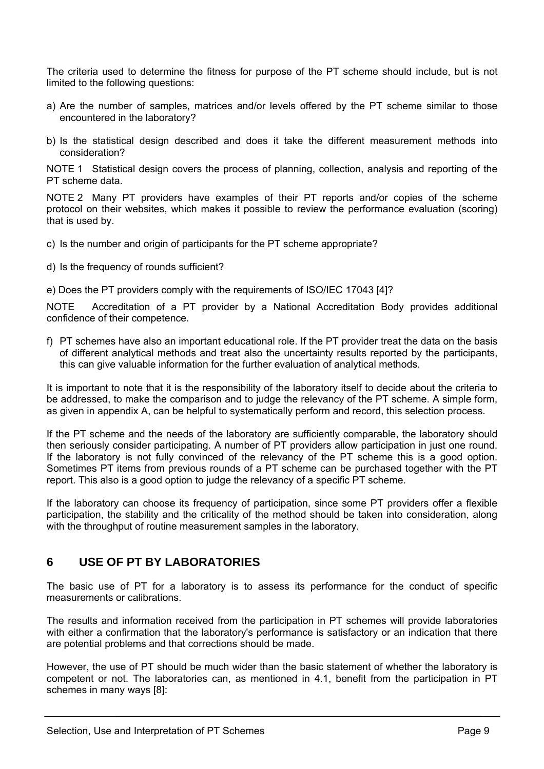The criteria used to determine the fitness for purpose of the PT scheme should include, but is not limited to the following questions:

a) Are the number of samples, matrices and/or levels offered by the PT scheme similar to those encountered in the laboratory?

b) Is the statistical design described and does it take the different measurement methods into consideration?

NOTE 1 Statistical design covers the process of planning, collection, analysis and reporting of the PT scheme data.

NOTE 2 Many PT providers have examples of their PT reports and/or copies of the scheme protocol on their websites, which makes it possible to review the performance evaluation (scoring) that is used by.

c) Is the number and origin of participants for the PT scheme appropriate?

d) Is the frequency of rounds sufficient?

e) Does the PT providers comply with the requirements of ISO/IEC 17043 [4]?

NOTE Accreditation of a PT provider by a National Accreditation Body provides additional confidence of their competence*.*

f) PT schemes have also an important educational role. If the PT provider treat the data on the basis of different analytical methods and treat also the uncertainty results reported by the participants, this can give valuable information for the further evaluation of analytical methods.

It is important to note that it is the responsibility of the laboratory itself to decide about the criteria to be addressed, to make the comparison and to judge the relevancy of the PT scheme. A simple form, as given in appendix A, can be helpful to systematically perform and record, this selection process.

If the PT scheme and the needs of the laboratory are sufficiently comparable, the laboratory should then seriously consider participating. A number of PT providers allow participation in just one round. If the laboratory is not fully convinced of the relevancy of the PT scheme this is a good option. Sometimes PT items from previous rounds of a PT scheme can be purchased together with the PT report. This also is a good option to judge the relevancy of a specific PT scheme.

If the laboratory can choose its frequency of participation, since some PT providers offer a flexible participation, the stability and the criticality of the method should be taken into consideration, along with the throughput of routine measurement samples in the laboratory.

## 6 USE OF PT BY LABORATORIES

The basic use of PT for a laboratory is to assess its performance for the conduct of specific measurements or calibrations.

The results and information received from the participation in PT schemes will provide laboratories with either a confirmation that the laboratory's performance is satisfactory or an indication that there are potential problems and that corrections should be made.

However, the use of PT should be much wider than the basic statement of whether the laboratory is competent or not. The laboratories can, as mentioned in 4.1, benefit from the participation in PT schemes in many ways [8]: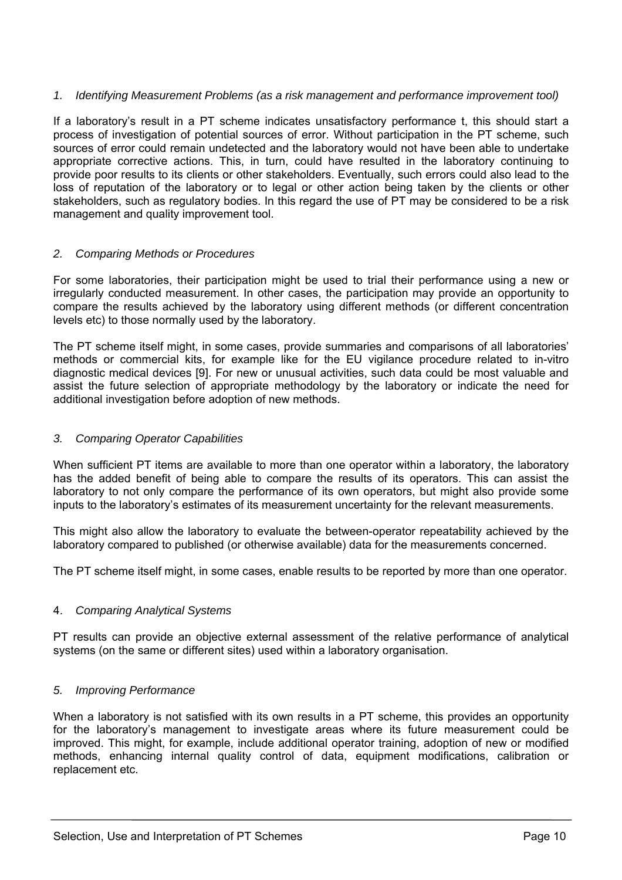*1. Identifying Measurement Problems (as a risk management and performance improvement tool)*

If a laboratory's result in a PT scheme indicates unsatisfactory performance t, this should start a process of investigation of potential sources of error. Without participation in the PT scheme, such sources of error could remain undetected and the laboratory would not have been able to undertake appropriate corrective actions. This, in turn, could have resulted in the laboratory continuing to provide poor results to its clients or other stakeholders. Eventually, such errors could also lead to the loss of reputation of the laboratory or to legal or other action being taken by the clients or other stakeholders, such as regulatory bodies. In this regard the use of PT may be considered to be a risk management and quality improvement tool.

*2. Comparing Methods or Procedures*

For some laboratories, their participation might be used to trial their performance using a new or irregularly conducted measurement. In other cases, the participation may provide an opportunity to compare the results achieved by the laboratory using different methods (or different concentration levels etc) to those normally used by the laboratory.

The PT scheme itself might, in some cases, provide summaries and comparisons of all laboratories' methods or commercial kits, for example like for the EU vigilance procedure related to in-vitro diagnostic medical devices [9]. For new or unusual activities, such data could be most valuable and assist the future selection of appropriate methodology by the laboratory or indicate the need for additional investigation before adoption of new methods.

*3. Comparing Operator Capabilities*

When sufficient PT items are available to more than one operator within a laboratory, the laboratory has the added benefit of being able to compare the results of its operators. This can assist the laboratory to not only compare the performance of its own operators, but might also provide some inputs to the laboratory's estimates of its measurement uncertainty for the relevant measurements.

This might also allow the laboratory to evaluate the between-operator repeatability achieved by the laboratory compared to published (or otherwise available) data for the measurements concerned.

The PT scheme itself might, in some cases, enable results to be reported by more than one operator.

4. *Comparing Analytical Systems*

PT results can provide an objective external assessment of the relative performance of analytical systems (on the same or different sites) used within a laboratory organisation.

*5. Improving Performance*

When a laboratory is not satisfied with its own results in a PT scheme, this provides an opportunity for the laboratory's management to investigate areas where its future measurement could be improved. This might, for example, include additional operator training, adoption of new or modified methods, enhancing internal quality control of data, equipment modifications, calibration or replacement etc.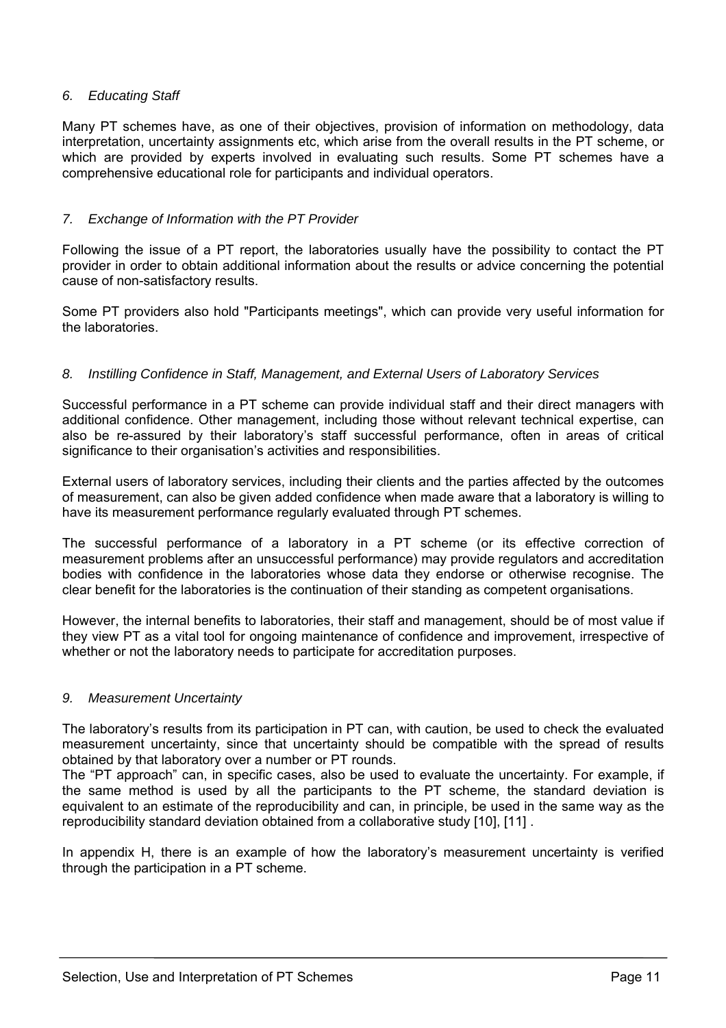### *6. Educating Staff*

Many PT schemes have, as one of their objectives, provision of information on methodology, data interpretation, uncertainty assignments etc, which arise from the overall results in the PT scheme, or which are provided by experts involved in evaluating such results. Some PT schemes have a comprehensive educational role for participants and individual operators.

### *7. Exchange of Information with the PT Provider*

Following the issue of a PT report, the laboratories usually have the possibility to contact the PT provider in order to obtain additional information about the results or advice concerning the potential cause of non-satisfactory results.

Some PT providers also hold "Participants meetings", which can provide very useful information for the laboratories.

### *8. Instilling Confidence in Staff, Management, and External Users of Laboratory Services*

Successful performance in a PT scheme can provide individual staff and their direct managers with additional confidence. Other management, including those without relevant technical expertise, can also be re-assured by their laboratory's staff successful performance, often in areas of critical significance to their organisation's activities and responsibilities.

External users of laboratory services, including their clients and the parties affected by the outcomes of measurement, can also be given added confidence when made aware that a laboratory is willing to have its measurement performance regularly evaluated through PT schemes.

The successful performance of a laboratory in a PT scheme (or its effective correction of measurement problems after an unsuccessful performance) may provide regulators and accreditation bodies with confidence in the laboratories whose data they endorse or otherwise recognise. The clear benefit for the laboratories is the continuation of their standing as competent organisations.

However, the internal benefits to laboratories, their staff and management, should be of most value if they view PT as a vital tool for ongoing maintenance of confidence and improvement, irrespective of whether or not the laboratory needs to participate for accreditation purposes.

### *9. Measurement Uncertainty*

The laboratory's results from its participation in PT can, with caution, be used to check the evaluated measurement uncertainty, since that uncertainty should be compatible with the spread of results obtained by that laboratory over a number or PT rounds.
The "PT approach" can, in specific cases, also be used to evaluate the uncertainty. For example, if the same method is used by all the participants to the PT scheme, the standard deviation is equivalent to an estimate of the reproducibility and can, in principle, be used in the same way as the reproducibility standard deviation obtained from a collaborative study [10], [11] .

In appendix H, there is an example of how the laboratory's measurement uncertainty is verified through the participation in a PT scheme.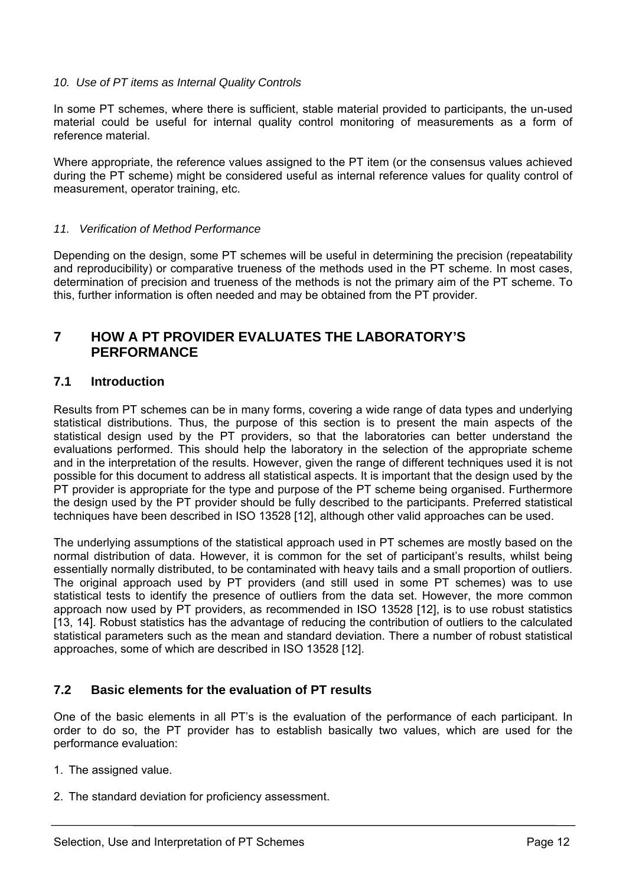*10. Use of PT items as Internal Quality Controls*

In some PT schemes, where there is sufficient, stable material provided to participants, the un-used material could be useful for internal quality control monitoring of measurements as a form of reference material.

Where appropriate, the reference values assigned to the PT item (or the consensus values achieved during the PT scheme) might be considered useful as internal reference values for quality control of measurement, operator training, etc.

*11. Verification of Method Performance*

Depending on the design, some PT schemes will be useful in determining the precision (repeatability and reproducibility) or comparative trueness of the methods used in the PT scheme. In most cases, determination of precision and trueness of the methods is not the primary aim of the PT scheme. To this, further information is often needed and may be obtained from the PT provider.

## 7 HOW A PT PROVIDER EVALUATES THE LABORATORY'S PERFORMANCE

### 7.1 Introduction

Results from PT schemes can be in many forms, covering a wide range of data types and underlying statistical distributions. Thus, the purpose of this section is to present the main aspects of the statistical design used by the PT providers, so that the laboratories can better understand the evaluations performed. This should help the laboratory in the selection of the appropriate scheme and in the interpretation of the results. However, given the range of different techniques used it is not possible for this document to address all statistical aspects. It is important that the design used by the PT provider is appropriate for the type and purpose of the PT scheme being organised. Furthermore the design used by the PT provider should be fully described to the participants. Preferred statistical techniques have been described in ISO 13528 [12], although other valid approaches can be used.

The underlying assumptions of the statistical approach used in PT schemes are mostly based on the normal distribution of data. However, it is common for the set of participant's results, whilst being essentially normally distributed, to be contaminated with heavy tails and a small proportion of outliers. The original approach used by PT providers (and still used in some PT schemes) was to use statistical tests to identify the presence of outliers from the data set. However, the more common approach now used by PT providers, as recommended in ISO 13528 [12], is to use robust statistics [13, 14]. Robust statistics has the advantage of reducing the contribution of outliers to the calculated statistical parameters such as the mean and standard deviation. There a number of robust statistical approaches, some of which are described in ISO 13528 [12].

### 7.2 Basic elements for the evaluation of PT results

One of the basic elements in all PT's is the evaluation of the performance of each participant. In order to do so, the PT provider has to establish basically two values, which are used for the performance evaluation:

1. The assigned value.
2. The standard deviation for proficiency assessment.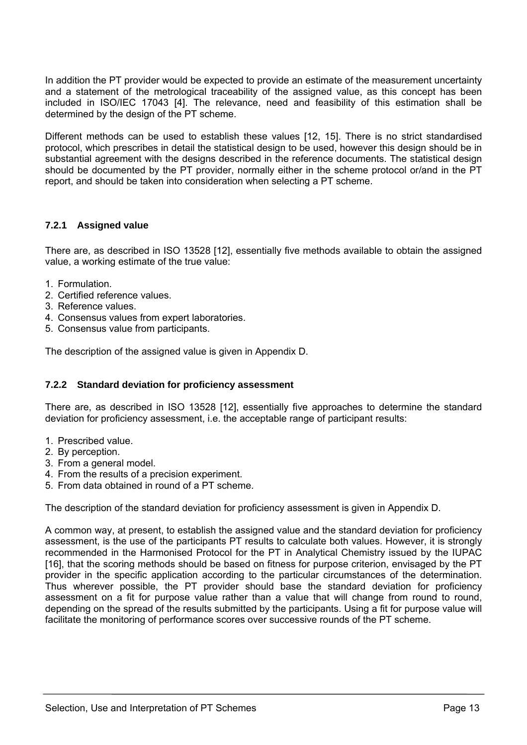In addition the PT provider would be expected to provide an estimate of the measurement uncertainty and a statement of the metrological traceability of the assigned value, as this concept has been included in ISO/IEC 17043 [4]. The relevance, need and feasibility of this estimation shall be determined by the design of the PT scheme.

Different methods can be used to establish these values [12, 15]. There is no strict standardised protocol, which prescribes in detail the statistical design to be used, however this design should be in substantial agreement with the designs described in the reference documents. The statistical design should be documented by the PT provider, normally either in the scheme protocol or/and in the PT report, and should be taken into consideration when selecting a PT scheme.

### 7.2.1 Assigned value

There are, as described in ISO 13528 [12], essentially five methods available to obtain the assigned value, a working estimate of the true value:

1. Formulation.
2. Certified reference values.
3. Reference values.
4. Consensus values from expert laboratories.
5. Consensus value from participants.

The description of the assigned value is given in Appendix D.

### 7.2.2 Standard deviation for proficiency assessment

There are, as described in ISO 13528 [12], essentially five approaches to determine the standard deviation for proficiency assessment, i.e. the acceptable range of participant results:

1. Prescribed value.
2. By perception.
3. From a general model.
4. From the results of a precision experiment.
5. From data obtained in round of a PT scheme.

The description of the standard deviation for proficiency assessment is given in Appendix D.

A common way, at present, to establish the assigned value and the standard deviation for proficiency assessment, is the use of the participants PT results to calculate both values. However, it is strongly recommended in the Harmonised Protocol for the PT in Analytical Chemistry issued by the IUPAC [16], that the scoring methods should be based on fitness for purpose criterion, envisaged by the PT provider in the specific application according to the particular circumstances of the determination. Thus wherever possible, the PT provider should base the standard deviation for proficiency assessment on a fit for purpose value rather than a value that will change from round to round, depending on the spread of the results submitted by the participants. Using a fit for purpose value will facilitate the monitoring of performance scores over successive rounds of the PT scheme.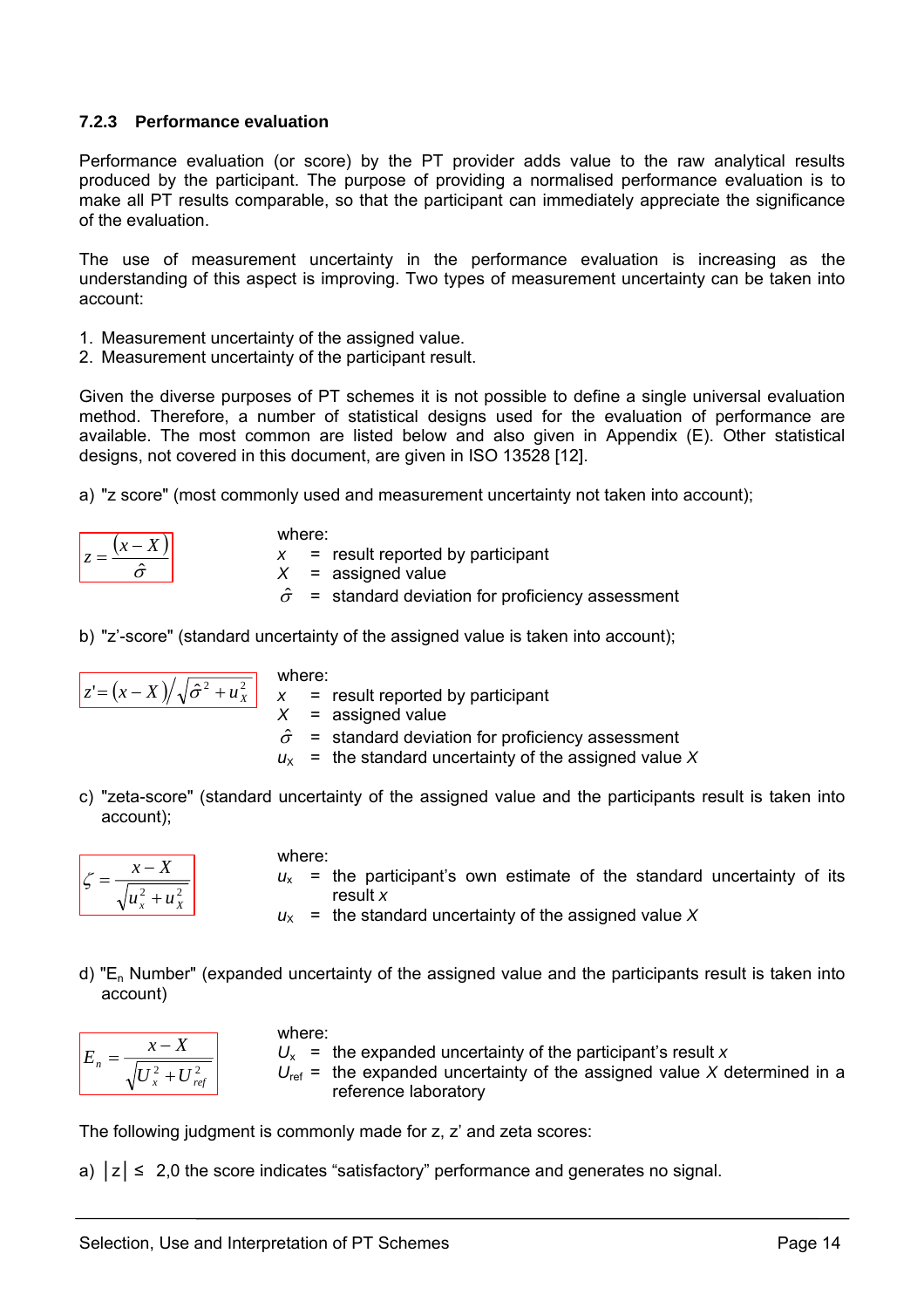### 7.2.3 Performance evaluation

Performance evaluation (or score) by the PT provider adds value to the raw analytical results produced by the participant. The purpose of providing a normalised performance evaluation is to make all PT results comparable, so that the participant can immediately appreciate the significance of the evaluation.

The use of measurement uncertainty in the performance evaluation is increasing as the understanding of this aspect is improving. Two types of measurement uncertainty can be taken into account:

1. Measurement uncertainty of the assigned value.
2. Measurement uncertainty of the participant result.

Given the diverse purposes of PT schemes it is not possible to define a single universal evaluation method. Therefore, a number of statistical designs used for the evaluation of performance are available. The most common are listed below and also given in Appendix (E). Other statistical designs, not covered in this document, are given in ISO 13528 [12].

a) "z score" (most commonly used and measurement uncertainty not taken into account);

$$z = \frac{(x - X)}{\hat{\sigma}}$$

where:
- $x$ = result reported by participant
- $X$ = assigned value
- $\hat{\sigma}$ = standard deviation for proficiency assessment

b) "z'-score" (standard uncertainty of the assigned value is taken into account);

$$z' = (x - X) \Big/ \sqrt{\hat{\sigma}^2 + u_X^2}$$

where:
- $x$ = result reported by participant
- $X$ = assigned value
- $\hat{\sigma}$ = standard deviation for proficiency assessment
- $u_X$ = the standard uncertainty of the assigned value $X$

c) "zeta-score" (standard uncertainty of the assigned value and the participants result is taken into account);

$$\zeta = \frac{x - X}{\sqrt{u_x^2 + u_X^2}}$$

where:
- $u_x$ = the participant's own estimate of the standard uncertainty of its result $x$
- $u_X$ = the standard uncertainty of the assigned value $X$

d) "$E_n$ Number" (expanded uncertainty of the assigned value and the participants result is taken into account)

$$E_n = \frac{x - X}{\sqrt{U_x^2 + U_{ref}^2}}$$

where:
- $U_x$ = the expanded uncertainty of the participant's result $x$
- $U_{ref}$ = the expanded uncertainty of the assigned value $X$ determined in a reference laboratory

The following judgment is commonly made for z, z' and zeta scores:

a) $|z| \leq$ 2,0 the score indicates "satisfactory" performance and generates no signal.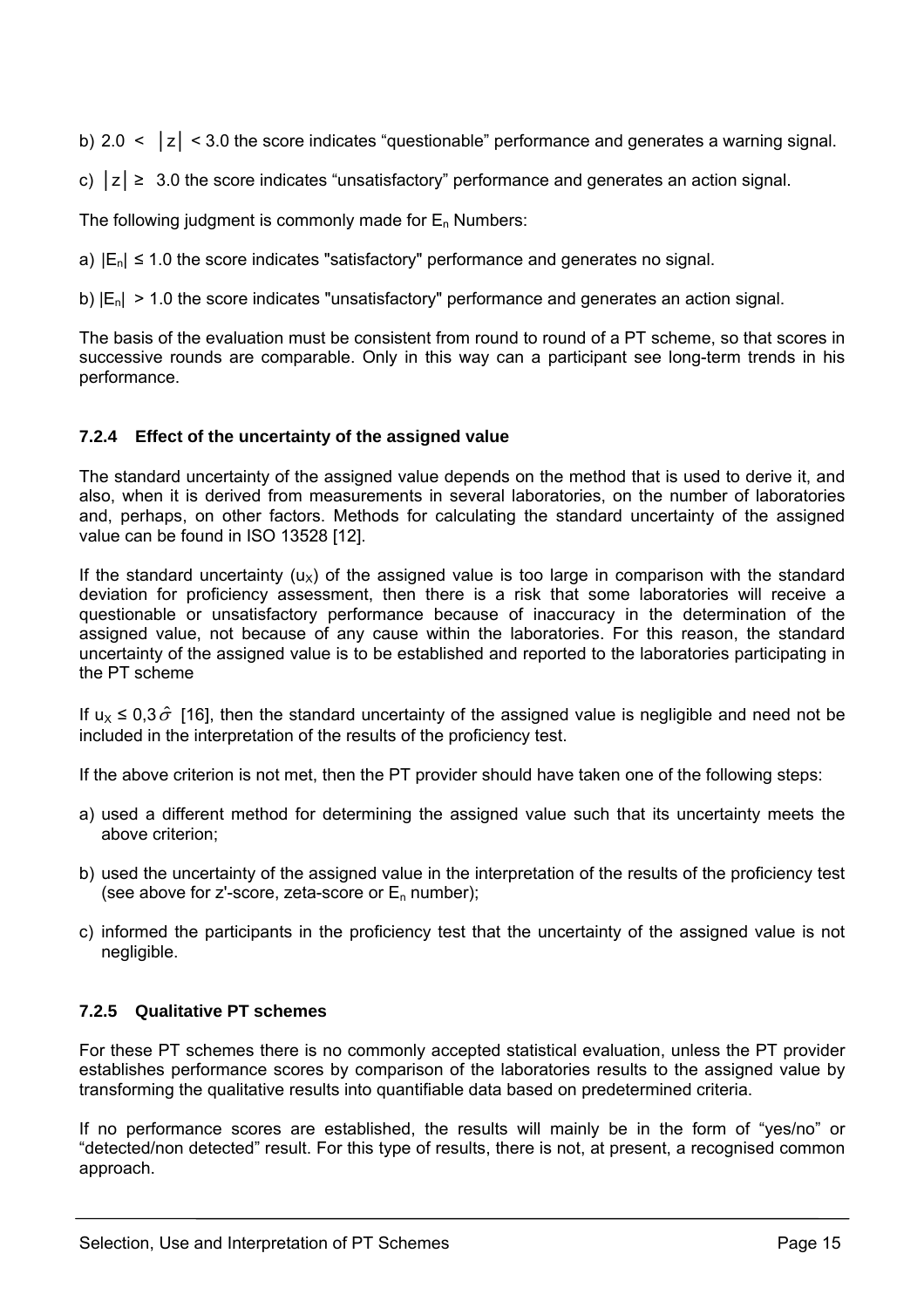b) $2.0 < |z| < 3.0$ the score indicates "questionable" performance and generates a warning signal.

c) $|z| \geq 3.0$ the score indicates "unsatisfactory" performance and generates an action signal.

The following judgment is commonly made for $E_n$ Numbers:

a) $|E_n| \leq 1.0$ the score indicates "satisfactory" performance and generates no signal.

b) $|E_n| > 1.0$ the score indicates "unsatisfactory" performance and generates an action signal.

The basis of the evaluation must be consistent from round to round of a PT scheme, so that scores in successive rounds are comparable. Only in this way can a participant see long-term trends in his performance.

### 7.2.4 Effect of the uncertainty of the assigned value

The standard uncertainty of the assigned value depends on the method that is used to derive it, and also, when it is derived from measurements in several laboratories, on the number of laboratories and, perhaps, on other factors. Methods for calculating the standard uncertainty of the assigned value can be found in ISO 13528 [12].

If the standard uncertainty ($u_X$) of the assigned value is too large in comparison with the standard deviation for proficiency assessment, then there is a risk that some laboratories will receive a questionable or unsatisfactory performance because of inaccuracy in the determination of the assigned value, not because of any cause within the laboratories. For this reason, the standard uncertainty of the assigned value is to be established and reported to the laboratories participating in the PT scheme

If $u_X \leq 0{,}3\hat{\sigma}$ [16], then the standard uncertainty of the assigned value is negligible and need not be included in the interpretation of the results of the proficiency test.

If the above criterion is not met, then the PT provider should have taken one of the following steps:

a) used a different method for determining the assigned value such that its uncertainty meets the above criterion;

b) used the uncertainty of the assigned value in the interpretation of the results of the proficiency test (see above for z'-score, zeta-score or $E_n$ number);

c) informed the participants in the proficiency test that the uncertainty of the assigned value is not negligible.

### 7.2.5 Qualitative PT schemes

For these PT schemes there is no commonly accepted statistical evaluation, unless the PT provider establishes performance scores by comparison of the laboratories results to the assigned value by transforming the qualitative results into quantifiable data based on predetermined criteria.

If no performance scores are established, the results will mainly be in the form of "yes/no" or "detected/non detected" result. For this type of results, there is not, at present, a recognised common approach.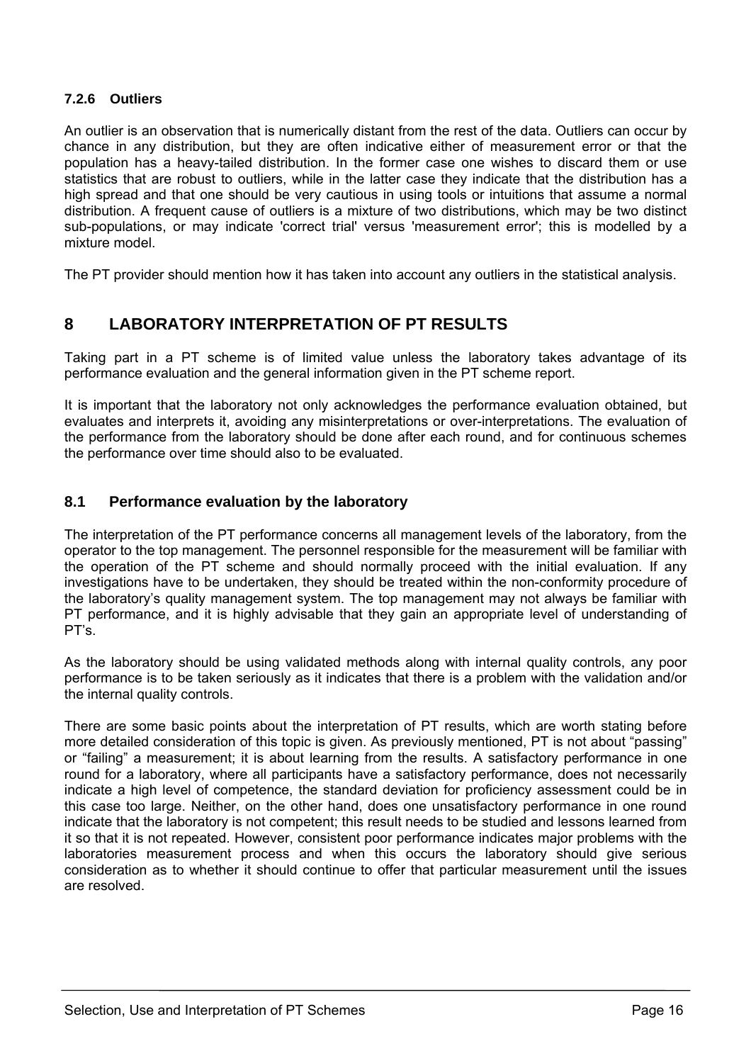#### 7.2.6 Outliers

An outlier is an observation that is numerically distant from the rest of the data. Outliers can occur by chance in any distribution, but they are often indicative either of measurement error or that the population has a heavy-tailed distribution. In the former case one wishes to discard them or use statistics that are robust to outliers, while in the latter case they indicate that the distribution has a high spread and that one should be very cautious in using tools or intuitions that assume a normal distribution. A frequent cause of outliers is a mixture of two distributions, which may be two distinct sub-populations, or may indicate 'correct trial' versus 'measurement error'; this is modelled by a mixture model.

The PT provider should mention how it has taken into account any outliers in the statistical analysis.

## 8 LABORATORY INTERPRETATION OF PT RESULTS

Taking part in a PT scheme is of limited value unless the laboratory takes advantage of its performance evaluation and the general information given in the PT scheme report.

It is important that the laboratory not only acknowledges the performance evaluation obtained, but evaluates and interprets it, avoiding any misinterpretations or over-interpretations. The evaluation of the performance from the laboratory should be done after each round, and for continuous schemes the performance over time should also to be evaluated.

### 8.1 Performance evaluation by the laboratory

The interpretation of the PT performance concerns all management levels of the laboratory, from the operator to the top management. The personnel responsible for the measurement will be familiar with the operation of the PT scheme and should normally proceed with the initial evaluation. If any investigations have to be undertaken, they should be treated within the non-conformity procedure of the laboratory's quality management system. The top management may not always be familiar with PT performance, and it is highly advisable that they gain an appropriate level of understanding of PT's.

As the laboratory should be using validated methods along with internal quality controls, any poor performance is to be taken seriously as it indicates that there is a problem with the validation and/or the internal quality controls.

There are some basic points about the interpretation of PT results, which are worth stating before more detailed consideration of this topic is given. As previously mentioned, PT is not about "passing" or "failing" a measurement; it is about learning from the results. A satisfactory performance in one round for a laboratory, where all participants have a satisfactory performance, does not necessarily indicate a high level of competence, the standard deviation for proficiency assessment could be in this case too large. Neither, on the other hand, does one unsatisfactory performance in one round indicate that the laboratory is not competent; this result needs to be studied and lessons learned from it so that it is not repeated. However, consistent poor performance indicates major problems with the laboratories measurement process and when this occurs the laboratory should give serious consideration as to whether it should continue to offer that particular measurement until the issues are resolved.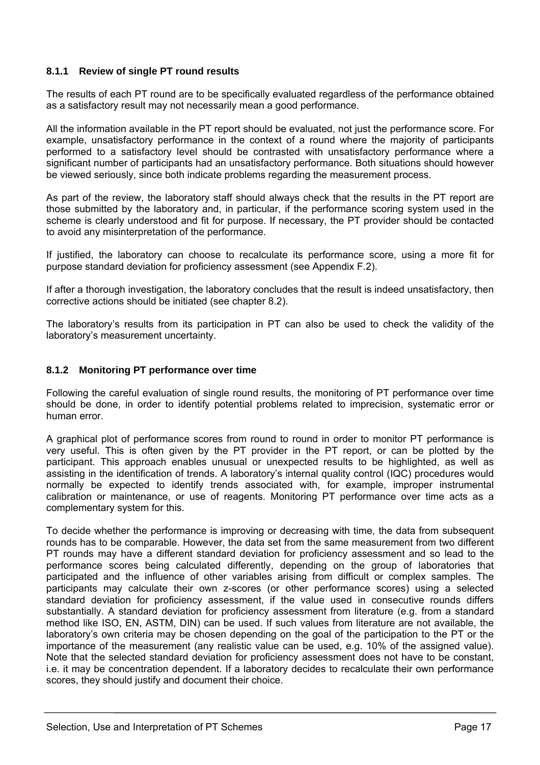### 8.1.1 Review of single PT round results

The results of each PT round are to be specifically evaluated regardless of the performance obtained as a satisfactory result may not necessarily mean a good performance.

All the information available in the PT report should be evaluated, not just the performance score. For example, unsatisfactory performance in the context of a round where the majority of participants performed to a satisfactory level should be contrasted with unsatisfactory performance where a significant number of participants had an unsatisfactory performance. Both situations should however be viewed seriously, since both indicate problems regarding the measurement process.

As part of the review, the laboratory staff should always check that the results in the PT report are those submitted by the laboratory and, in particular, if the performance scoring system used in the scheme is clearly understood and fit for purpose. If necessary, the PT provider should be contacted to avoid any misinterpretation of the performance.

If justified, the laboratory can choose to recalculate its performance score, using a more fit for purpose standard deviation for proficiency assessment (see Appendix F.2).

If after a thorough investigation, the laboratory concludes that the result is indeed unsatisfactory, then corrective actions should be initiated (see chapter 8.2).

The laboratory's results from its participation in PT can also be used to check the validity of the laboratory's measurement uncertainty.

### 8.1.2 Monitoring PT performance over time

Following the careful evaluation of single round results, the monitoring of PT performance over time should be done, in order to identify potential problems related to imprecision, systematic error or human error.

A graphical plot of performance scores from round to round in order to monitor PT performance is very useful. This is often given by the PT provider in the PT report, or can be plotted by the participant. This approach enables unusual or unexpected results to be highlighted, as well as assisting in the identification of trends. A laboratory's internal quality control (IQC) procedures would normally be expected to identify trends associated with, for example, improper instrumental calibration or maintenance, or use of reagents. Monitoring PT performance over time acts as a complementary system for this.

To decide whether the performance is improving or decreasing with time, the data from subsequent rounds has to be comparable. However, the data set from the same measurement from two different PT rounds may have a different standard deviation for proficiency assessment and so lead to the performance scores being calculated differently, depending on the group of laboratories that participated and the influence of other variables arising from difficult or complex samples. The participants may calculate their own z-scores (or other performance scores) using a selected standard deviation for proficiency assessment, if the value used in consecutive rounds differs substantially. A standard deviation for proficiency assessment from literature (e.g. from a standard method like ISO, EN, ASTM, DIN) can be used. If such values from literature are not available, the laboratory's own criteria may be chosen depending on the goal of the participation to the PT or the importance of the measurement (any realistic value can be used, e.g. 10% of the assigned value). Note that the selected standard deviation for proficiency assessment does not have to be constant, i.e. it may be concentration dependent. If a laboratory decides to recalculate their own performance scores, they should justify and document their choice.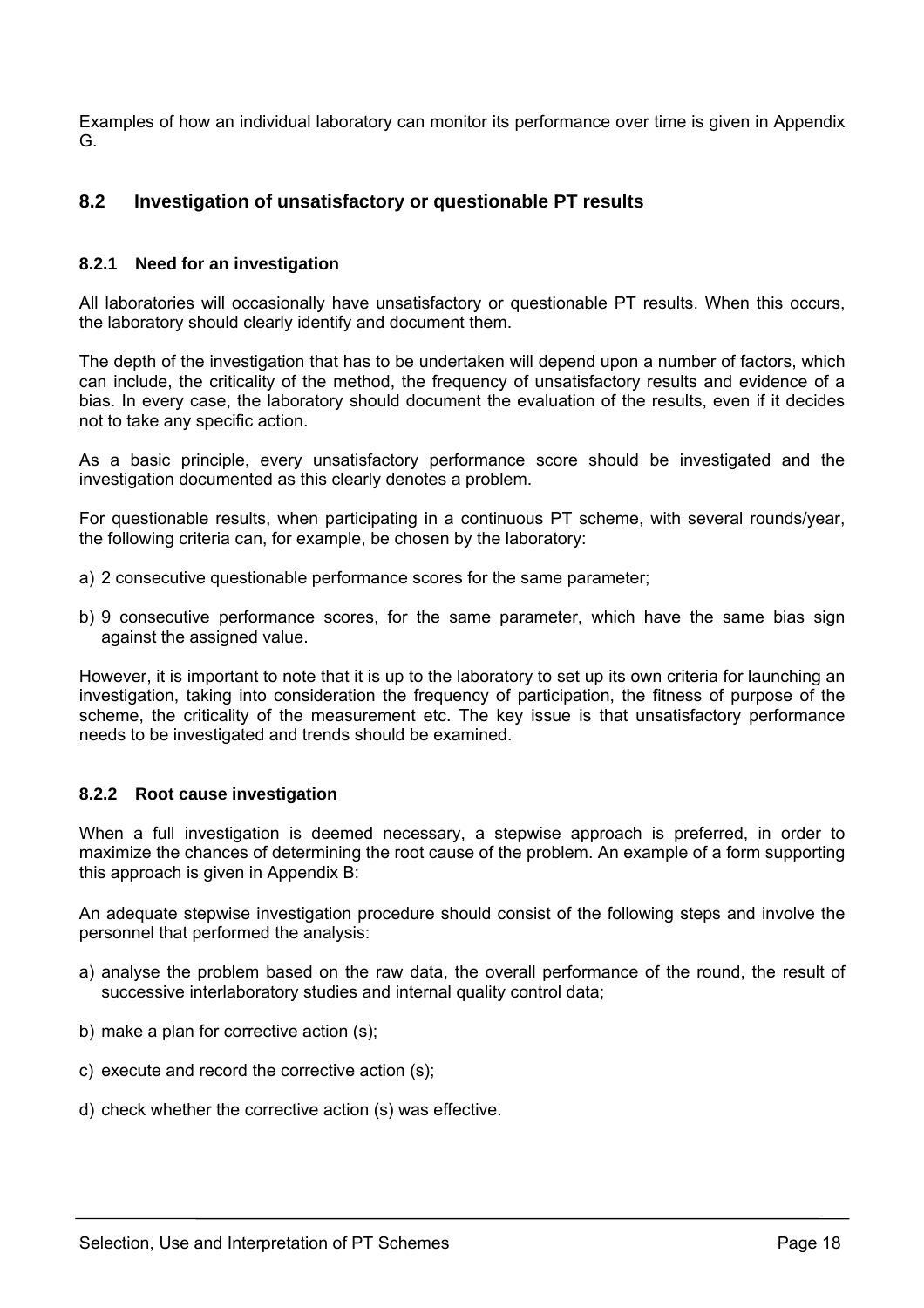Examples of how an individual laboratory can monitor its performance over time is given in Appendix G.

## 8.2 Investigation of unsatisfactory or questionable PT results

### 8.2.1 Need for an investigation

All laboratories will occasionally have unsatisfactory or questionable PT results. When this occurs, the laboratory should clearly identify and document them.

The depth of the investigation that has to be undertaken will depend upon a number of factors, which can include, the criticality of the method, the frequency of unsatisfactory results and evidence of a bias. In every case, the laboratory should document the evaluation of the results, even if it decides not to take any specific action.

As a basic principle, every unsatisfactory performance score should be investigated and the investigation documented as this clearly denotes a problem.

For questionable results, when participating in a continuous PT scheme, with several rounds/year, the following criteria can, for example, be chosen by the laboratory:

a) 2 consecutive questionable performance scores for the same parameter;

b) 9 consecutive performance scores, for the same parameter, which have the same bias sign against the assigned value.

However, it is important to note that it is up to the laboratory to set up its own criteria for launching an investigation, taking into consideration the frequency of participation, the fitness of purpose of the scheme, the criticality of the measurement etc. The key issue is that unsatisfactory performance needs to be investigated and trends should be examined.

### 8.2.2 Root cause investigation

When a full investigation is deemed necessary, a stepwise approach is preferred, in order to maximize the chances of determining the root cause of the problem. An example of a form supporting this approach is given in Appendix B:

An adequate stepwise investigation procedure should consist of the following steps and involve the personnel that performed the analysis:

a) analyse the problem based on the raw data, the overall performance of the round, the result of successive interlaboratory studies and internal quality control data;

b) make a plan for corrective action (s);

c) execute and record the corrective action (s);

d) check whether the corrective action (s) was effective.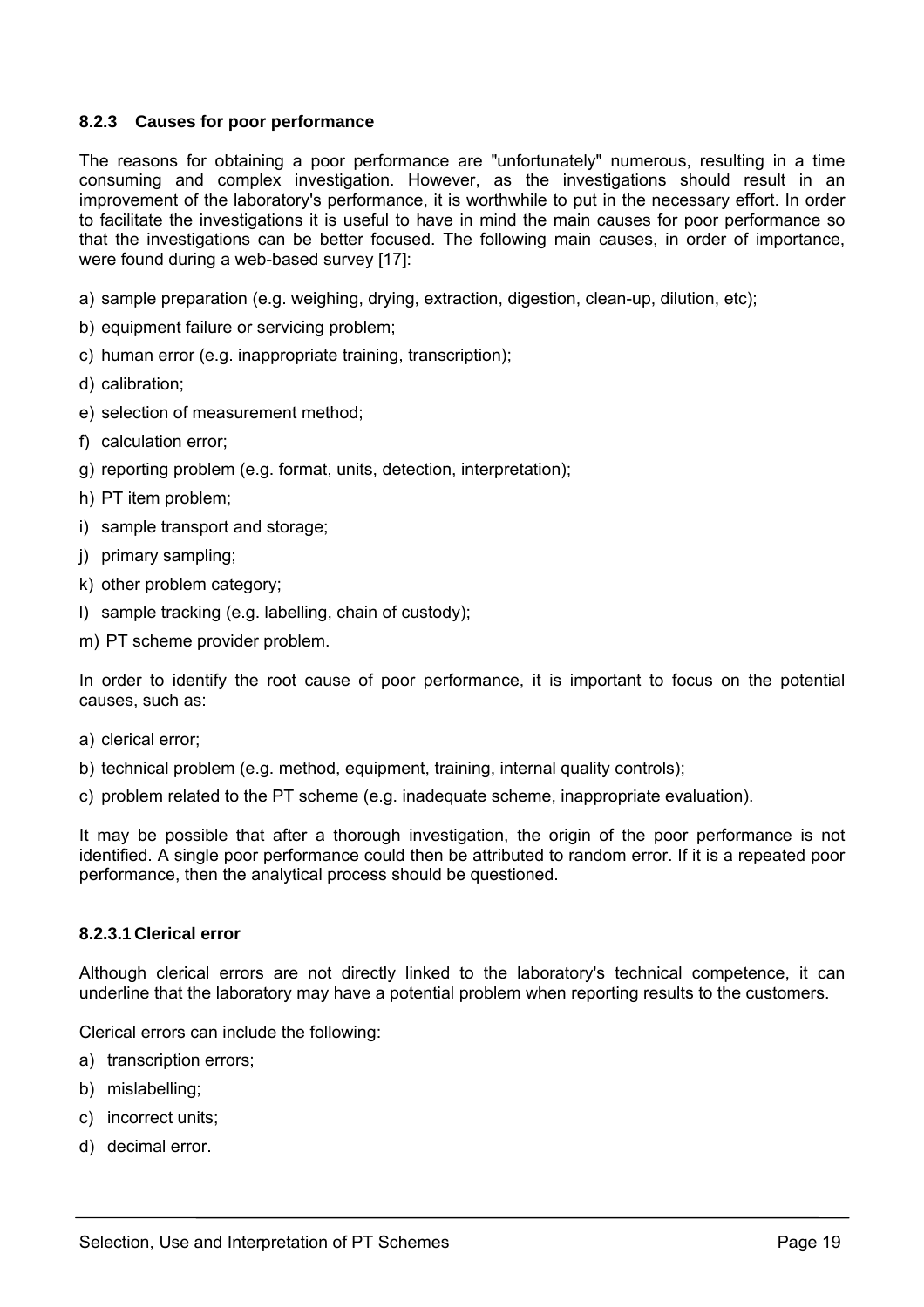### 8.2.3 Causes for poor performance

The reasons for obtaining a poor performance are "unfortunately" numerous, resulting in a time consuming and complex investigation. However, as the investigations should result in an improvement of the laboratory's performance, it is worthwhile to put in the necessary effort. In order to facilitate the investigations it is useful to have in mind the main causes for poor performance so that the investigations can be better focused. The following main causes, in order of importance, were found during a web-based survey [17]:

a) sample preparation (e.g. weighing, drying, extraction, digestion, clean-up, dilution, etc);

b) equipment failure or servicing problem;

c) human error (e.g. inappropriate training, transcription);

d) calibration;

e) selection of measurement method;

f) calculation error;

g) reporting problem (e.g. format, units, detection, interpretation);

h) PT item problem;

i) sample transport and storage;

j) primary sampling;

k) other problem category;

l) sample tracking (e.g. labelling, chain of custody);

m) PT scheme provider problem.

In order to identify the root cause of poor performance, it is important to focus on the potential causes, such as:

a) clerical error;

b) technical problem (e.g. method, equipment, training, internal quality controls);

c) problem related to the PT scheme (e.g. inadequate scheme, inappropriate evaluation).

It may be possible that after a thorough investigation, the origin of the poor performance is not identified. A single poor performance could then be attributed to random error. If it is a repeated poor performance, then the analytical process should be questioned.

#### 8.2.3.1 Clerical error

Although clerical errors are not directly linked to the laboratory's technical competence, it can underline that the laboratory may have a potential problem when reporting results to the customers.

Clerical errors can include the following:

a) transcription errors;

b) mislabelling;

c) incorrect units;

d) decimal error.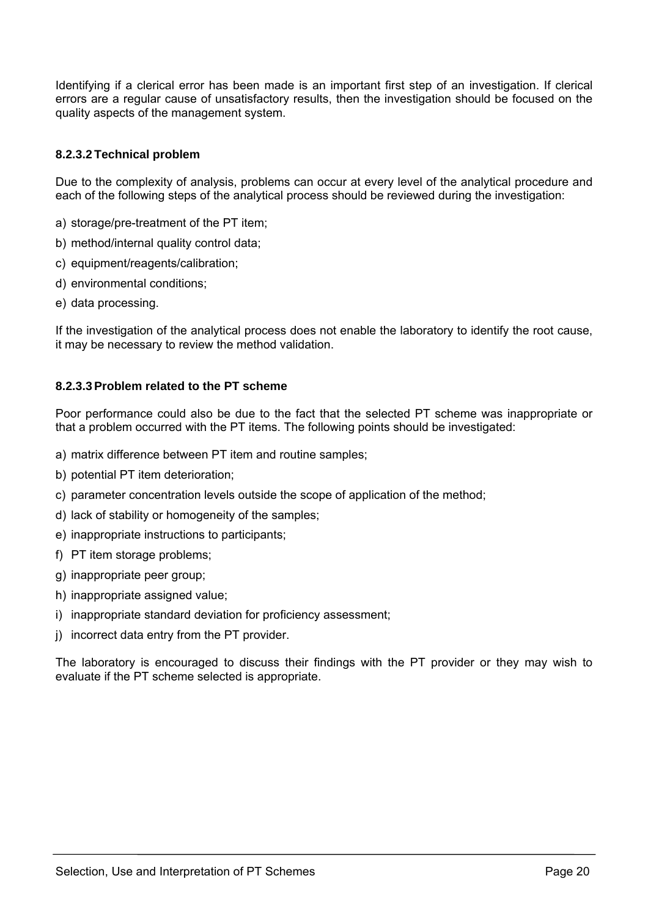Identifying if a clerical error has been made is an important first step of an investigation. If clerical errors are a regular cause of unsatisfactory results, then the investigation should be focused on the quality aspects of the management system.

#### 8.2.3.2 Technical problem

Due to the complexity of analysis, problems can occur at every level of the analytical procedure and each of the following steps of the analytical process should be reviewed during the investigation:

a) storage/pre-treatment of the PT item;

b) method/internal quality control data;

c) equipment/reagents/calibration;

d) environmental conditions;

e) data processing.

If the investigation of the analytical process does not enable the laboratory to identify the root cause, it may be necessary to review the method validation.

#### 8.2.3.3 Problem related to the PT scheme

Poor performance could also be due to the fact that the selected PT scheme was inappropriate or that a problem occurred with the PT items. The following points should be investigated:

a) matrix difference between PT item and routine samples;

b) potential PT item deterioration;

c) parameter concentration levels outside the scope of application of the method;

d) lack of stability or homogeneity of the samples;

e) inappropriate instructions to participants;

f) PT item storage problems;

g) inappropriate peer group;

h) inappropriate assigned value;

i) inappropriate standard deviation for proficiency assessment;

j) incorrect data entry from the PT provider.

The laboratory is encouraged to discuss their findings with the PT provider or they may wish to evaluate if the PT scheme selected is appropriate.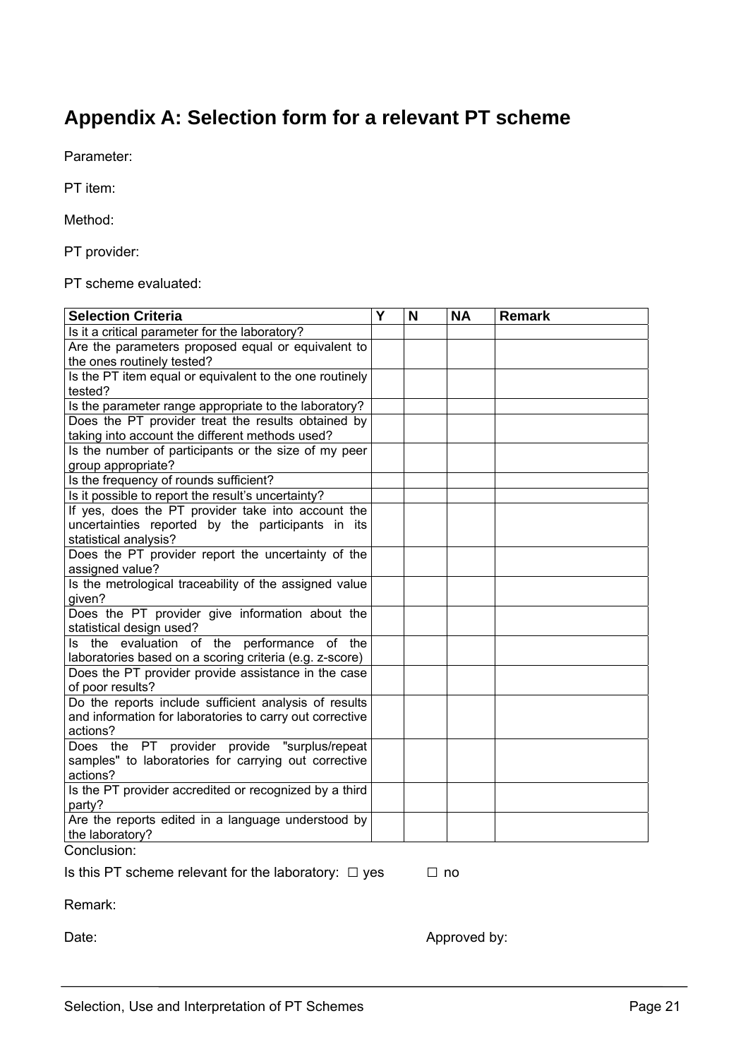# Appendix A: Selection form for a relevant PT scheme

Parameter:

PT item:

Method:

PT provider:

PT scheme evaluated:

| Selection Criteria | Y | N | NA | Remark |
|---|---|---|---|---|
| Is it a critical parameter for the laboratory? | | | | |
| Are the parameters proposed equal or equivalent to the ones routinely tested? | | | | |
| Is the PT item equal or equivalent to the one routinely tested? | | | | |
| Is the parameter range appropriate to the laboratory? | | | | |
| Does the PT provider treat the results obtained by taking into account the different methods used? | | | | |
| Is the number of participants or the size of my peer group appropriate? | | | | |
| Is the frequency of rounds sufficient? | | | | |
| Is it possible to report the result's uncertainty? | | | | |
| If yes, does the PT provider take into account the uncertainties reported by the participants in its statistical analysis? | | | | |
| Does the PT provider report the uncertainty of the assigned value? | | | | |
| Is the metrological traceability of the assigned value given? | | | | |
| Does the PT provider give information about the statistical design used? | | | | |
| Is the evaluation of the performance of the laboratories based on a scoring criteria (e.g. z-score) | | | | |
| Does the PT provider provide assistance in the case of poor results? | | | | |
| Do the reports include sufficient analysis of results and information for laboratories to carry out corrective actions? | | | | |
| Does the PT provider provide "surplus/repeat samples" to laboratories for carrying out corrective actions? | | | | |
| Is the PT provider accredited or recognized by a third party? | | | | |
| Are the reports edited in a language understood by the laboratory? | | | | |

Conclusion:

Is this PT scheme relevant for the laboratory: ☐ yes ☐ no

Remark:

Date: Approved by: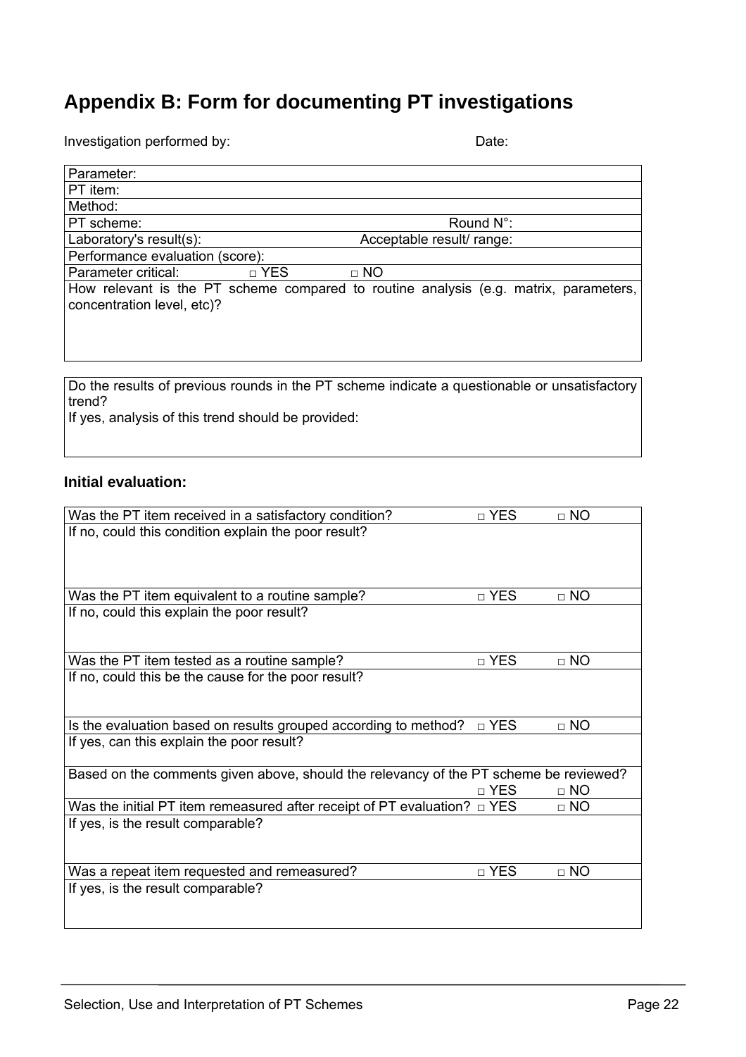## Appendix B: Form for documenting PT investigations

Investigation performed by: Date:

| Parameter: | |
|---|---|
| PT item: | |
| Method: | |
| PT scheme: | Round N°: |
| Laboratory's result(s): | Acceptable result/ range: |
| Performance evaluation (score): | |
| Parameter critical: □ YES □ NO | |
| How relevant is the PT scheme compared to routine analysis (e.g. matrix, parameters, concentration level, etc)? | |

| Do the results of previous rounds in the PT scheme indicate a questionable or unsatisfactory trend? If yes, analysis of this trend should be provided: |
|---|

### Initial evaluation:

| Question | | |
|---|---|---|
| Was the PT item received in a satisfactory condition? | □ YES | □ NO |
| If no, could this condition explain the poor result? | | |
| Was the PT item equivalent to a routine sample? | □ YES | □ NO |
| If no, could this explain the poor result? | | |
| Was the PT item tested as a routine sample? | □ YES | □ NO |
| If no, could this be the cause for the poor result? | | |
| Is the evaluation based on results grouped according to method? | □ YES | □ NO |
| If yes, can this explain the poor result? | | |
| Based on the comments given above, should the relevancy of the PT scheme be reviewed? | □ YES | □ NO |
| Was the initial PT item remeasured after receipt of PT evaluation? | □ YES | □ NO |
| If yes, is the result comparable? | | |
| Was a repeat item requested and remeasured? | □ YES | □ NO |
| If yes, is the result comparable? | | |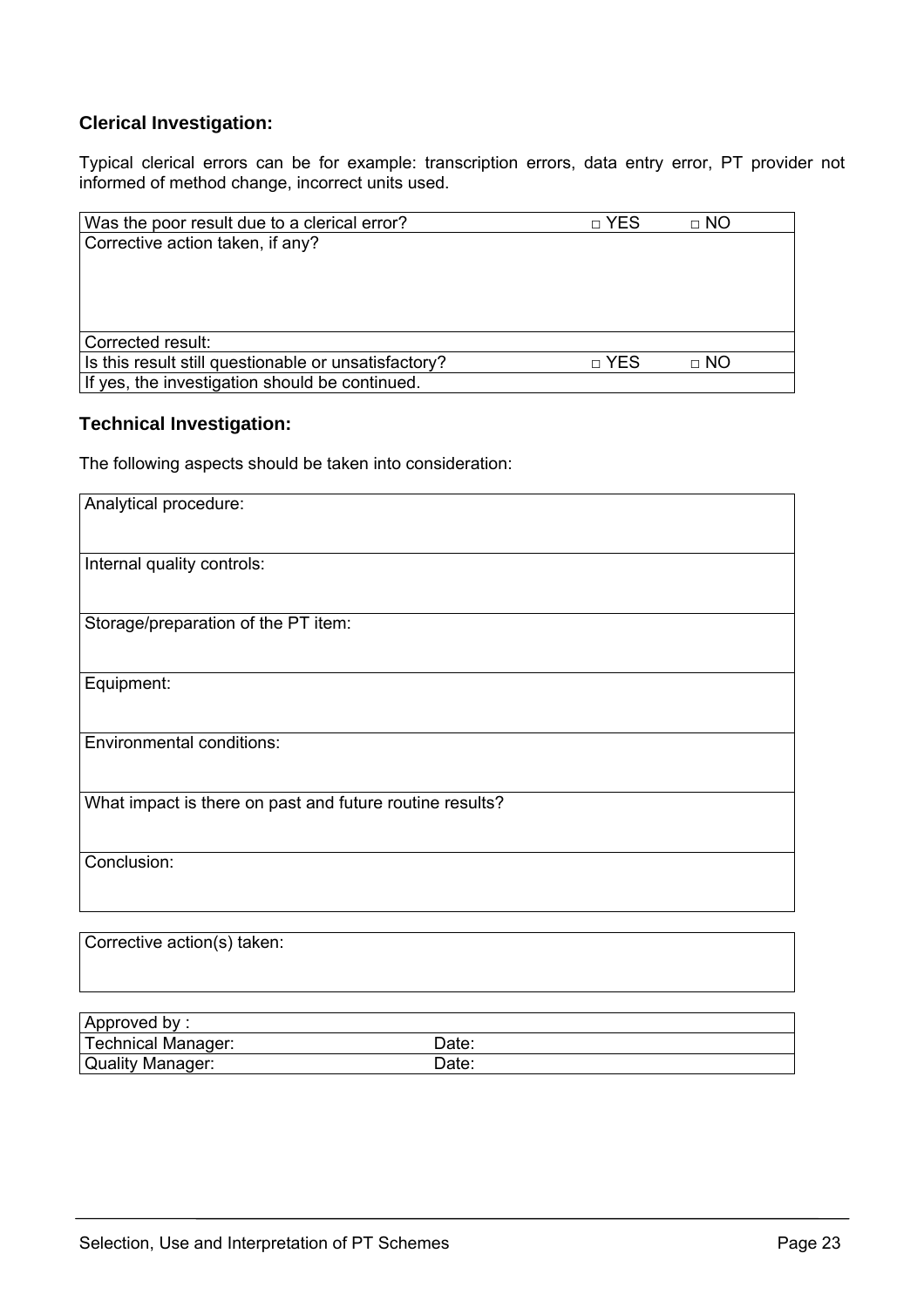### Clerical Investigation:

Typical clerical errors can be for example: transcription errors, data entry error, PT provider not informed of method change, incorrect units used.

| Was the poor result due to a clerical error? | □ YES | □ NO |
|---|---|---|
| Corrective action taken, if any? | | |
| Corrected result: | | |
| Is this result still questionable or unsatisfactory? | □ YES | □ NO |
| If yes, the investigation should be continued. | | |

### Technical Investigation:

The following aspects should be taken into consideration:

| Analytical procedure: |
|---|
| Internal quality controls: |
| Storage/preparation of the PT item: |
| Equipment: |
| Environmental conditions: |
| What impact is there on past and future routine results? |
| Conclusion: |

| Corrective action(s) taken: |
|---|

| Approved by : | |
|---|---|
| Technical Manager: | Date: |
| Quality Manager: | Date: |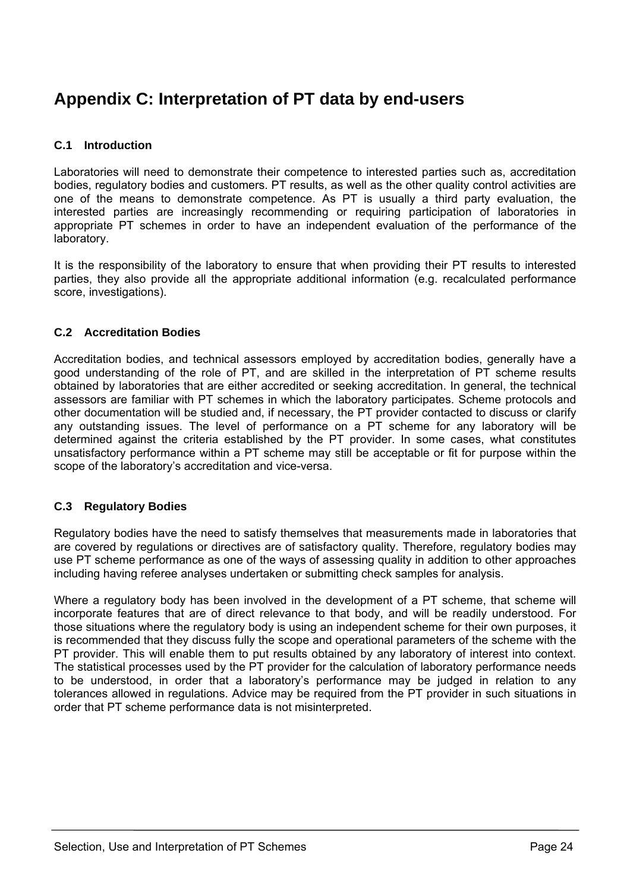# Appendix C: Interpretation of PT data by end-users

## C.1 Introduction

Laboratories will need to demonstrate their competence to interested parties such as, accreditation bodies, regulatory bodies and customers. PT results, as well as the other quality control activities are one of the means to demonstrate competence. As PT is usually a third party evaluation, the interested parties are increasingly recommending or requiring participation of laboratories in appropriate PT schemes in order to have an independent evaluation of the performance of the laboratory.

It is the responsibility of the laboratory to ensure that when providing their PT results to interested parties, they also provide all the appropriate additional information (e.g. recalculated performance score, investigations).

## C.2 Accreditation Bodies

Accreditation bodies, and technical assessors employed by accreditation bodies, generally have a good understanding of the role of PT, and are skilled in the interpretation of PT scheme results obtained by laboratories that are either accredited or seeking accreditation. In general, the technical assessors are familiar with PT schemes in which the laboratory participates. Scheme protocols and other documentation will be studied and, if necessary, the PT provider contacted to discuss or clarify any outstanding issues. The level of performance on a PT scheme for any laboratory will be determined against the criteria established by the PT provider. In some cases, what constitutes unsatisfactory performance within a PT scheme may still be acceptable or fit for purpose within the scope of the laboratory's accreditation and vice-versa.

## C.3 Regulatory Bodies

Regulatory bodies have the need to satisfy themselves that measurements made in laboratories that are covered by regulations or directives are of satisfactory quality. Therefore, regulatory bodies may use PT scheme performance as one of the ways of assessing quality in addition to other approaches including having referee analyses undertaken or submitting check samples for analysis.

Where a regulatory body has been involved in the development of a PT scheme, that scheme will incorporate features that are of direct relevance to that body, and will be readily understood. For those situations where the regulatory body is using an independent scheme for their own purposes, it is recommended that they discuss fully the scope and operational parameters of the scheme with the PT provider. This will enable them to put results obtained by any laboratory of interest into context. The statistical processes used by the PT provider for the calculation of laboratory performance needs to be understood, in order that a laboratory's performance may be judged in relation to any tolerances allowed in regulations. Advice may be required from the PT provider in such situations in order that PT scheme performance data is not misinterpreted.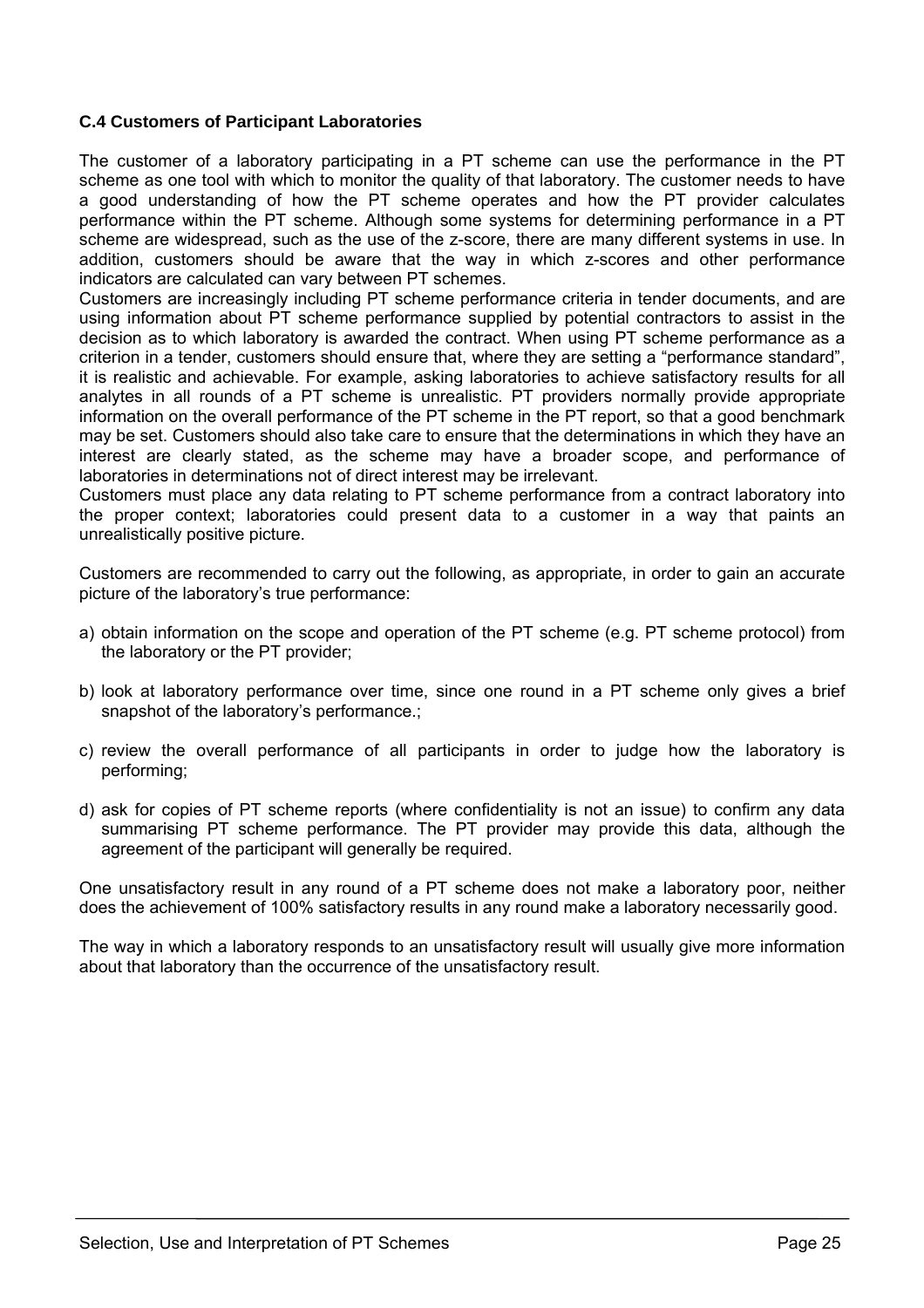### C.4 Customers of Participant Laboratories

The customer of a laboratory participating in a PT scheme can use the performance in the PT scheme as one tool with which to monitor the quality of that laboratory. The customer needs to have a good understanding of how the PT scheme operates and how the PT provider calculates performance within the PT scheme. Although some systems for determining performance in a PT scheme are widespread, such as the use of the z-score, there are many different systems in use. In addition, customers should be aware that the way in which z-scores and other performance indicators are calculated can vary between PT schemes.

Customers are increasingly including PT scheme performance criteria in tender documents, and are using information about PT scheme performance supplied by potential contractors to assist in the decision as to which laboratory is awarded the contract. When using PT scheme performance as a criterion in a tender, customers should ensure that, where they are setting a "performance standard", it is realistic and achievable. For example, asking laboratories to achieve satisfactory results for all analytes in all rounds of a PT scheme is unrealistic. PT providers normally provide appropriate information on the overall performance of the PT scheme in the PT report, so that a good benchmark may be set. Customers should also take care to ensure that the determinations in which they have an interest are clearly stated, as the scheme may have a broader scope, and performance of laboratories in determinations not of direct interest may be irrelevant.

Customers must place any data relating to PT scheme performance from a contract laboratory into the proper context; laboratories could present data to a customer in a way that paints an unrealistically positive picture.

Customers are recommended to carry out the following, as appropriate, in order to gain an accurate picture of the laboratory's true performance:

a) obtain information on the scope and operation of the PT scheme (e.g. PT scheme protocol) from the laboratory or the PT provider;

b) look at laboratory performance over time, since one round in a PT scheme only gives a brief snapshot of the laboratory's performance.;

c) review the overall performance of all participants in order to judge how the laboratory is performing;

d) ask for copies of PT scheme reports (where confidentiality is not an issue) to confirm any data summarising PT scheme performance. The PT provider may provide this data, although the agreement of the participant will generally be required.

One unsatisfactory result in any round of a PT scheme does not make a laboratory poor, neither does the achievement of 100% satisfactory results in any round make a laboratory necessarily good.

The way in which a laboratory responds to an unsatisfactory result will usually give more information about that laboratory than the occurrence of the unsatisfactory result.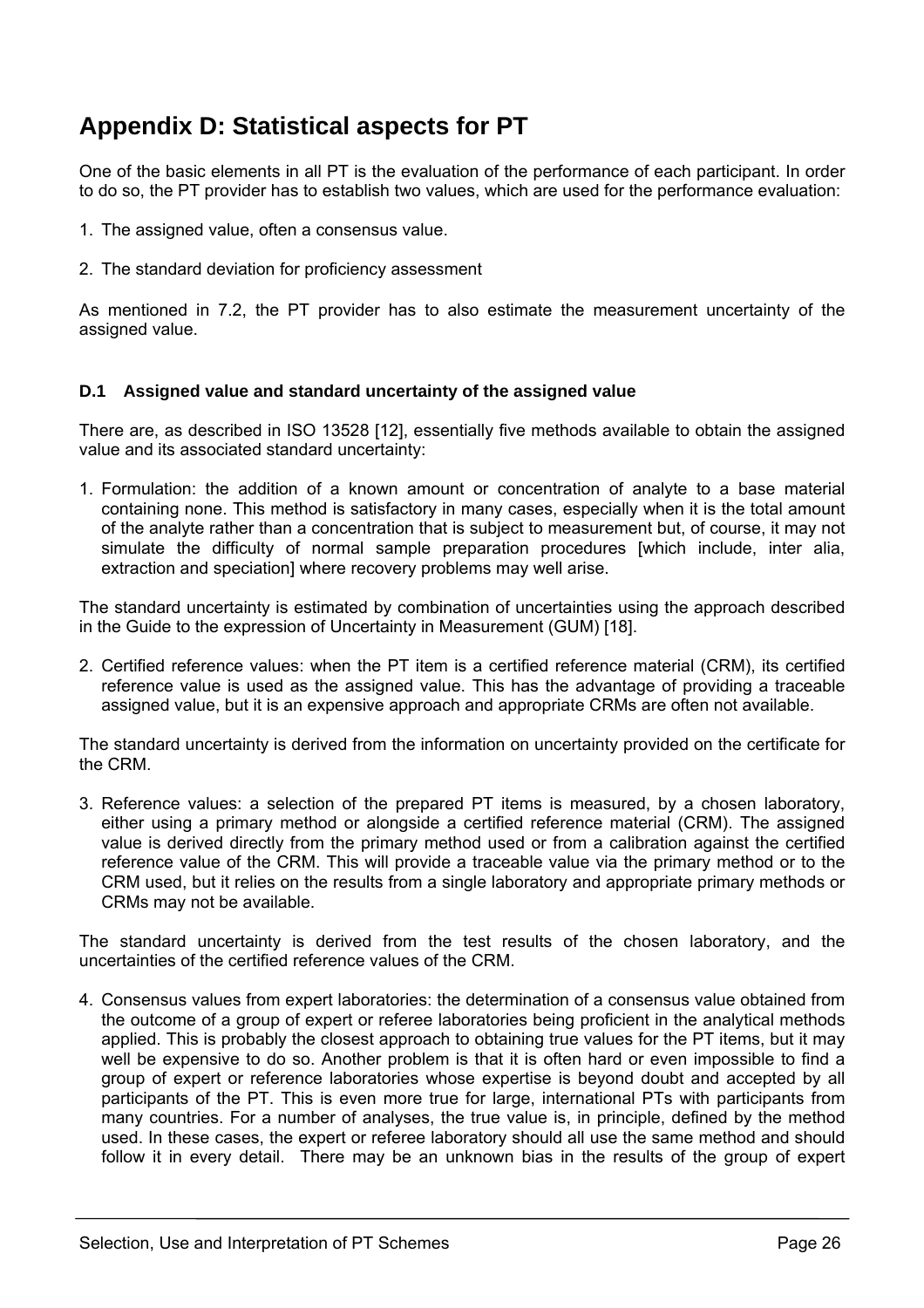# Appendix D: Statistical aspects for PT

One of the basic elements in all PT is the evaluation of the performance of each participant. In order to do so, the PT provider has to establish two values, which are used for the performance evaluation:

1. The assigned value, often a consensus value.

2. The standard deviation for proficiency assessment

As mentioned in 7.2, the PT provider has to also estimate the measurement uncertainty of the assigned value.

### D.1 Assigned value and standard uncertainty of the assigned value

There are, as described in ISO 13528 [12], essentially five methods available to obtain the assigned value and its associated standard uncertainty:

1. Formulation: the addition of a known amount or concentration of analyte to a base material containing none. This method is satisfactory in many cases, especially when it is the total amount of the analyte rather than a concentration that is subject to measurement but, of course, it may not simulate the difficulty of normal sample preparation procedures [which include, inter alia, extraction and speciation] where recovery problems may well arise.

The standard uncertainty is estimated by combination of uncertainties using the approach described in the Guide to the expression of Uncertainty in Measurement (GUM) [18].

2. Certified reference values: when the PT item is a certified reference material (CRM), its certified reference value is used as the assigned value. This has the advantage of providing a traceable assigned value, but it is an expensive approach and appropriate CRMs are often not available.

The standard uncertainty is derived from the information on uncertainty provided on the certificate for the CRM.

3. Reference values: a selection of the prepared PT items is measured, by a chosen laboratory, either using a primary method or alongside a certified reference material (CRM). The assigned value is derived directly from the primary method used or from a calibration against the certified reference value of the CRM. This will provide a traceable value via the primary method or to the CRM used, but it relies on the results from a single laboratory and appropriate primary methods or CRMs may not be available.

The standard uncertainty is derived from the test results of the chosen laboratory, and the uncertainties of the certified reference values of the CRM.

4. Consensus values from expert laboratories: the determination of a consensus value obtained from the outcome of a group of expert or referee laboratories being proficient in the analytical methods applied. This is probably the closest approach to obtaining true values for the PT items, but it may well be expensive to do so. Another problem is that it is often hard or even impossible to find a group of expert or reference laboratories whose expertise is beyond doubt and accepted by all participants of the PT. This is even more true for large, international PTs with participants from many countries. For a number of analyses, the true value is, in principle, defined by the method used. In these cases, the expert or referee laboratory should all use the same method and should follow it in every detail. There may be an unknown bias in the results of the group of expert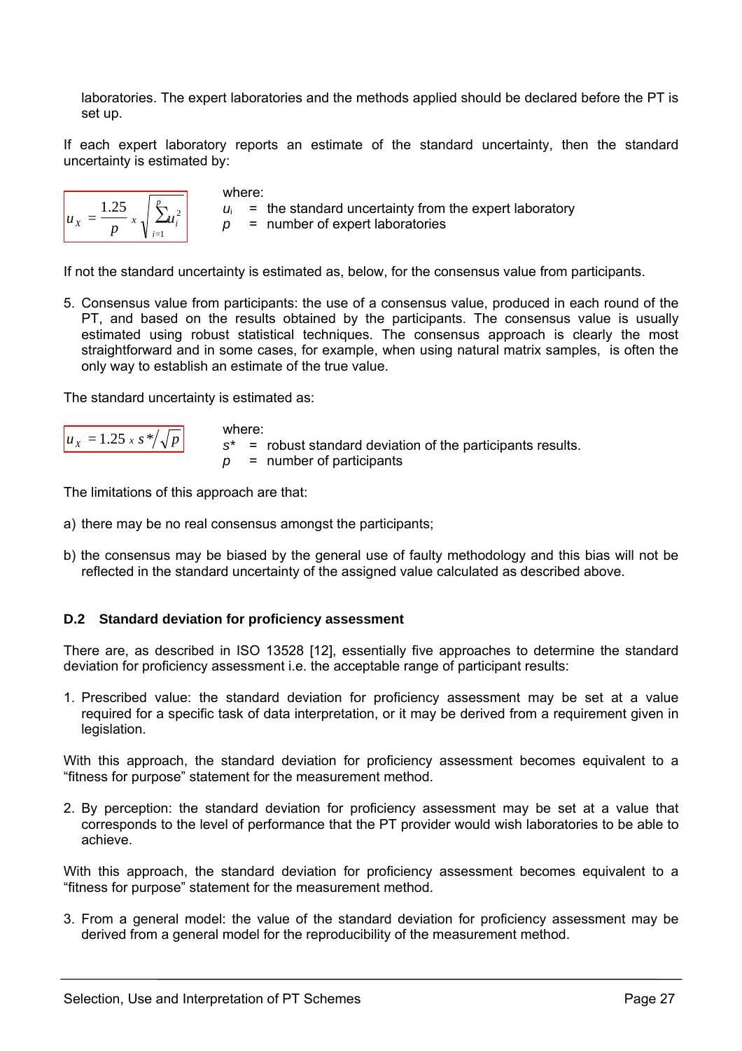laboratories. The expert laboratories and the methods applied should be declared before the PT is set up.

If each expert laboratory reports an estimate of the standard uncertainty, then the standard uncertainty is estimated by:

$$u_X = \frac{1.25}{p} \times \sqrt{\sum_{i=1}^{p} u_i^2}$$

where:
$u_i$ = the standard uncertainty from the expert laboratory
$p$ = number of expert laboratories

If not the standard uncertainty is estimated as, below, for the consensus value from participants.

5. Consensus value from participants: the use of a consensus value, produced in each round of the PT, and based on the results obtained by the participants. The consensus value is usually estimated using robust statistical techniques. The consensus approach is clearly the most straightforward and in some cases, for example, when using natural matrix samples, is often the only way to establish an estimate of the true value.

The standard uncertainty is estimated as:

$$u_X = 1.25 \times s^* / \sqrt{p}$$

where:
$s^*$ = robust standard deviation of the participants results.
$p$ = number of participants

The limitations of this approach are that:

a) there may be no real consensus amongst the participants;

b) the consensus may be biased by the general use of faulty methodology and this bias will not be reflected in the standard uncertainty of the assigned value calculated as described above.

### D.2 Standard deviation for proficiency assessment

There are, as described in ISO 13528 [12], essentially five approaches to determine the standard deviation for proficiency assessment i.e. the acceptable range of participant results:

1. Prescribed value: the standard deviation for proficiency assessment may be set at a value required for a specific task of data interpretation, or it may be derived from a requirement given in legislation.

With this approach, the standard deviation for proficiency assessment becomes equivalent to a "fitness for purpose" statement for the measurement method.

2. By perception: the standard deviation for proficiency assessment may be set at a value that corresponds to the level of performance that the PT provider would wish laboratories to be able to achieve.

With this approach, the standard deviation for proficiency assessment becomes equivalent to a "fitness for purpose" statement for the measurement method.

3. From a general model: the value of the standard deviation for proficiency assessment may be derived from a general model for the reproducibility of the measurement method.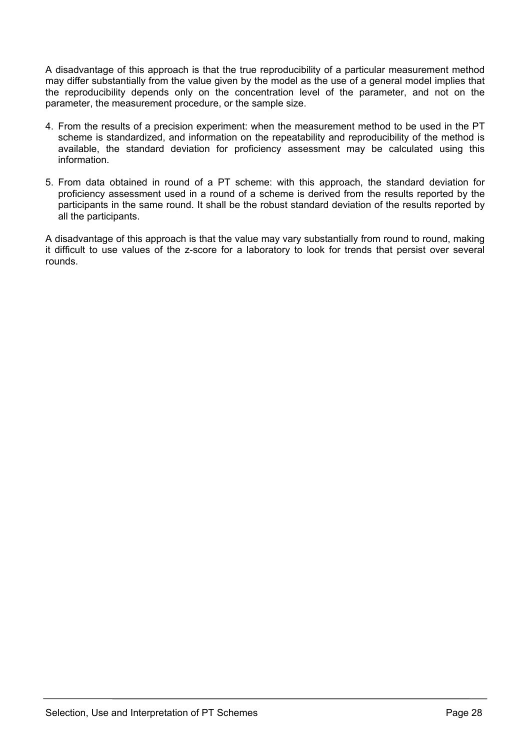A disadvantage of this approach is that the true reproducibility of a particular measurement method may differ substantially from the value given by the model as the use of a general model implies that the reproducibility depends only on the concentration level of the parameter, and not on the parameter, the measurement procedure, or the sample size.

4. From the results of a precision experiment: when the measurement method to be used in the PT scheme is standardized, and information on the repeatability and reproducibility of the method is available, the standard deviation for proficiency assessment may be calculated using this information.

5. From data obtained in round of a PT scheme: with this approach, the standard deviation for proficiency assessment used in a round of a scheme is derived from the results reported by the participants in the same round. It shall be the robust standard deviation of the results reported by all the participants.

A disadvantage of this approach is that the value may vary substantially from round to round, making it difficult to use values of the z-score for a laboratory to look for trends that persist over several rounds.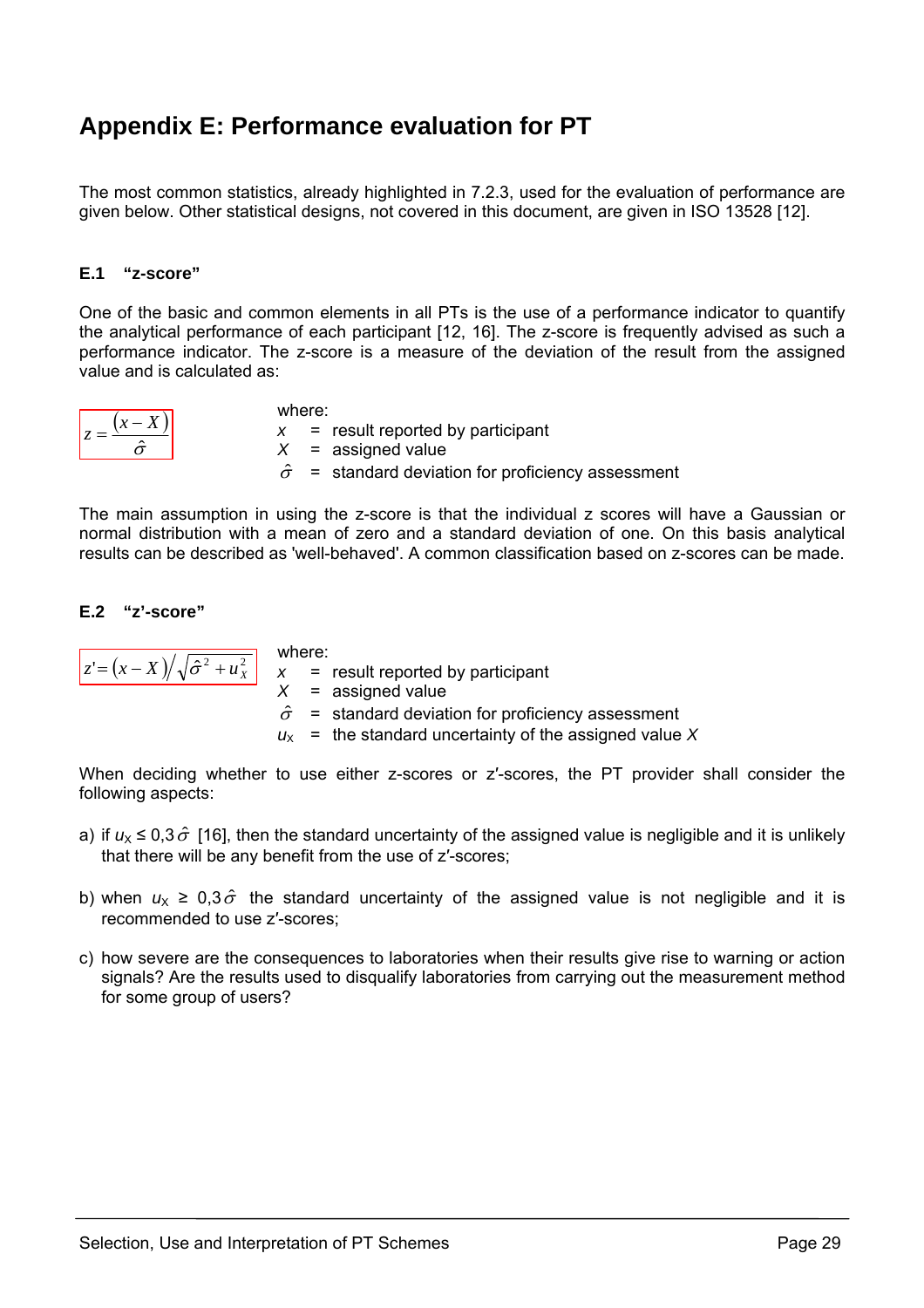# Appendix E: Performance evaluation for PT

The most common statistics, already highlighted in 7.2.3, used for the evaluation of performance are given below. Other statistical designs, not covered in this document, are given in ISO 13528 [12].

### E.1 "z-score"

One of the basic and common elements in all PTs is the use of a performance indicator to quantify the analytical performance of each participant [12, 16]. The z-score is frequently advised as such a performance indicator. The z-score is a measure of the deviation of the result from the assigned value and is calculated as:

$$z = \frac{(x - X)}{\hat{\sigma}}$$

where:

$x$ = result reported by participant
$X$ = assigned value
$\hat{\sigma}$ = standard deviation for proficiency assessment

The main assumption in using the z-score is that the individual z scores will have a Gaussian or normal distribution with a mean of zero and a standard deviation of one. On this basis analytical results can be described as 'well-behaved'. A common classification based on z-scores can be made.

### E.2 "z'-score"

$$z' = (x - X) \Big/ \sqrt{\hat{\sigma}^2 + u_X^2}$$

where:

$x$ = result reported by participant
$X$ = assigned value
$\hat{\sigma}$ = standard deviation for proficiency assessment
$u_X$ = the standard uncertainty of the assigned value $X$

When deciding whether to use either z-scores or z′-scores, the PT provider shall consider the following aspects:

a) if $u_X \leq 0{,}3\hat{\sigma}$ [16], then the standard uncertainty of the assigned value is negligible and it is unlikely that there will be any benefit from the use of z′-scores;

b) when $u_X \geq 0{,}3\hat{\sigma}$ the standard uncertainty of the assigned value is not negligible and it is recommended to use z′-scores;

c) how severe are the consequences to laboratories when their results give rise to warning or action signals? Are the results used to disqualify laboratories from carrying out the measurement method for some group of users?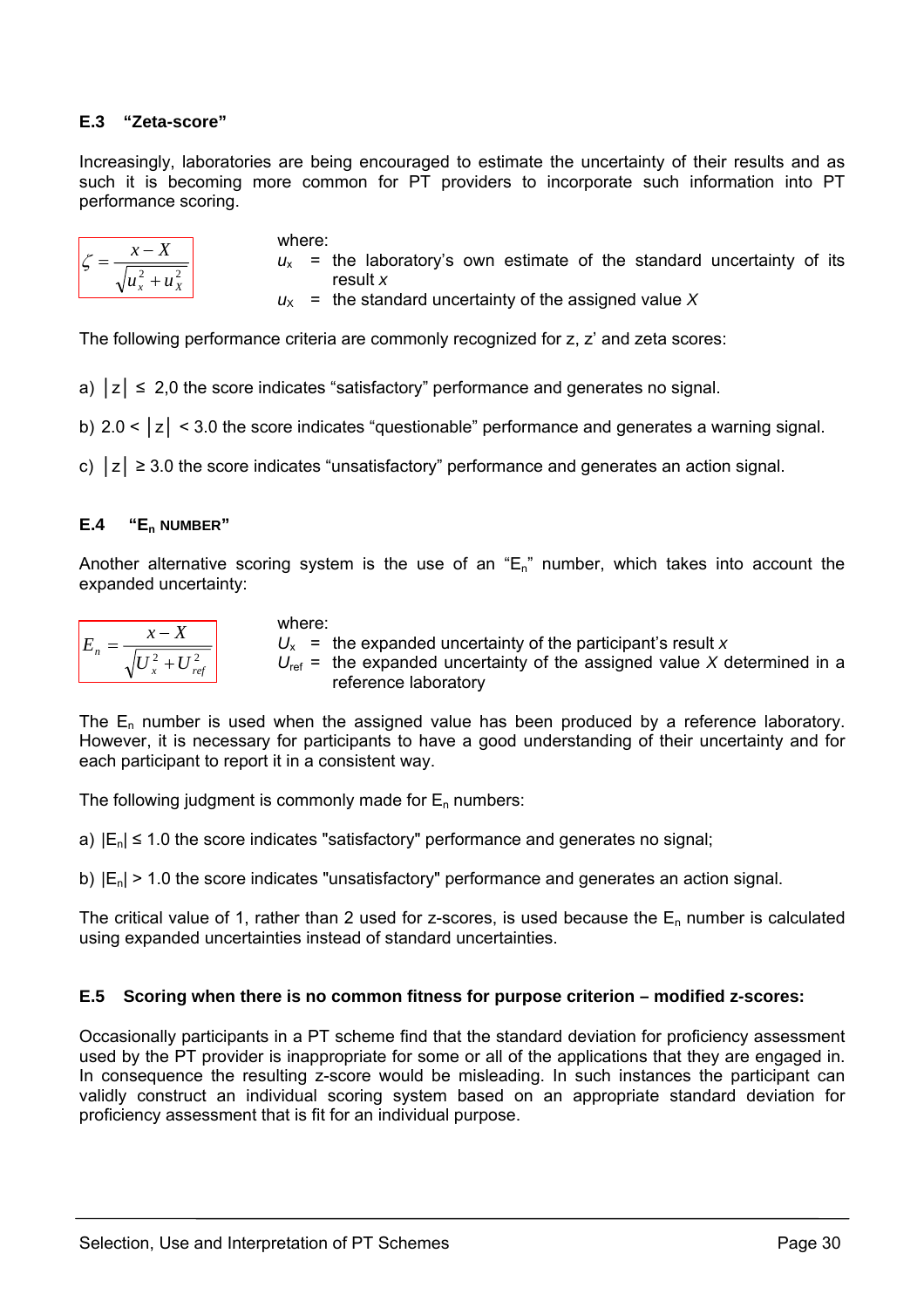### E.3 "Zeta-score"

Increasingly, laboratories are being encouraged to estimate the uncertainty of their results and as such it is becoming more common for PT providers to incorporate such information into PT performance scoring.

$$\zeta = \frac{x - X}{\sqrt{u_x^2 + u_X^2}}$$

where:

$u_x$ = the laboratory's own estimate of the standard uncertainty of its result $x$

$u_X$ = the standard uncertainty of the assigned value $X$

The following performance criteria are commonly recognized for z, z' and zeta scores:

a) $|z| \leq$ 2,0 the score indicates "satisfactory" performance and generates no signal.

b) $2.0 < |z| < 3.0$ the score indicates "questionable" performance and generates a warning signal.

c) $|z| \geq 3.0$ the score indicates "unsatisfactory" performance and generates an action signal.

### E.4 "$E_n$ NUMBER"

Another alternative scoring system is the use of an "$E_n$" number, which takes into account the expanded uncertainty:

$$E_n = \frac{x - X}{\sqrt{U_x^2 + U_{ref}^2}}$$

where:

$U_x$ = the expanded uncertainty of the participant's result $x$

$U_{ref}$ = the expanded uncertainty of the assigned value $X$ determined in a reference laboratory

The $E_n$ number is used when the assigned value has been produced by a reference laboratory. However, it is necessary for participants to have a good understanding of their uncertainty and for each participant to report it in a consistent way.

The following judgment is commonly made for $E_n$ numbers:

a) $|E_n| \leq 1.0$ the score indicates "satisfactory" performance and generates no signal;

b) $|E_n| > 1.0$ the score indicates "unsatisfactory" performance and generates an action signal.

The critical value of 1, rather than 2 used for z-scores, is used because the $E_n$ number is calculated using expanded uncertainties instead of standard uncertainties.

### E.5 Scoring when there is no common fitness for purpose criterion – modified z-scores:

Occasionally participants in a PT scheme find that the standard deviation for proficiency assessment used by the PT provider is inappropriate for some or all of the applications that they are engaged in. In consequence the resulting z-score would be misleading. In such instances the participant can validly construct an individual scoring system based on an appropriate standard deviation for proficiency assessment that is fit for an individual purpose.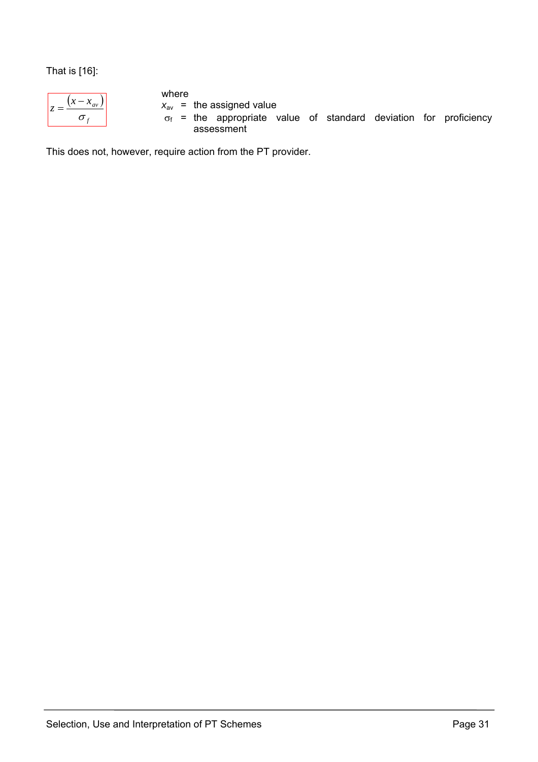That is [16]:

$$z = \frac{(x - x_{av})}{\sigma_f}$$

where

$x_{av}$ = the assigned value

$\sigma_f$ = the appropriate value of standard deviation for proficiency assessment

This does not, however, require action from the PT provider.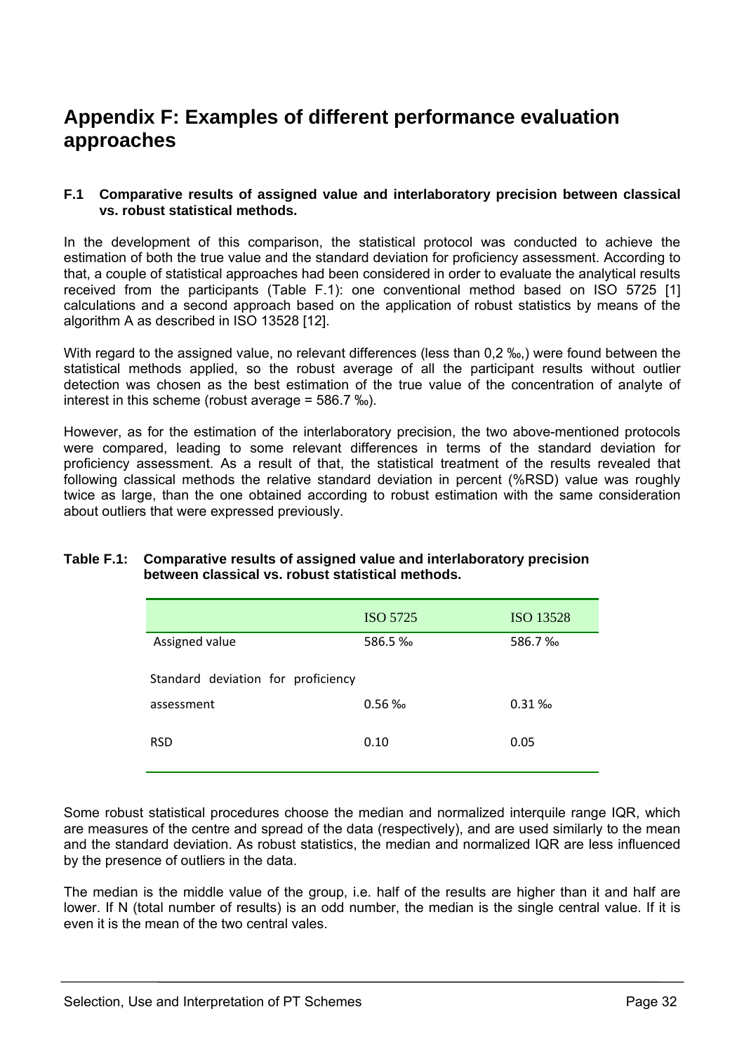# Appendix F: Examples of different performance evaluation approaches

### F.1 Comparative results of assigned value and interlaboratory precision between classical vs. robust statistical methods.

In the development of this comparison, the statistical protocol was conducted to achieve the estimation of both the true value and the standard deviation for proficiency assessment. According to that, a couple of statistical approaches had been considered in order to evaluate the analytical results received from the participants (Table F.1): one conventional method based on ISO 5725 [1] calculations and a second approach based on the application of robust statistics by means of the algorithm A as described in ISO 13528 [12].

With regard to the assigned value, no relevant differences (less than 0,2 ‰,) were found between the statistical methods applied, so the robust average of all the participant results without outlier detection was chosen as the best estimation of the true value of the concentration of analyte of interest in this scheme (robust average = 586.7 ‰).

However, as for the estimation of the interlaboratory precision, the two above-mentioned protocols were compared, leading to some relevant differences in terms of the standard deviation for proficiency assessment. As a result of that, the statistical treatment of the results revealed that following classical methods the relative standard deviation in percent (%RSD) value was roughly twice as large, than the one obtained according to robust estimation with the same consideration about outliers that were expressed previously.

**Table F.1: Comparative results of assigned value and interlaboratory precision between classical vs. robust statistical methods.**

| | ISO 5725 | ISO 13528 |
|---|---|---|
| Assigned value | 586.5 ‰ | 586.7 ‰ |
| Standard deviation for proficiency assessment | 0.56 ‰ | 0.31 ‰ |
| RSD | 0.10 | 0.05 |

Some robust statistical procedures choose the median and normalized interquile range IQR, which are measures of the centre and spread of the data (respectively), and are used similarly to the mean and the standard deviation. As robust statistics, the median and normalized IQR are less influenced by the presence of outliers in the data.

The median is the middle value of the group, i.e. half of the results are higher than it and half are lower. If N (total number of results) is an odd number, the median is the single central value. If it is even it is the mean of the two central vales.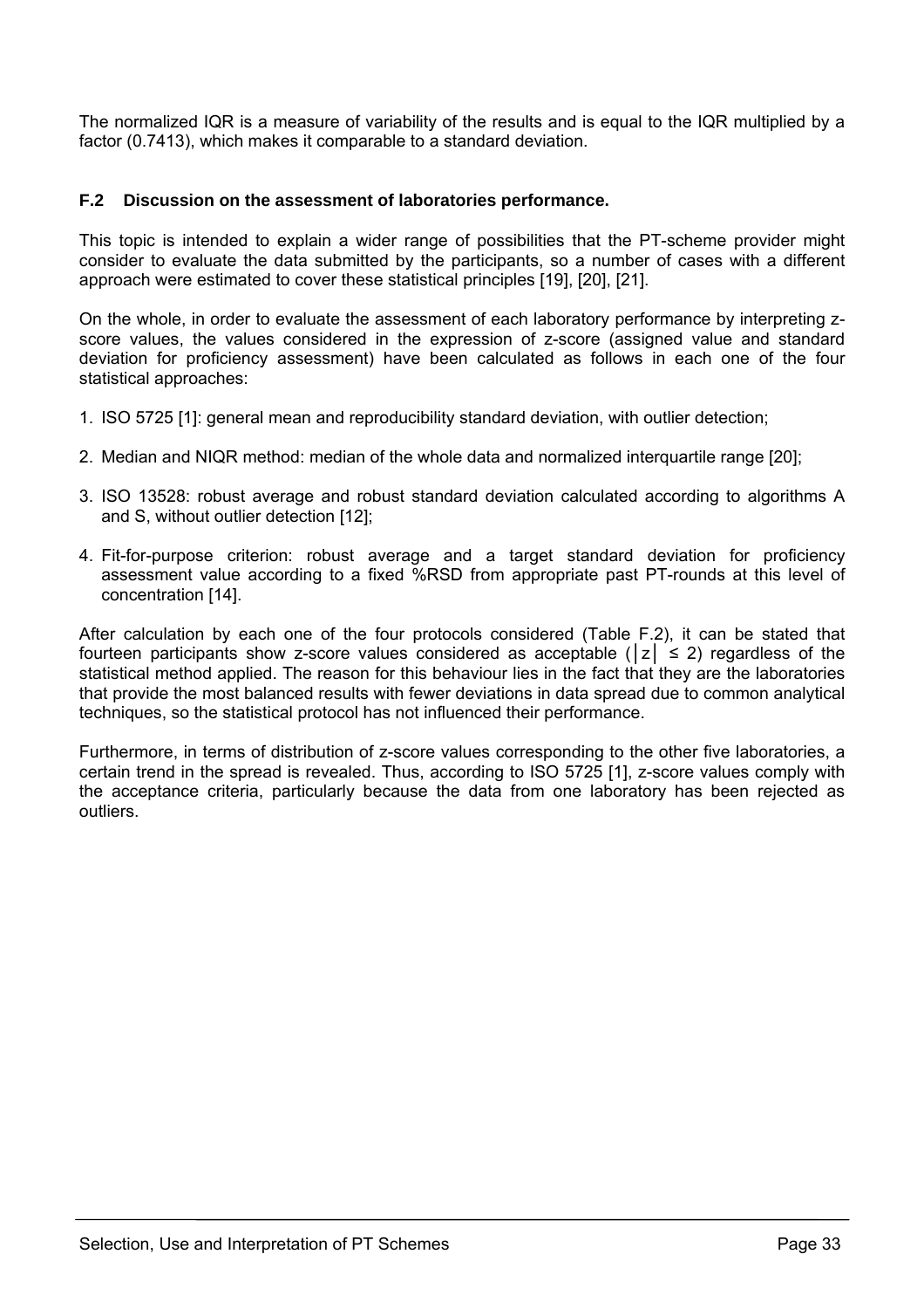The normalized IQR is a measure of variability of the results and is equal to the IQR multiplied by a factor (0.7413), which makes it comparable to a standard deviation.

## F.2 Discussion on the assessment of laboratories performance.

This topic is intended to explain a wider range of possibilities that the PT-scheme provider might consider to evaluate the data submitted by the participants, so a number of cases with a different approach were estimated to cover these statistical principles [19], [20], [21].

On the whole, in order to evaluate the assessment of each laboratory performance by interpreting z-score values, the values considered in the expression of z-score (assigned value and standard deviation for proficiency assessment) have been calculated as follows in each one of the four statistical approaches:

1. ISO 5725 [1]: general mean and reproducibility standard deviation, with outlier detection;
2. Median and NIQR method: median of the whole data and normalized interquartile range [20];
3. ISO 13528: robust average and robust standard deviation calculated according to algorithms A and S, without outlier detection [12];
4. Fit-for-purpose criterion: robust average and a target standard deviation for proficiency assessment value according to a fixed %RSD from appropriate past PT-rounds at this level of concentration [14].

After calculation by each one of the four protocols considered (Table F.2), it can be stated that fourteen participants show z-score values considered as acceptable ($|z| \leq 2$) regardless of the statistical method applied. The reason for this behaviour lies in the fact that they are the laboratories that provide the most balanced results with fewer deviations in data spread due to common analytical techniques, so the statistical protocol has not influenced their performance.

Furthermore, in terms of distribution of z-score values corresponding to the other five laboratories, a certain trend in the spread is revealed. Thus, according to ISO 5725 [1], z-score values comply with the acceptance criteria, particularly because the data from one laboratory has been rejected as outliers.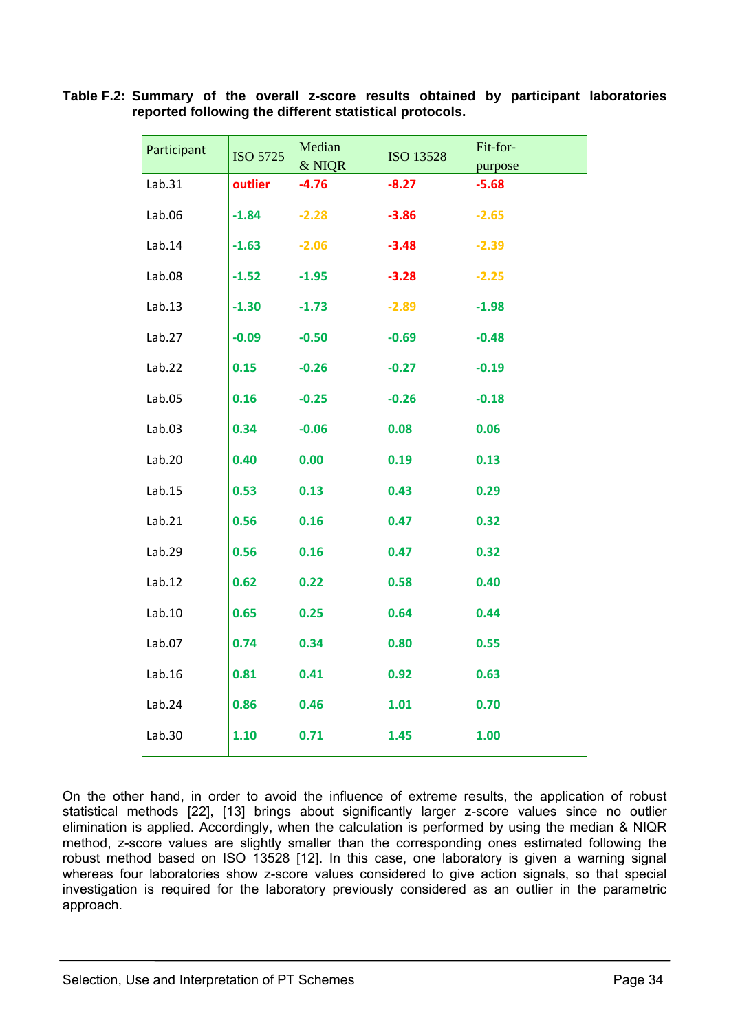**Table F.2: Summary of the overall z-score results obtained by participant laboratories reported following the different statistical protocols.**

| Participant | ISO 5725 | Median & NIQR | ISO 13528 | Fit-for-purpose |
|---|---|---|---|---|
| Lab.31 | outlier | -4.76 | -8.27 | -5.68 |
| Lab.06 | -1.84 | -2.28 | -3.86 | -2.65 |
| Lab.14 | -1.63 | -2.06 | -3.48 | -2.39 |
| Lab.08 | -1.52 | -1.95 | -3.28 | -2.25 |
| Lab.13 | -1.30 | -1.73 | -2.89 | -1.98 |
| Lab.27 | -0.09 | -0.50 | -0.69 | -0.48 |
| Lab.22 | 0.15 | -0.26 | -0.27 | -0.19 |
| Lab.05 | 0.16 | -0.25 | -0.26 | -0.18 |
| Lab.03 | 0.34 | -0.06 | 0.08 | 0.06 |
| Lab.20 | 0.40 | 0.00 | 0.19 | 0.13 |
| Lab.15 | 0.53 | 0.13 | 0.43 | 0.29 |
| Lab.21 | 0.56 | 0.16 | 0.47 | 0.32 |
| Lab.29 | 0.56 | 0.16 | 0.47 | 0.32 |
| Lab.12 | 0.62 | 0.22 | 0.58 | 0.40 |
| Lab.10 | 0.65 | 0.25 | 0.64 | 0.44 |
| Lab.07 | 0.74 | 0.34 | 0.80 | 0.55 |
| Lab.16 | 0.81 | 0.41 | 0.92 | 0.63 |
| Lab.24 | 0.86 | 0.46 | 1.01 | 0.70 |
| Lab.30 | 1.10 | 0.71 | 1.45 | 1.00 |

On the other hand, in order to avoid the influence of extreme results, the application of robust statistical methods [22], [13] brings about significantly larger z-score values since no outlier elimination is applied. Accordingly, when the calculation is performed by using the median & NIQR method, z-score values are slightly smaller than the corresponding ones estimated following the robust method based on ISO 13528 [12]. In this case, one laboratory is given a warning signal whereas four laboratories show z-score values considered to give action signals, so that special investigation is required for the laboratory previously considered as an outlier in the parametric approach.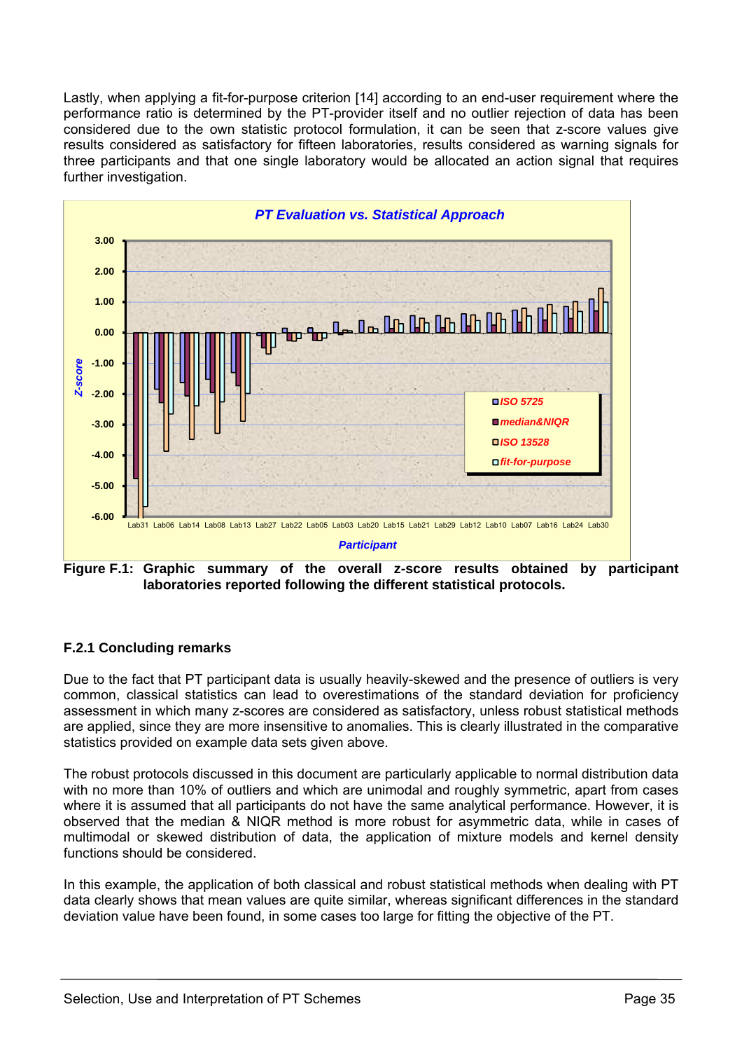Lastly, when applying a fit-for-purpose criterion [14] according to an end-user requirement where the performance ratio is determined by the PT-provider itself and no outlier rejection of data has been considered due to the own statistic protocol formulation, it can be seen that z-score values give results considered as satisfactory for fifteen laboratories, results considered as warning signals for three participants and that one single laboratory would be allocated an action signal that requires further investigation.

**Figure F.1: Graphic summary of the overall z-score results obtained by participant laboratories reported following the different statistical protocols.**

### F.2.1 Concluding remarks

Due to the fact that PT participant data is usually heavily-skewed and the presence of outliers is very common, classical statistics can lead to overestimations of the standard deviation for proficiency assessment in which many z-scores are considered as satisfactory, unless robust statistical methods are applied, since they are more insensitive to anomalies. This is clearly illustrated in the comparative statistics provided on example data sets given above.

The robust protocols discussed in this document are particularly applicable to normal distribution data with no more than 10% of outliers and which are unimodal and roughly symmetric, apart from cases where it is assumed that all participants do not have the same analytical performance. However, it is observed that the median & NIQR method is more robust for asymmetric data, while in cases of multimodal or skewed distribution of data, the application of mixture models and kernel density functions should be considered.

In this example, the application of both classical and robust statistical methods when dealing with PT data clearly shows that mean values are quite similar, whereas significant differences in the standard deviation value have been found, in some cases too large for fitting the objective of the PT.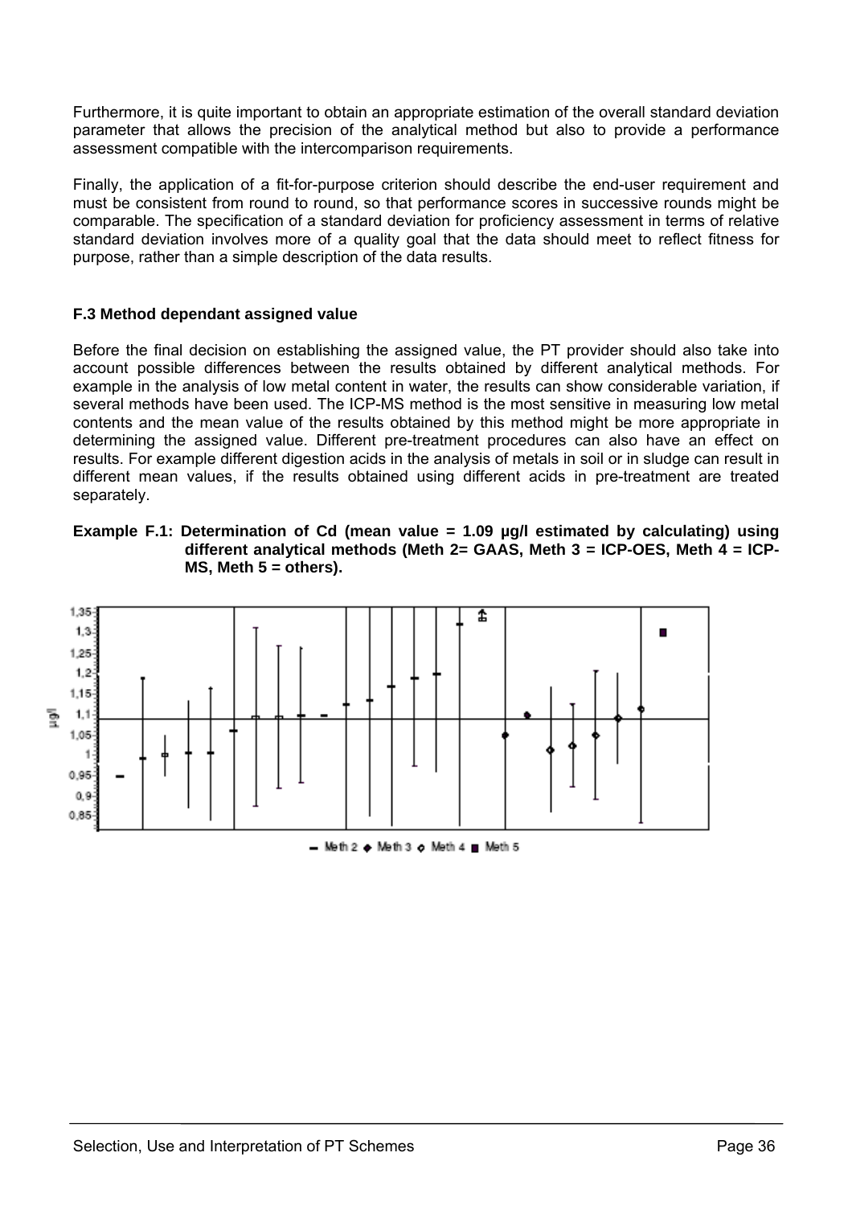Furthermore, it is quite important to obtain an appropriate estimation of the overall standard deviation parameter that allows the precision of the analytical method but also to provide a performance assessment compatible with the intercomparison requirements.

Finally, the application of a fit-for-purpose criterion should describe the end-user requirement and must be consistent from round to round, so that performance scores in successive rounds might be comparable. The specification of a standard deviation for proficiency assessment in terms of relative standard deviation involves more of a quality goal that the data should meet to reflect fitness for purpose, rather than a simple description of the data results.

### F.3 Method dependant assigned value

Before the final decision on establishing the assigned value, the PT provider should also take into account possible differences between the results obtained by different analytical methods. For example in the analysis of low metal content in water, the results can show considerable variation, if several methods have been used. The ICP-MS method is the most sensitive in measuring low metal contents and the mean value of the results obtained by this method might be more appropriate in determining the assigned value. Different pre-treatment procedures can also have an effect on results. For example different digestion acids in the analysis of metals in soil or in sludge can result in different mean values, if the results obtained using different acids in pre-treatment are treated separately.

**Example F.1: Determination of Cd (mean value = 1.09 µg/l estimated by calculating) using different analytical methods (Meth 2= GAAS, Meth 3 = ICP-OES, Meth 4 = ICP-MS, Meth 5 = others).**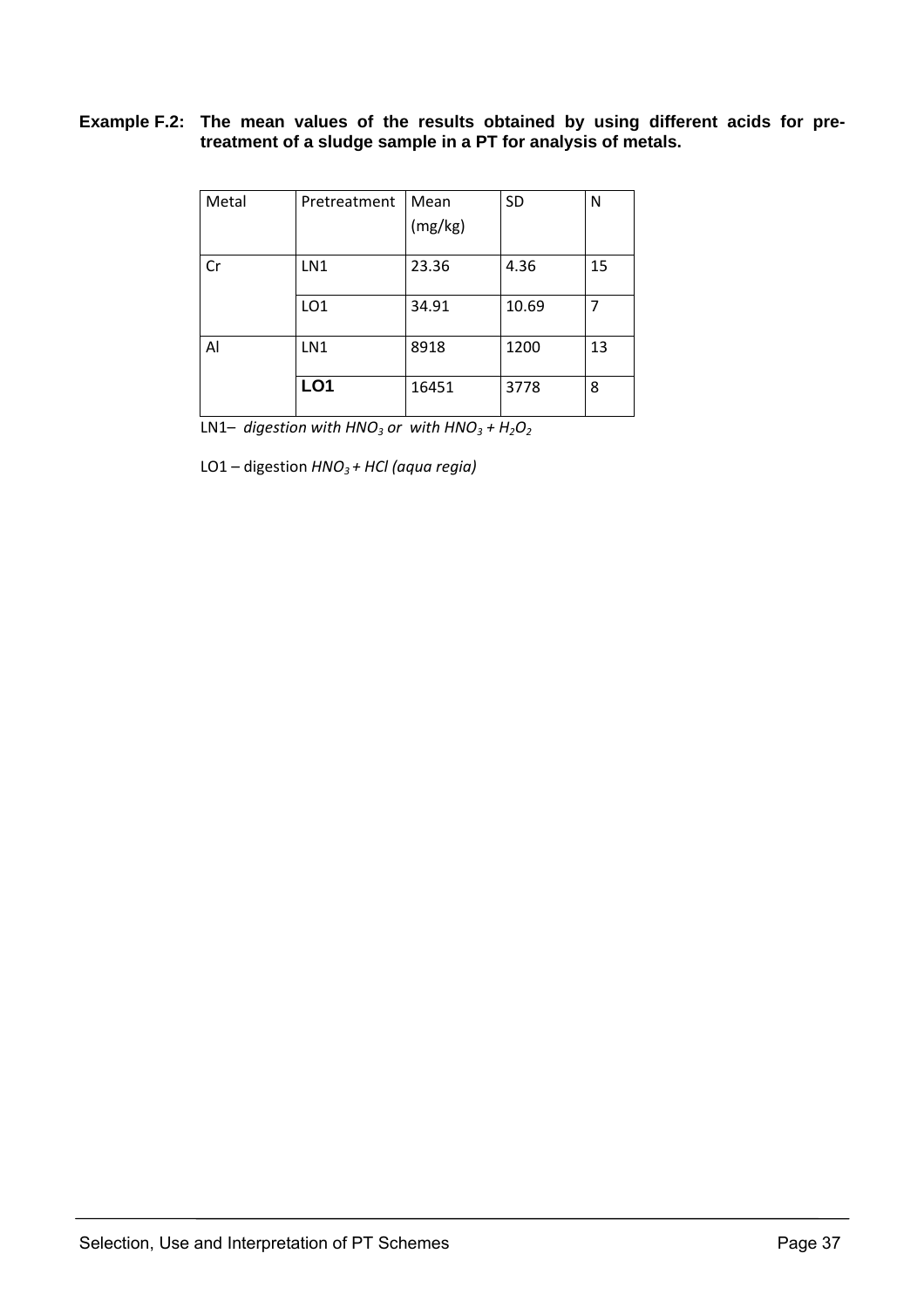**Example F.2: The mean values of the results obtained by using different acids for pre-treatment of a sludge sample in a PT for analysis of metals.**

| Metal | Pretreatment | Mean (mg/kg) | SD | N |
|---|---|---|---|---|
| Cr | LN1 | 23.36 | 4.36 | 15 |
| | LO1 | 34.91 | 10.69 | 7 |
| Al | LN1 | 8918 | 1200 | 13 |
| | LO1 | 16451 | 3778 | 8 |

LN1– *digestion with $HNO_3$ or with $HNO_3$ + $H_2O_2$*

LO1 – digestion *$HNO_3$ + HCl (aqua regia)*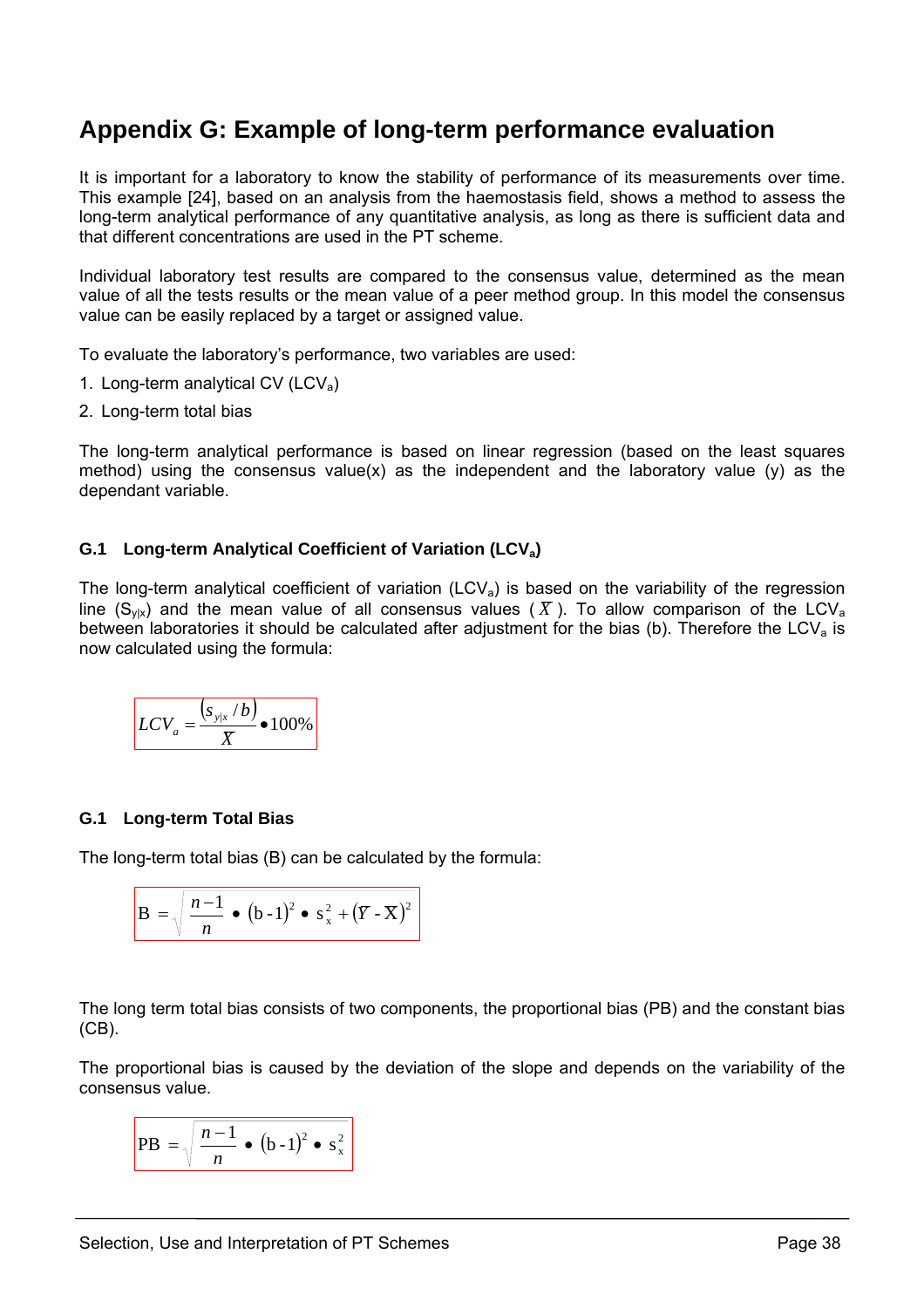# Appendix G: Example of long-term performance evaluation

It is important for a laboratory to know the stability of performance of its measurements over time. This example [24], based on an analysis from the haemostasis field, shows a method to assess the long-term analytical performance of any quantitative analysis, as long as there is sufficient data and that different concentrations are used in the PT scheme.

Individual laboratory test results are compared to the consensus value, determined as the mean value of all the tests results or the mean value of a peer method group. In this model the consensus value can be easily replaced by a target or assigned value.

To evaluate the laboratory's performance, two variables are used:

1. Long-term analytical CV ($LCV_a$)
2. Long-term total bias

The long-term analytical performance is based on linear regression (based on the least squares method) using the consensus value(x) as the independent and the laboratory value (y) as the dependant variable.

### G.1 Long-term Analytical Coefficient of Variation ($LCV_a$)

The long-term analytical coefficient of variation ($LCV_a$) is based on the variability of the regression line ($S_{y|x}$) and the mean value of all consensus values ( $\bar{X}$ ). To allow comparison of the $LCV_a$ between laboratories it should be calculated after adjustment for the bias (b). Therefore the $LCV_a$ is now calculated using the formula:

$$LCV_a = \frac{(s_{y|x} / b)}{\bar{X}} \bullet 100\%$$

### G.1 Long-term Total Bias

The long-term total bias (B) can be calculated by the formula:

$$B = \sqrt{\frac{n-1}{n} \bullet (b-1)^2 \bullet s_x^2 + (\bar{Y} - \bar{X})^2}$$

The long term total bias consists of two components, the proportional bias (PB) and the constant bias (CB).

The proportional bias is caused by the deviation of the slope and depends on the variability of the consensus value.

$$PB = \sqrt{\frac{n-1}{n} \bullet (b-1)^2 \bullet s_x^2}$$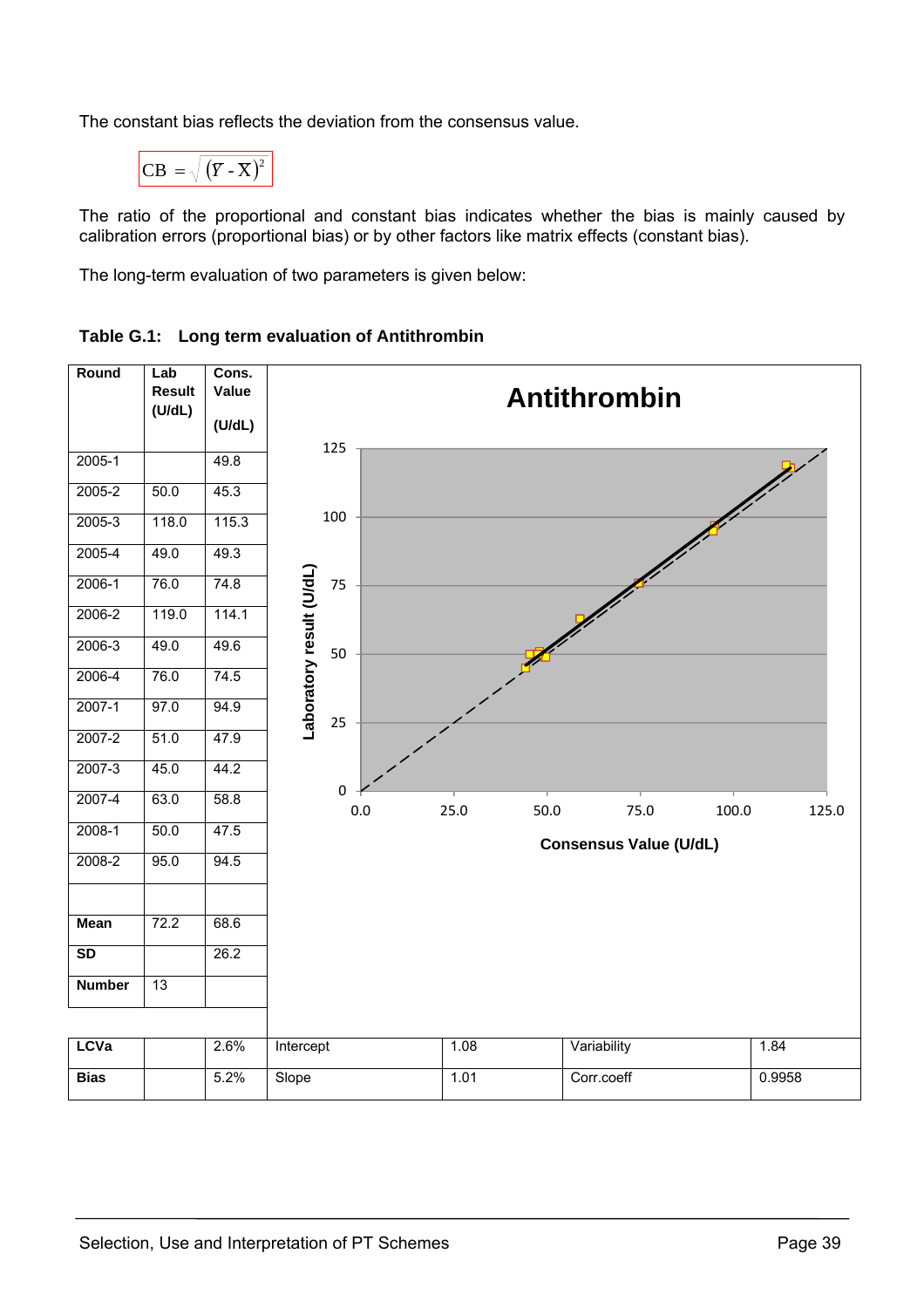The constant bias reflects the deviation from the consensus value.

$$CB = \sqrt{(\bar{Y} - \bar{X})^2}$$

The ratio of the proportional and constant bias indicates whether the bias is mainly caused by calibration errors (proportional bias) or by other factors like matrix effects (constant bias).

The long-term evaluation of two parameters is given below:

**Table G.1: Long term evaluation of Antithrombin**

| Round | Lab Result (U/dL) | Cons. Value (U/dL) |
|---|---|---|
| 2005-1 | | 49.8 |
| 2005-2 | 50.0 | 45.3 |
| 2005-3 | 118.0 | 115.3 |
| 2005-4 | 49.0 | 49.3 |
| 2006-1 | 76.0 | 74.8 |
| 2006-2 | 119.0 | 114.1 |
| 2006-3 | 49.0 | 49.6 |
| 2006-4 | 76.0 | 74.5 |
| 2007-1 | 97.0 | 94.9 |
| 2007-2 | 51.0 | 47.9 |
| 2007-3 | 45.0 | 44.2 |
| 2007-4 | 63.0 | 58.8 |
| 2008-1 | 50.0 | 47.5 |
| 2008-2 | 95.0 | 94.5 |
| | | |
| **Mean** | 72.2 | 68.6 |
| **SD** | | 26.2 |
| **Number** | 13 | |

Antithrombin (chart: Laboratory result (U/dL) vs. Consensus Value (U/dL))

| | | | | | | | |
|---|---|---|---|---|---|---|---|
| **LCVa** | | 2.6% | Intercept | 1.08 | Variability | 1.84 |
| **Bias** | | 5.2% | Slope | 1.01 | Corr.coeff | 0.9958 |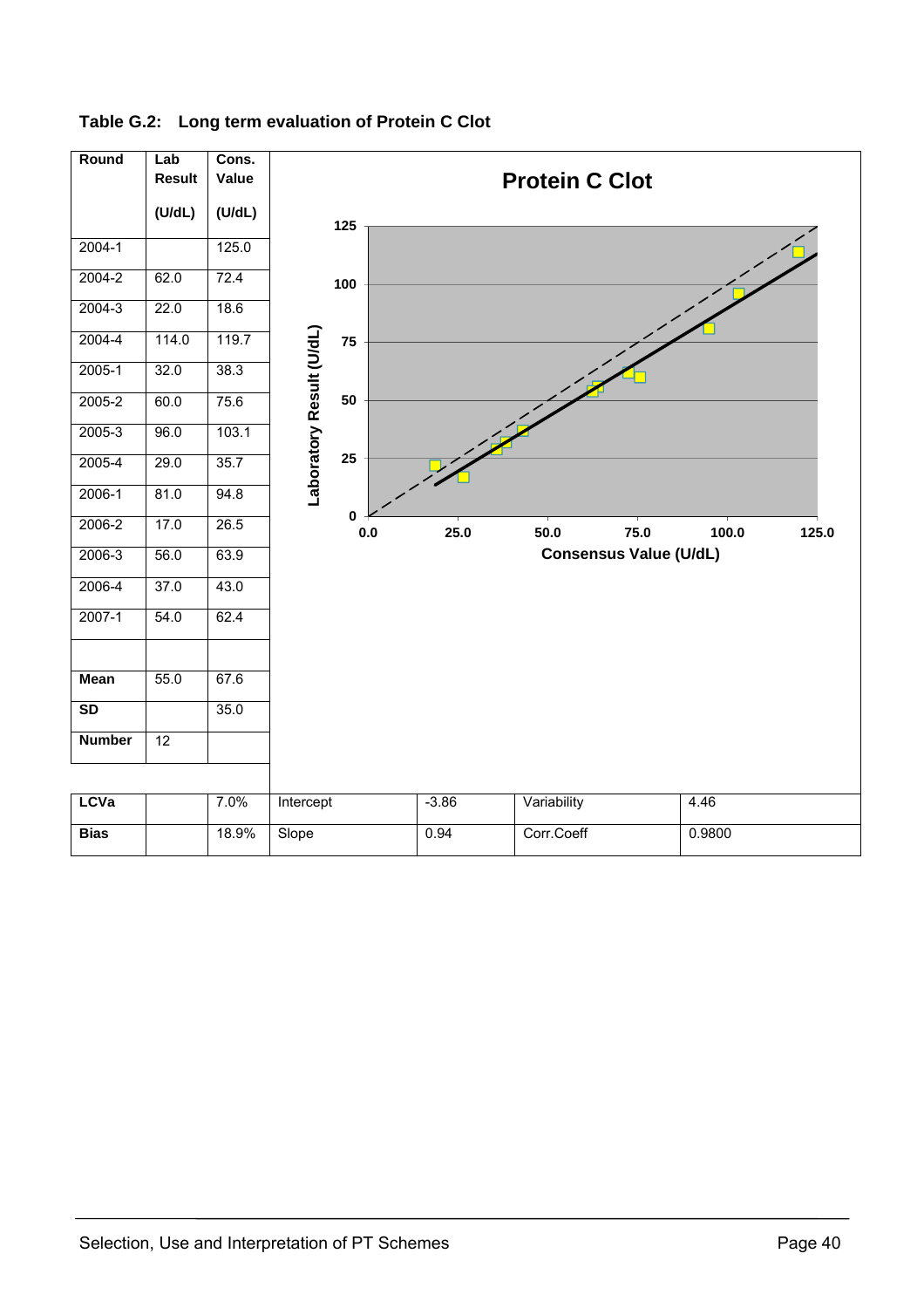**Table G.2: Long term evaluation of Protein C Clot**

| Round | Lab Result (U/dL) | Cons. Value (U/dL) |
|---|---|---|
| 2004-1 | | 125.0 |
| 2004-2 | 62.0 | 72.4 |
| 2004-3 | 22.0 | 18.6 |
| 2004-4 | 114.0 | 119.7 |
| 2005-1 | 32.0 | 38.3 |
| 2005-2 | 60.0 | 75.6 |
| 2005-3 | 96.0 | 103.1 |
| 2005-4 | 29.0 | 35.7 |
| 2006-1 | 81.0 | 94.8 |
| 2006-2 | 17.0 | 26.5 |
| 2006-3 | 56.0 | 63.9 |
| 2006-4 | 37.0 | 43.0 |
| 2007-1 | 54.0 | 62.4 |
| | | |
| **Mean** | 55.0 | 67.6 |
| **SD** | | 35.0 |
| **Number** | 12 | |

**Protein C Clot**

| | | | | | | | |
|---|---|---|---|---|---|---|---|
| **LCVa** | | 7.0% | Intercept | -3.86 | Variability | 4.46 |
| **Bias** | | 18.9% | Slope | 0.94 | Corr.Coeff | 0.9800 |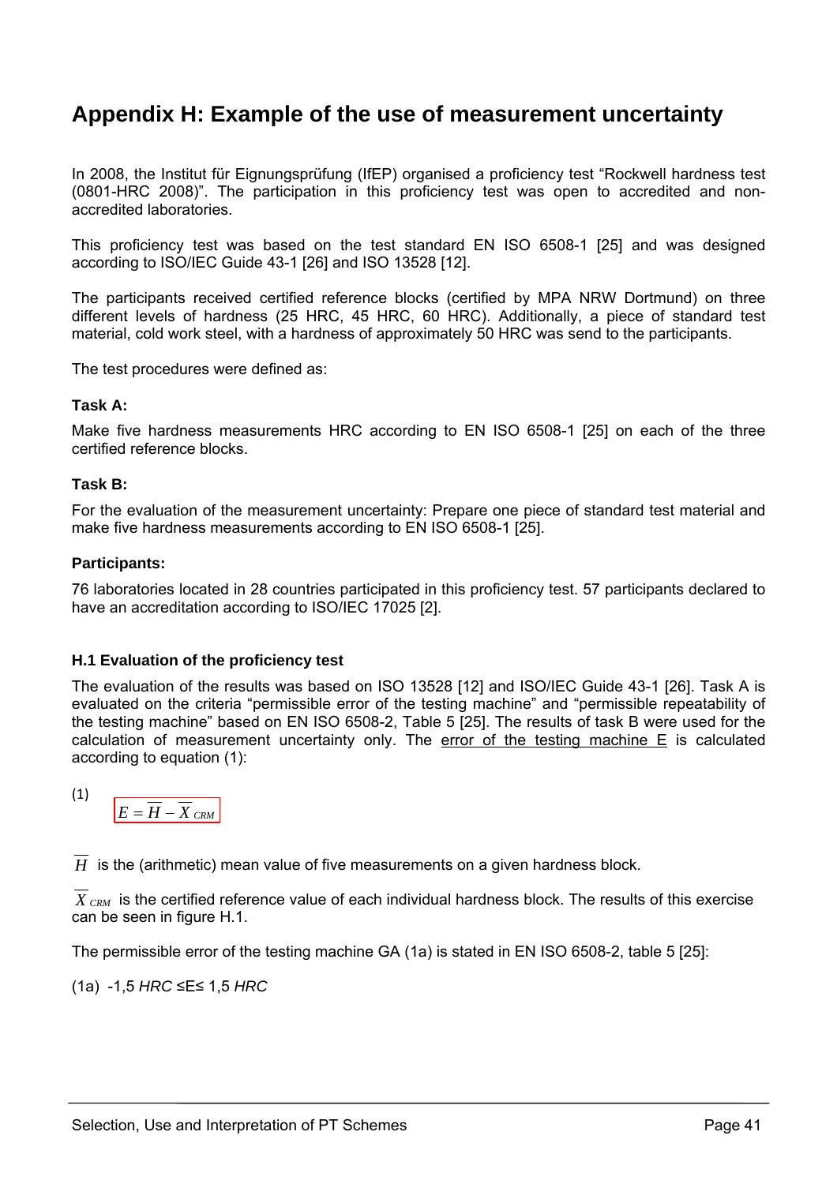# Appendix H: Example of the use of measurement uncertainty

In 2008, the Institut für Eignungsprüfung (IfEP) organised a proficiency test “Rockwell hardness test (0801-HRC 2008)”. The participation in this proficiency test was open to accredited and non-accredited laboratories.

This proficiency test was based on the test standard EN ISO 6508-1 [25] and was designed according to ISO/IEC Guide 43-1 [26] and ISO 13528 [12].

The participants received certified reference blocks (certified by MPA NRW Dortmund) on three different levels of hardness (25 HRC, 45 HRC, 60 HRC). Additionally, a piece of standard test material, cold work steel, with a hardness of approximately 50 HRC was send to the participants.

The test procedures were defined as:

**Task A:**

Make five hardness measurements HRC according to EN ISO 6508-1 [25] on each of the three certified reference blocks.

**Task B:**

For the evaluation of the measurement uncertainty: Prepare one piece of standard test material and make five hardness measurements according to EN ISO 6508-1 [25].

**Participants:**

76 laboratories located in 28 countries participated in this proficiency test. 57 participants declared to have an accreditation according to ISO/IEC 17025 [2].

### H.1 Evaluation of the proficiency test

The evaluation of the results was based on ISO 13528 [12] and ISO/IEC Guide 43-1 [26]. Task A is evaluated on the criteria “permissible error of the testing machine” and “permissible repeatability of the testing machine” based on EN ISO 6508-2, Table 5 [25]. The results of task B were used for the calculation of measurement uncertainty only. The error of the testing machine E is calculated according to equation (1):

(1)

$$E = \overline{H} - \overline{X}_{CRM}$$

$\overline{H}$ is the (arithmetic) mean value of five measurements on a given hardness block.

$\overline{X}_{CRM}$ is the certified reference value of each individual hardness block. The results of this exercise can be seen in figure H.1.

The permissible error of the testing machine GA (1a) is stated in EN ISO 6508-2, table 5 [25]:

(1a) $-1{,}5\ HRC \leq E \leq 1{,}5\ HRC$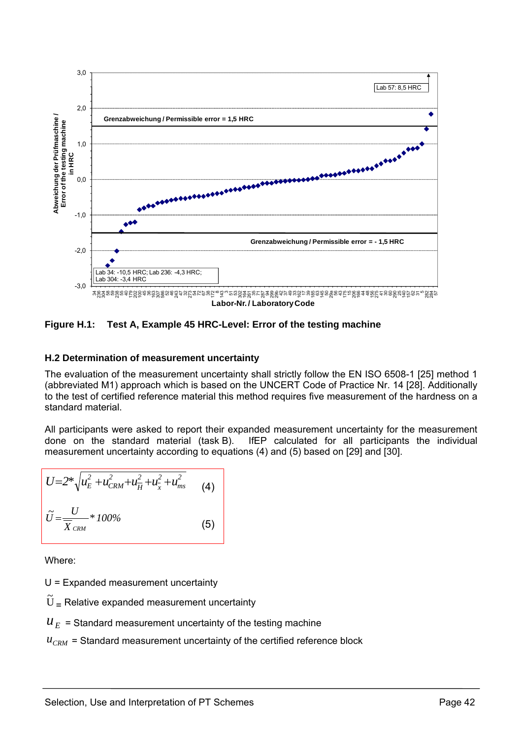Figure H.1: Test A, Example 45 HRC-Level: Error of the testing machine

### H.2 Determination of measurement uncertainty

The evaluation of the measurement uncertainty shall strictly follow the EN ISO 6508-1 [25] method 1 (abbreviated M1) approach which is based on the UNCERT Code of Practice Nr. 14 [28]. Additionally to the test of certified reference material this method requires five measurement of the hardness on a standard material.

All participants were asked to report their expanded measurement uncertainty for the measurement done on the standard material (task B). IfEP calculated for all participants the individual measurement uncertainty according to equations (4) and (5) based on [29] and [30].

$$U = 2 * \sqrt{u_E^2 + u_{CRM}^2 + u_H^2 + u_x^2 + u_{ms}^2} \qquad (4)$$

$$\tilde{U} = \frac{U}{\overline{X}_{CRM}} * 100\% \qquad (5)$$

Where:

U = Expanded measurement uncertainty

$\tilde{U}$ = Relative expanded measurement uncertainty

$u_E$ = Standard measurement uncertainty of the testing machine

$u_{CRM}$ = Standard measurement uncertainty of the certified reference block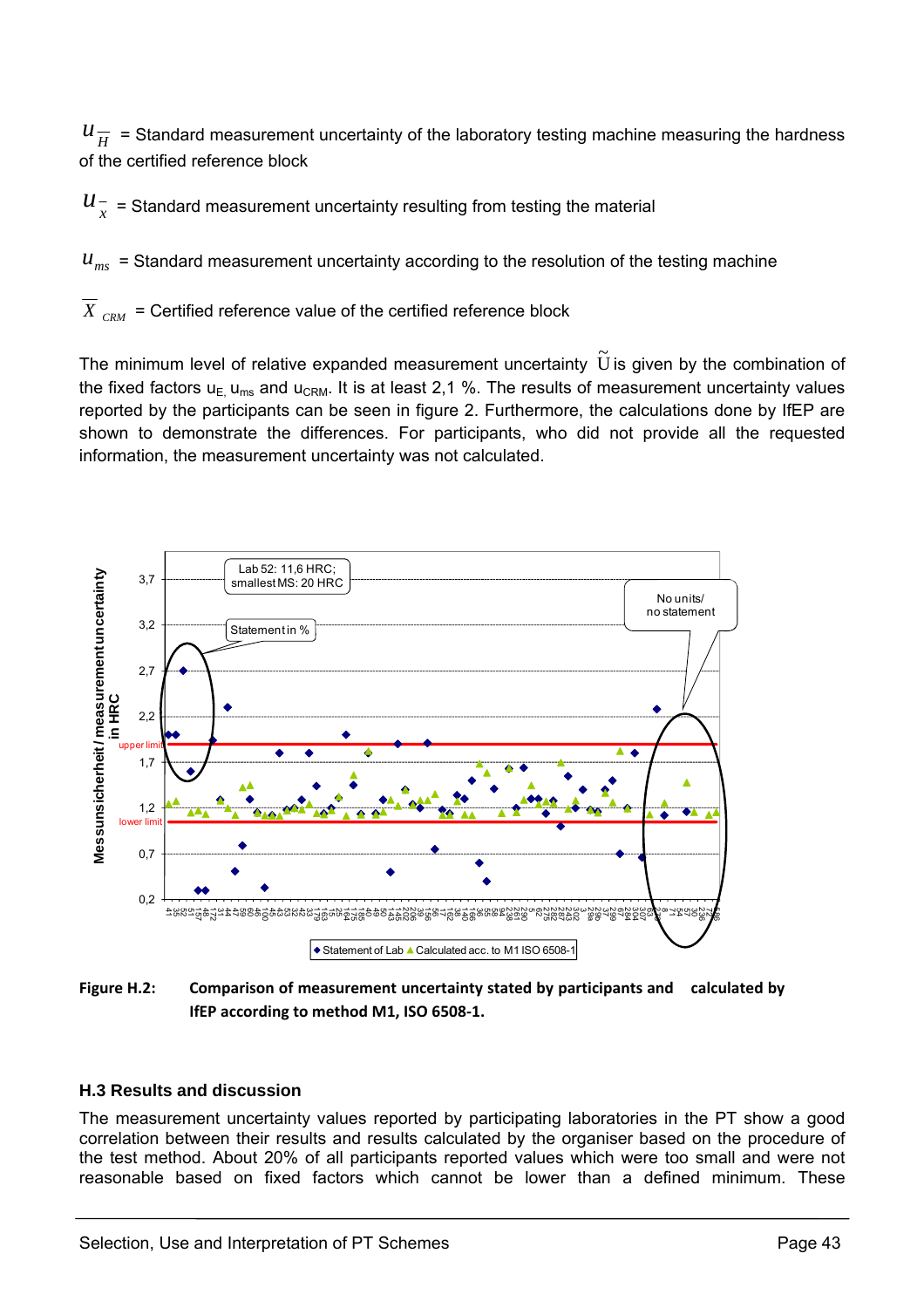$u_{\overline{H}}$ = Standard measurement uncertainty of the laboratory testing machine measuring the hardness of the certified reference block

$u_{\overline{x}}$ = Standard measurement uncertainty resulting from testing the material

$u_{ms}$ = Standard measurement uncertainty according to the resolution of the testing machine

$\overline{X}_{CRM}$ = Certified reference value of the certified reference block

The minimum level of relative expanded measurement uncertainty $\tilde{U}$ is given by the combination of the fixed factors $u_E$, $u_{ms}$ and $u_{CRM}$. It is at least 2,1 %. The results of measurement uncertainty values reported by the participants can be seen in figure 2. Furthermore, the calculations done by IfEP are shown to demonstrate the differences. For participants, who did not provide all the requested information, the measurement uncertainty was not calculated.

**Figure H.2: Comparison of measurement uncertainty stated by participants and calculated by IfEP according to method M1, ISO 6508-1.**

### H.3 Results and discussion

The measurement uncertainty values reported by participating laboratories in the PT show a good correlation between their results and results calculated by the organiser based on the procedure of the test method. About 20% of all participants reported values which were too small and were not reasonable based on fixed factors which cannot be lower than a defined minimum. These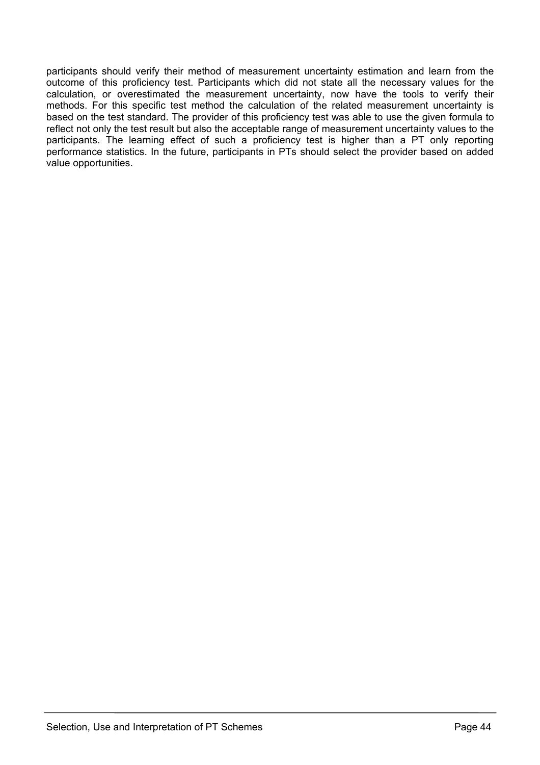participants should verify their method of measurement uncertainty estimation and learn from the outcome of this proficiency test. Participants which did not state all the necessary values for the calculation, or overestimated the measurement uncertainty, now have the tools to verify their methods. For this specific test method the calculation of the related measurement uncertainty is based on the test standard. The provider of this proficiency test was able to use the given formula to reflect not only the test result but also the acceptable range of measurement uncertainty values to the participants. The learning effect of such a proficiency test is higher than a PT only reporting performance statistics. In the future, participants in PTs should select the provider based on added value opportunities.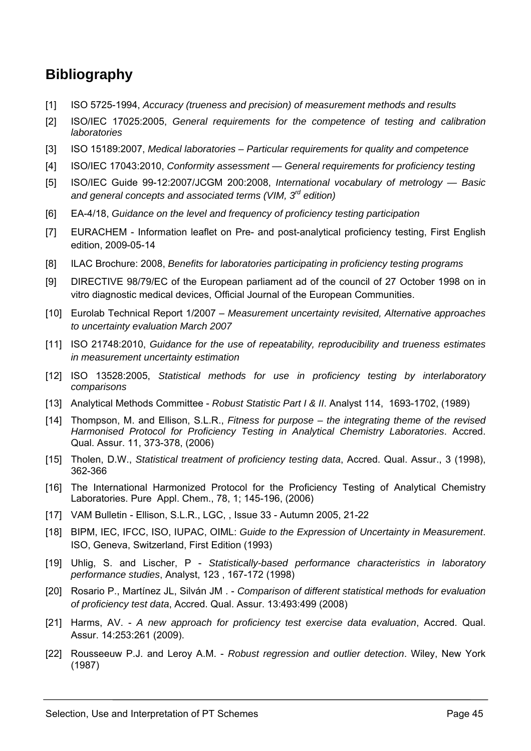## Bibliography

[1] ISO 5725-1994, *Accuracy (trueness and precision) of measurement methods and results*

[2] ISO/IEC 17025:2005, *General requirements for the competence of testing and calibration laboratories*

[3] ISO 15189:2007, *Medical laboratories – Particular requirements for quality and competence*

[4] ISO/IEC 17043:2010, *Conformity assessment — General requirements for proficiency testing*

[5] ISO/IEC Guide 99-12:2007/JCGM 200:2008, *International vocabulary of metrology — Basic and general concepts and associated terms (VIM, 3rd edition)*

[6] EA-4/18, *Guidance on the level and frequency of proficiency testing participation*

[7] EURACHEM - Information leaflet on Pre- and post-analytical proficiency testing, First English edition, 2009-05-14

[8] ILAC Brochure: 2008, *Benefits for laboratories participating in proficiency testing programs*

[9] DIRECTIVE 98/79/EC of the European parliament ad of the council of 27 October 1998 on in vitro diagnostic medical devices, Official Journal of the European Communities.

[10] Eurolab Technical Report 1/2007 – *Measurement uncertainty revisited, Alternative approaches to uncertainty evaluation March 2007*

[11] ISO 21748:2010, *Guidance for the use of repeatability, reproducibility and trueness estimates in measurement uncertainty estimation*

[12] ISO 13528:2005, *Statistical methods for use in proficiency testing by interlaboratory comparisons*

[13] Analytical Methods Committee - *Robust Statistic Part I & II*. Analyst 114, 1693-1702, (1989)

[14] Thompson, M. and Ellison, S.L.R., *Fitness for purpose – the integrating theme of the revised Harmonised Protocol for Proficiency Testing in Analytical Chemistry Laboratories*. Accred. Qual. Assur. 11, 373-378, (2006)

[15] Tholen, D.W., *Statistical treatment of proficiency testing data*, Accred. Qual. Assur., 3 (1998), 362-366

[16] The International Harmonized Protocol for the Proficiency Testing of Analytical Chemistry Laboratories. Pure Appl. Chem., 78, 1; 145-196, (2006)

[17] VAM Bulletin - Ellison, S.L.R., LGC, , Issue 33 - Autumn 2005, 21-22

[18] BIPM, IEC, IFCC, ISO, IUPAC, OIML: *Guide to the Expression of Uncertainty in Measurement*. ISO, Geneva, Switzerland, First Edition (1993)

[19] Uhlig, S. and Lischer, P - *Statistically-based performance characteristics in laboratory performance studies*, Analyst, 123 , 167-172 (1998)

[20] Rosario P., Martínez JL, Silván JM . - *Comparison of different statistical methods for evaluation of proficiency test data*, Accred. Qual. Assur. 13:493:499 (2008)

[21] Harms, AV. - *A new approach for proficiency test exercise data evaluation*, Accred. Qual. Assur. 14:253:261 (2009).

[22] Rousseeuw P.J. and Leroy A.M. - *Robust regression and outlier detection*. Wiley, New York (1987)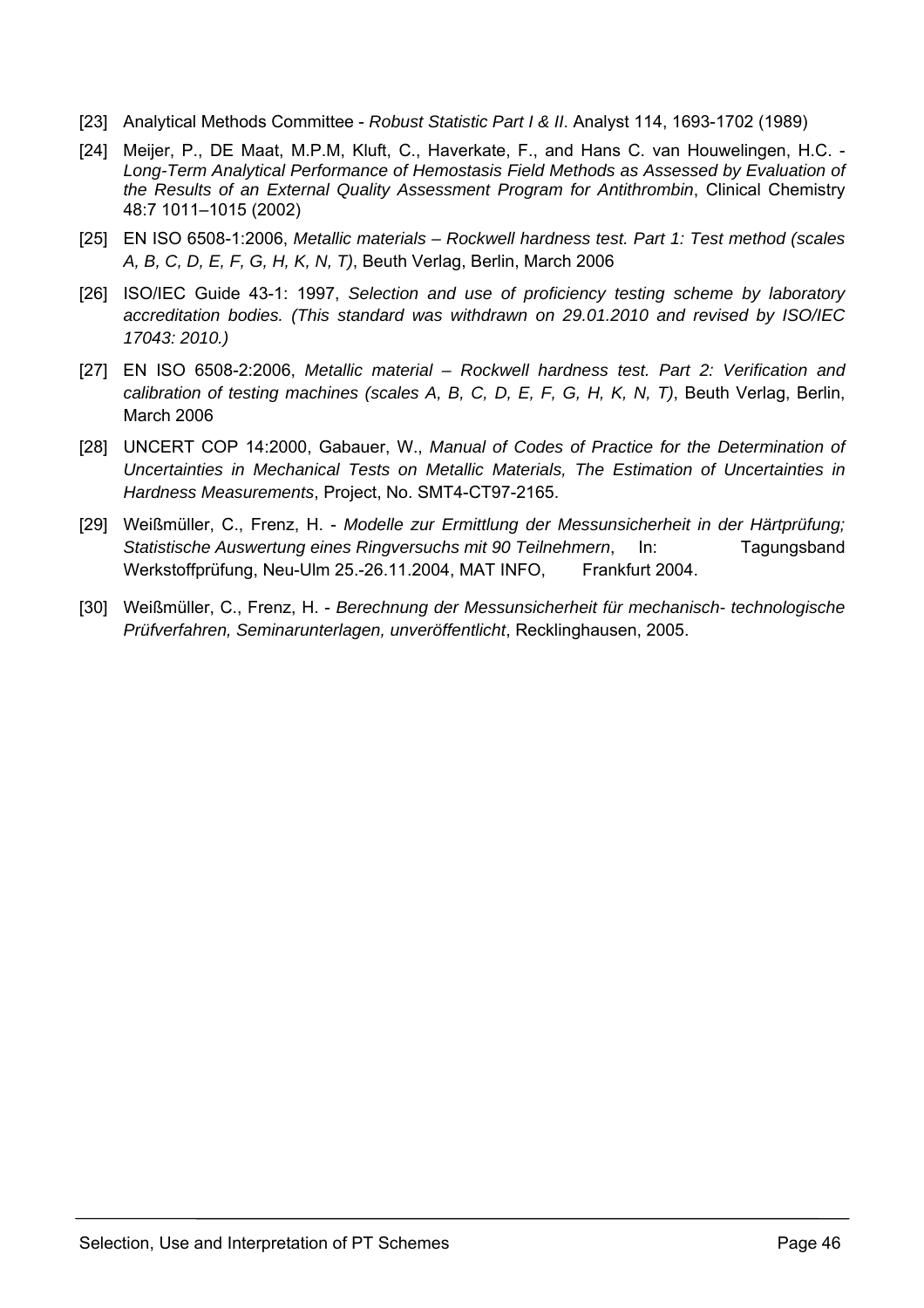[23] Analytical Methods Committee - *Robust Statistic Part I & II*. Analyst 114, 1693-1702 (1989)

[24] Meijer, P., DE Maat, M.P.M, Kluft, C., Haverkate, F., and Hans C. van Houwelingen, H.C. - *Long-Term Analytical Performance of Hemostasis Field Methods as Assessed by Evaluation of the Results of an External Quality Assessment Program for Antithrombin*, Clinical Chemistry 48:7 1011–1015 (2002)

[25] EN ISO 6508-1:2006, *Metallic materials – Rockwell hardness test. Part 1: Test method (scales A, B, C, D, E, F, G, H, K, N, T)*, Beuth Verlag, Berlin, March 2006

[26] ISO/IEC Guide 43-1: 1997, *Selection and use of proficiency testing scheme by laboratory accreditation bodies. (This standard was withdrawn on 29.01.2010 and revised by ISO/IEC 17043: 2010.)*

[27] EN ISO 6508-2:2006, *Metallic material – Rockwell hardness test. Part 2: Verification and calibration of testing machines (scales A, B, C, D, E, F, G, H, K, N, T)*, Beuth Verlag, Berlin, March 2006

[28] UNCERT COP 14:2000, Gabauer, W., *Manual of Codes of Practice for the Determination of Uncertainties in Mechanical Tests on Metallic Materials, The Estimation of Uncertainties in Hardness Measurements*, Project, No. SMT4-CT97-2165.

[29] Weißmüller, C., Frenz, H. - *Modelle zur Ermittlung der Messunsicherheit in der Härtprüfung; Statistische Auswertung eines Ringversuchs mit 90 Teilnehmern*, In: Tagungsband Werkstoffprüfung, Neu-Ulm 25.-26.11.2004, MAT INFO, Frankfurt 2004.

[30] Weißmüller, C., Frenz, H. - *Berechnung der Messunsicherheit für mechanisch- technologische Prüfverfahren, Seminarunterlagen, unveröffentlicht*, Recklinghausen, 2005.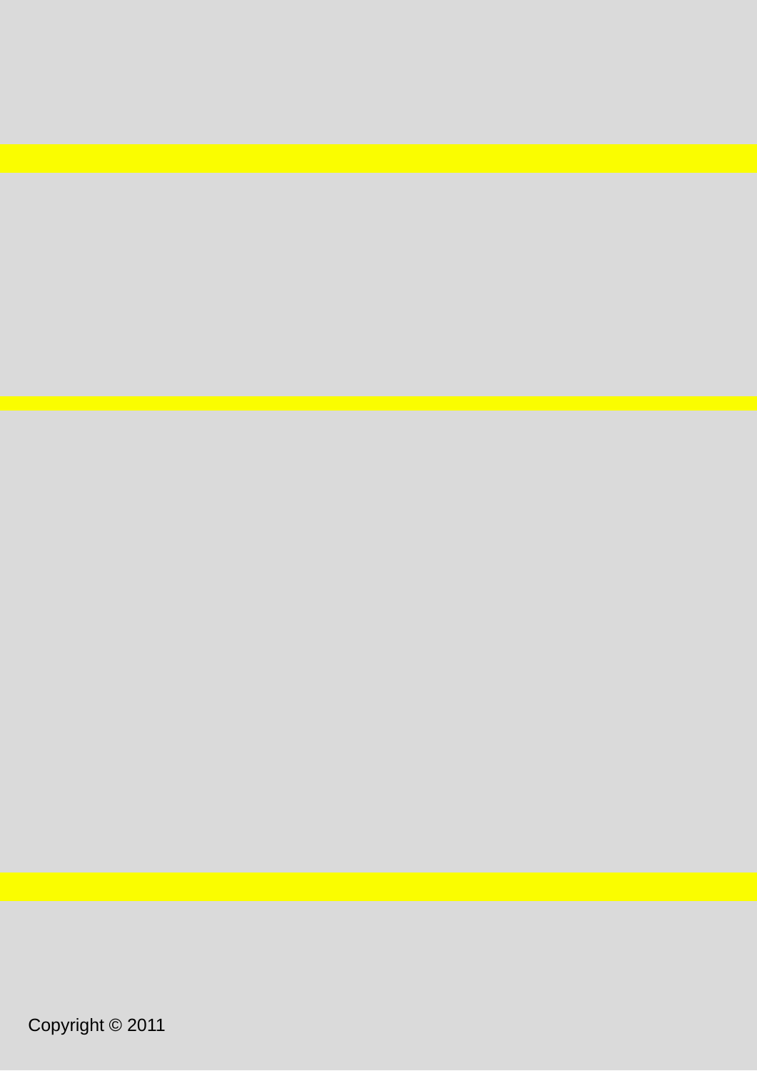Copyright © 2011